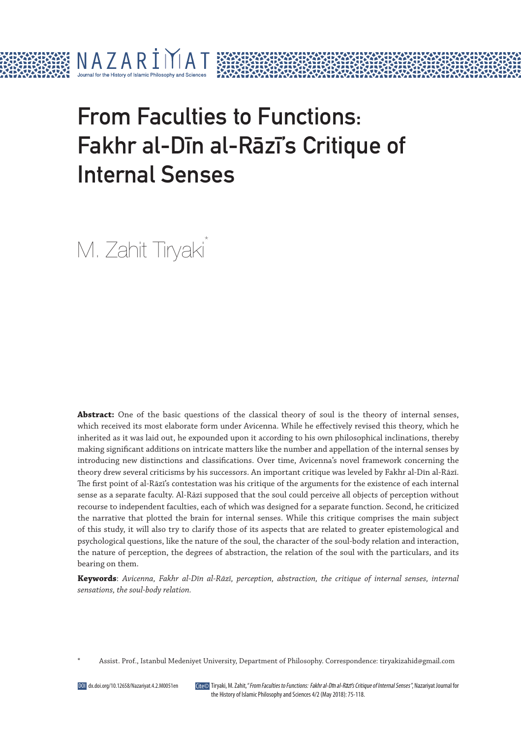# From Faculties to Functions: Fakhr al-Dīn al-Rāzī's Critique of Internal Senses

M. Zahit Tiryaki*

**Abstract:** One of the basic questions of the classical theory of soul is the theory of internal senses, which received its most elaborate form under Avicenna. While he effectively revised this theory, which he inherited as it was laid out, he expounded upon it according to his own philosophical inclinations, thereby making significant additions on intricate matters like the number and appellation of the internal senses by introducing new distinctions and classifications. Over time, Avicenna's novel framework concerning the theory drew several criticisms by his successors. An important critique was leveled by Fakhr al-Dīn al-Rāzī. The first point of al-Rāzī's contestation was his critique of the arguments for the existence of each internal sense as a separate faculty. Al-Rāzī supposed that the soul could perceive all objects of perception without recourse to independent faculties, each of which was designed for a separate function. Second, he criticized the narrative that plotted the brain for internal senses. While this critique comprises the main subject of this study, it will also try to clarify those of its aspects that are related to greater epistemological and psychological questions, like the nature of the soul, the character of the soul-body relation and interaction, the nature of perception, the degrees of abstraction, the relation of the soul with the particulars, and its bearing on them.

**Keywords**: *Avicenna, Fakhr al-Dīn al-Rāzī, perception, abstraction, the critique of internal senses, internal sensations, the soul-body relation.*

\* Assist. Prof., Istanbul Medeniyet University, Department of Philosophy. Correspondence: tiryakizahid@gmail.com

DOI dx.doi.org/10.12658/Nazariyat.4.2.M0051en

Cite© Tiryaki, M. Zahit, "*From Faculties to Functions: Fakhr al-Dīn al-Rāzī's Critique of Internal Senses*", Nazariyat Journal for the History of Islamic Philosophy and Sciences 4/2 (May 2018): 75-118.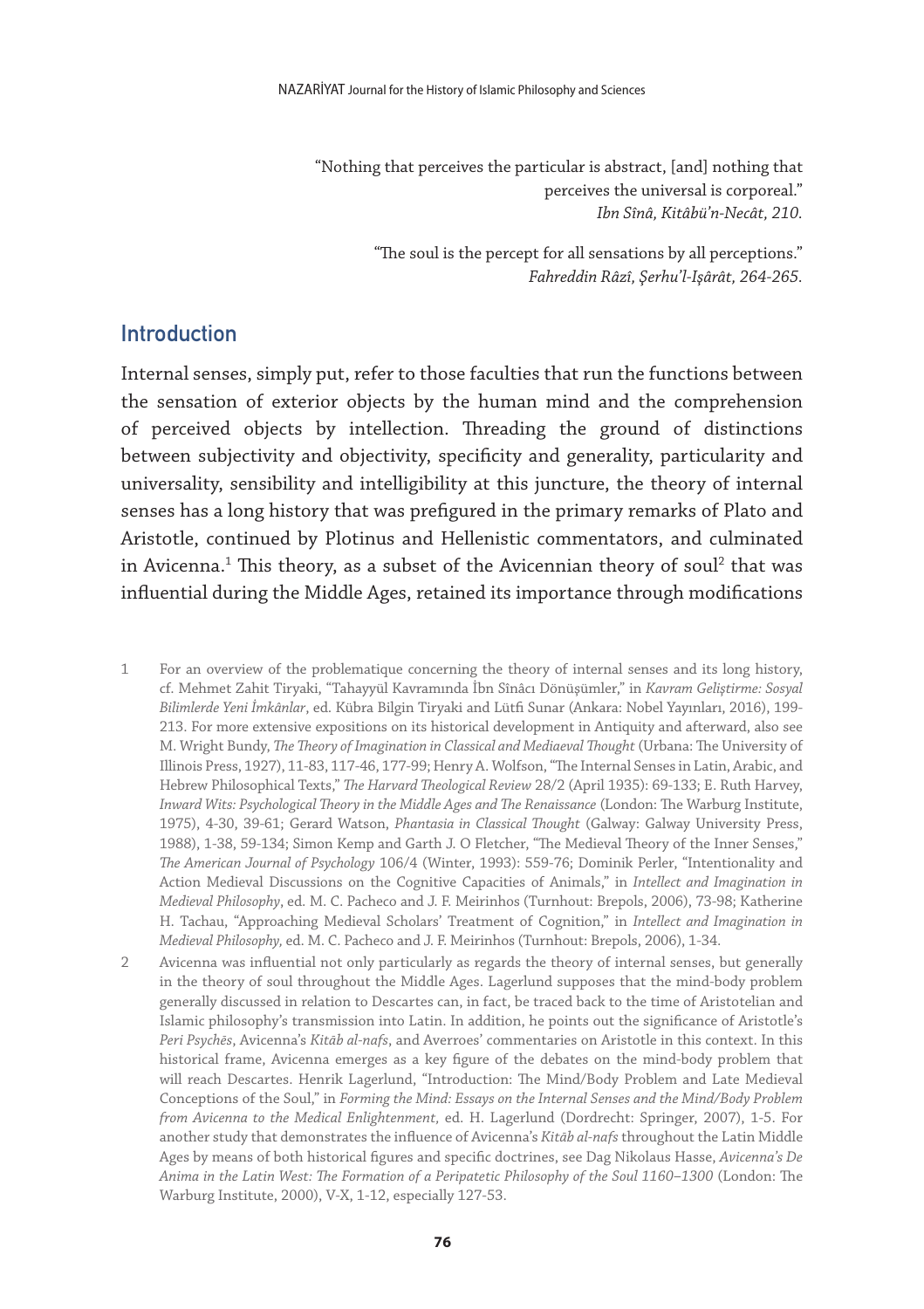> "Nothing that perceives the particular is abstract, [and] nothing that perceives the universal is corporeal."
> *Ibn Sînâ, Kitâbü'n-Necât, 210.*

> "The soul is the percept for all sensations by all perceptions."
> *Fahreddin Râzî, Şerhu'l-Işârât, 264-265.*

## Introduction

Internal senses, simply put, refer to those faculties that run the functions between the sensation of exterior objects by the human mind and the comprehension of perceived objects by intellection. Threading the ground of distinctions between subjectivity and objectivity, specificity and generality, particularity and universality, sensibility and intelligibility at this juncture, the theory of internal senses has a long history that was prefigured in the primary remarks of Plato and Aristotle, continued by Plotinus and Hellenistic commentators, and culminated in Avicenna.[1] This theory, as a subset of the Avicennian theory of soul[2] that was influential during the Middle Ages, retained its importance through modifications

1 For an overview of the problematique concerning the theory of internal senses and its long history, cf. Mehmet Zahit Tiryaki, "Tahayyül Kavramında İbn Sînâcı Dönüşümler," in *Kavram Geliştirme: Sosyal Bilimlerde Yeni İmkânlar*, ed. Kübra Bilgin Tiryaki and Lütfi Sunar (Ankara: Nobel Yayınları, 2016), 199-213. For more extensive expositions on its historical development in Antiquity and afterward, also see M. Wright Bundy, *The Theory of Imagination in Classical and Mediaeval Thought* (Urbana: The University of Illinois Press, 1927), 11-83, 117-46, 177-99; Henry A. Wolfson, "The Internal Senses in Latin, Arabic, and Hebrew Philosophical Texts," *The Harvard Theological Review* 28/2 (April 1935): 69-133; E. Ruth Harvey, *Inward Wits: Psychological Theory in the Middle Ages and The Renaissance* (London: The Warburg Institute, 1975), 4-30, 39-61; Gerard Watson, *Phantasia in Classical Thought* (Galway: Galway University Press, 1988), 1-38, 59-134; Simon Kemp and Garth J. O Fletcher, "The Medieval Theory of the Inner Senses," *The American Journal of Psychology* 106/4 (Winter, 1993): 559-76; Dominik Perler, "Intentionality and Action Medieval Discussions on the Cognitive Capacities of Animals," in *Intellect and Imagination in Medieval Philosophy*, ed. M. C. Pacheco and J. F. Meirinhos (Turnhout: Brepols, 2006), 73-98; Katherine H. Tachau, "Approaching Medieval Scholars' Treatment of Cognition," in *Intellect and Imagination in Medieval Philosophy*, ed. M. C. Pacheco and J. F. Meirinhos (Turnhout: Brepols, 2006), 1-34.

2 Avicenna was influential not only particularly as regards the theory of internal senses, but generally in the theory of soul throughout the Middle Ages. Lagerlund supposes that the mind-body problem generally discussed in relation to Descartes can, in fact, be traced back to the time of Aristotelian and Islamic philosophy's transmission into Latin. In addition, he points out the significance of Aristotle's *Peri Psychēs*, Avicenna's *Kitāb al-nafs*, and Averroes' commentaries on Aristotle in this context. In this historical frame, Avicenna emerges as a key figure of the debates on the mind-body problem that will reach Descartes. Henrik Lagerlund, "Introduction: The Mind/Body Problem and Late Medieval Conceptions of the Soul," in *Forming the Mind: Essays on the Internal Senses and the Mind/Body Problem from Avicenna to the Medical Enlightenment*, ed. H. Lagerlund (Dordrecht: Springer, 2007), 1-5. For another study that demonstrates the influence of Avicenna's *Kitāb al-nafs* throughout the Latin Middle Ages by means of both historical figures and specific doctrines, see Dag Nikolaus Hasse, *Avicenna's De Anima in the Latin West: The Formation of a Peripatetic Philosophy of the Soul 1160–1300* (London: The Warburg Institute, 2000), V-X, 1-12, especially 127-53.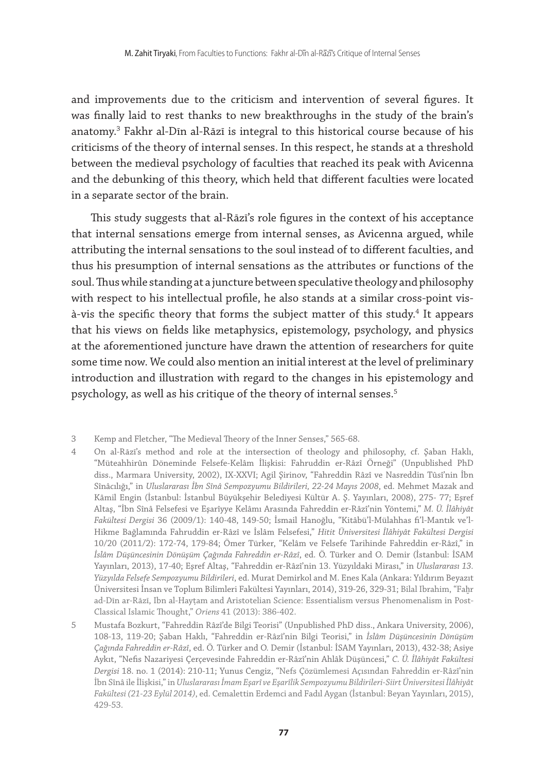and improvements due to the criticism and intervention of several figures. It was finally laid to rest thanks to new breakthroughs in the study of the brain's anatomy.[3] Fakhr al-Dīn al-Rāzī is integral to this historical course because of his criticisms of the theory of internal senses. In this respect, he stands at a threshold between the medieval psychology of faculties that reached its peak with Avicenna and the debunking of this theory, which held that different faculties were located in a separate sector of the brain.

This study suggests that al-Rāzī's role figures in the context of his acceptance that internal sensations emerge from internal senses, as Avicenna argued, while attributing the internal sensations to the soul instead of to different faculties, and thus his presumption of internal sensations as the attributes or functions of the soul. Thus while standing at a juncture between speculative theology and philosophy with respect to his intellectual profile, he also stands at a similar cross-point vis-à-vis the specific theory that forms the subject matter of this study.[4] It appears that his views on fields like metaphysics, epistemology, psychology, and physics at the aforementioned juncture have drawn the attention of researchers for quite some time now. We could also mention an initial interest at the level of preliminary introduction and illustration with regard to the changes in his epistemology and psychology, as well as his critique of the theory of internal senses.[5]

3 Kemp and Fletcher, "The Medieval Theory of the Inner Senses," 565-68.

4 On al-Rāzī's method and role at the intersection of theology and philosophy, cf. Şaban Haklı, "Müteahhirûn Döneminde Felsefe-Kelâm İlişkisi: Fahruddin er-Râzî Örneği" (Unpublished PhD diss., Marmara University, 2002), IX-XXVI; Agil Şirinov, "Fahreddin Râzî ve Nasreddin Tûsî'nin İbn Sînâcılığı," in *Uluslararası İbn Sînâ Sempozyumu Bildirileri, 22-24 Mayıs 2008*, ed. Mehmet Mazak and Kâmil Engin (İstanbul: İstanbul Büyükşehir Belediyesi Kültür A. Ş. Yayınları, 2008), 275- 77; Eşref Altaş, "İbn Sînâ Felsefesi ve Eşarîyye Kelâmı Arasında Fahreddin er-Râzî'nin Yöntemi," *M. Ü. İlâhiyât Fakültesi Dergisi* 36 (2009/1): 140-48, 149-50; İsmail Hanoğlu, "Kitâbü'l-Mülahhas fi'l-Mantık ve'l-Hikme Bağlamında Fahruddin er-Râzî ve İslâm Felsefesi," *Hitit Üniversitesi İlâhiyât Fakültesi Dergisi* 10/20 (2011/2): 172-74, 179-84; Ömer Türker, "Kelâm ve Felsefe Tarihinde Fahreddin er-Râzî," in *İslâm Düşüncesinin Dönüşüm Çağında Fahreddin er-Râzî*, ed. Ö. Türker and O. Demir (İstanbul: İSAM Yayınları, 2013), 17-40; Eşref Altaş, "Fahreddin er-Râzî'nin 13. Yüzyıldaki Mirası," in *Uluslararası 13. Yüzyılda Felsefe Sempozyumu Bildirileri*, ed. Murat Demirkol and M. Enes Kala (Ankara: Yıldırım Beyazıt Üniversitesi İnsan ve Toplum Bilimleri Fakültesi Yayınları, 2014), 319-26, 329-31; Bilal Ibrahim, "Faḫr ad-Dīn ar-Rāzī, Ibn al-Hayṯam and Aristotelian Science: Essentialism versus Phenomenalism in Post-Classical Islamic Thought," *Oriens* 41 (2013): 386-402.

5 Mustafa Bozkurt, "Fahreddin Râzî'de Bilgi Teorisi" (Unpublished PhD diss., Ankara University, 2006), 108-13, 119-20; Şaban Haklı, "Fahreddin er-Râzî'nin Bilgi Teorisi," in *İslâm Düşüncesinin Dönüşüm Çağında Fahreddin er-Râzî*, ed. Ö. Türker and O. Demir (İstanbul: İSAM Yayınları, 2013), 432-38; Asiye Aykıt, "Nefis Nazariyesi Çerçevesinde Fahreddin er-Râzî'nin Ahlâk Düşüncesi," *C. Ü. İlâhiyât Fakültesi Dergisi* 18. no. 1 (2014): 210-11; Yunus Cengiz, "Nefs Çözümlemesi Açısından Fahreddin er-Râzî'nin İbn Sînâ ile İlişkisi," in *Uluslararası İmam Eşarî ve Eşarîlik Sempozyumu Bildirileri-Siirt Üniversitesi İlâhiyât Fakültesi (21-23 Eylül 2014)*, ed. Cemalettin Erdemci and Fadıl Aygan (İstanbul: Beyan Yayınları, 2015), 429-53.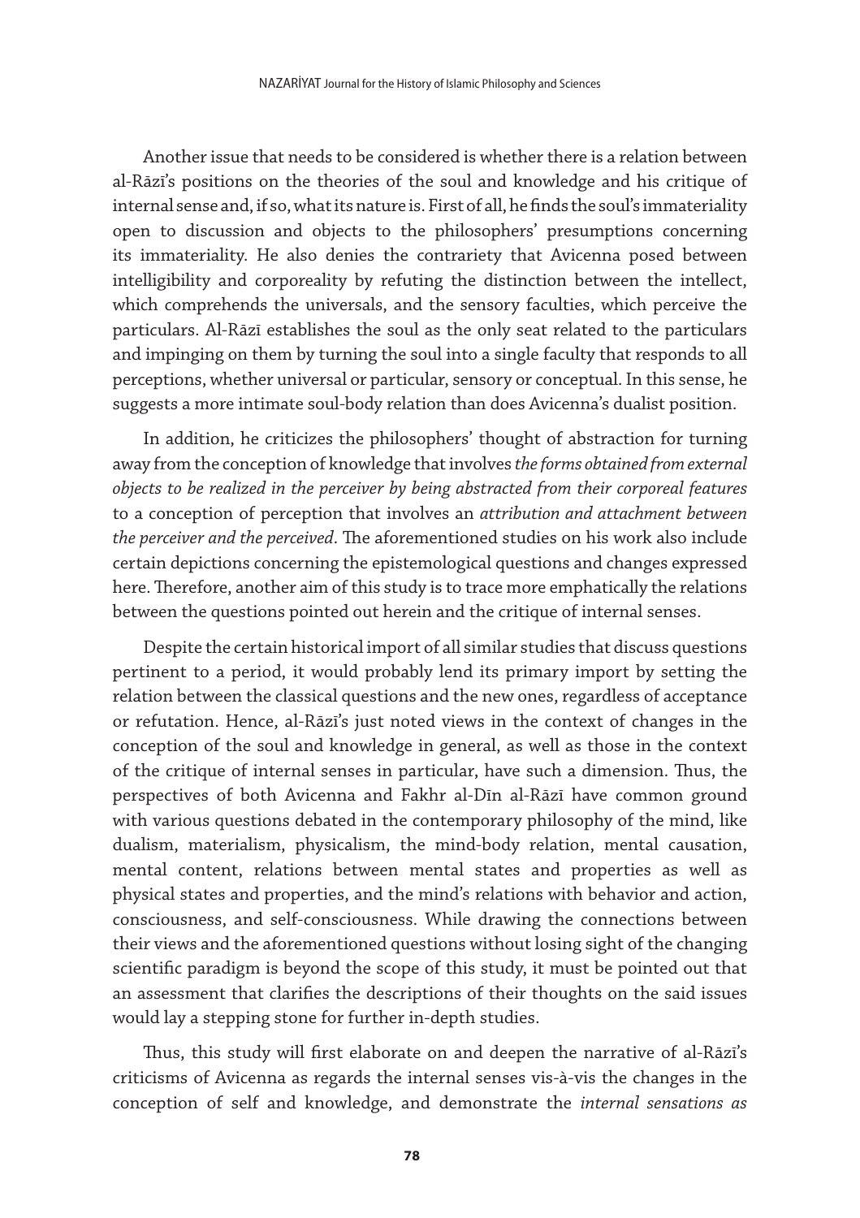Another issue that needs to be considered is whether there is a relation between al-Rāzī's positions on the theories of the soul and knowledge and his critique of internal sense and, if so, what its nature is. First of all, he finds the soul's immateriality open to discussion and objects to the philosophers' presumptions concerning its immateriality. He also denies the contrariety that Avicenna posed between intelligibility and corporeality by refuting the distinction between the intellect, which comprehends the universals, and the sensory faculties, which perceive the particulars. Al-Rāzī establishes the soul as the only seat related to the particulars and impinging on them by turning the soul into a single faculty that responds to all perceptions, whether universal or particular, sensory or conceptual. In this sense, he suggests a more intimate soul-body relation than does Avicenna's dualist position.

In addition, he criticizes the philosophers' thought of abstraction for turning away from the conception of knowledge that involves *the forms obtained from external objects to be realized in the perceiver by being abstracted from their corporeal features* to a conception of perception that involves an *attribution and attachment between the perceiver and the perceived*. The aforementioned studies on his work also include certain depictions concerning the epistemological questions and changes expressed here. Therefore, another aim of this study is to trace more emphatically the relations between the questions pointed out herein and the critique of internal senses.

Despite the certain historical import of all similar studies that discuss questions pertinent to a period, it would probably lend its primary import by setting the relation between the classical questions and the new ones, regardless of acceptance or refutation. Hence, al-Rāzī's just noted views in the context of changes in the conception of the soul and knowledge in general, as well as those in the context of the critique of internal senses in particular, have such a dimension. Thus, the perspectives of both Avicenna and Fakhr al-Dīn al-Rāzī have common ground with various questions debated in the contemporary philosophy of the mind, like dualism, materialism, physicalism, the mind-body relation, mental causation, mental content, relations between mental states and properties as well as physical states and properties, and the mind's relations with behavior and action, consciousness, and self-consciousness. While drawing the connections between their views and the aforementioned questions without losing sight of the changing scientific paradigm is beyond the scope of this study, it must be pointed out that an assessment that clarifies the descriptions of their thoughts on the said issues would lay a stepping stone for further in-depth studies.

Thus, this study will first elaborate on and deepen the narrative of al-Rāzī's criticisms of Avicenna as regards the internal senses vis-à-vis the changes in the conception of self and knowledge, and demonstrate the *internal sensations as*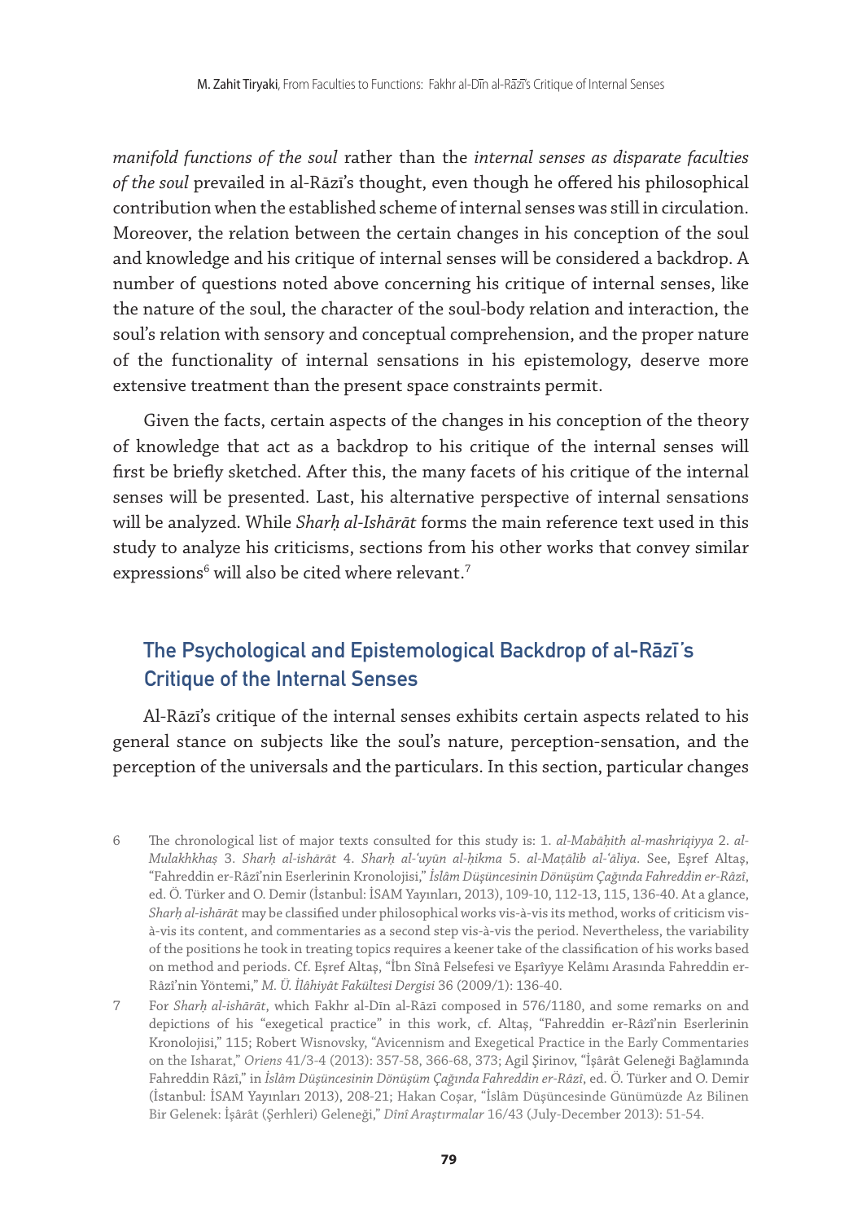*manifold functions of the soul* rather than the *internal senses as disparate faculties of the soul* prevailed in al-Rāzī's thought, even though he offered his philosophical contribution when the established scheme of internal senses was still in circulation. Moreover, the relation between the certain changes in his conception of the soul and knowledge and his critique of internal senses will be considered a backdrop. A number of questions noted above concerning his critique of internal senses, like the nature of the soul, the character of the soul-body relation and interaction, the soul's relation with sensory and conceptual comprehension, and the proper nature of the functionality of internal sensations in his epistemology, deserve more extensive treatment than the present space constraints permit.

Given the facts, certain aspects of the changes in his conception of the theory of knowledge that act as a backdrop to his critique of the internal senses will first be briefly sketched. After this, the many facets of his critique of the internal senses will be presented. Last, his alternative perspective of internal sensations will be analyzed. While *Sharḥ al-Ishārāt* forms the main reference text used in this study to analyze his criticisms, sections from his other works that convey similar expressions[6] will also be cited where relevant.[7]

## The Psychological and Epistemological Backdrop of al-Rāzī's Critique of the Internal Senses

Al-Rāzī's critique of the internal senses exhibits certain aspects related to his general stance on subjects like the soul's nature, perception-sensation, and the perception of the universals and the particulars. In this section, particular changes

---

6 The chronological list of major texts consulted for this study is: 1. *al-Mabāḥith al-mashriqiyya* 2. *al-Mulakhkhaṣ* 3. *Sharḥ al-ishārāt* 4. *Sharḥ al-'uyūn al-ḥikma* 5. *al-Maṭālib al-'āliya*. See, Eşref Altaş, "Fahreddin er-Râzî'nin Eserlerinin Kronolojisi," *İslâm Düşüncesinin Dönüşüm Çağında Fahreddin er-Râzî*, ed. Ö. Türker and O. Demir (İstanbul: İSAM Yayınları, 2013), 109-10, 112-13, 115, 136-40. At a glance, *Sharḥ al-ishārāt* may be classified under philosophical works vis-à-vis its method, works of criticism vis-à-vis its content, and commentaries as a second step vis-à-vis the period. Nevertheless, the variability of the positions he took in treating topics requires a keener take of the classification of his works based on method and periods. Cf. Eşref Altaş, "İbn Sînâ Felsefesi ve Eşarîyye Kelâmı Arasında Fahreddin er-Râzî'nin Yöntemi," *M. Ü. İlâhiyât Fakültesi Dergisi* 36 (2009/1): 136-40.

7 For *Sharḥ al-ishārāt*, which Fakhr al-Dīn al-Rāzī composed in 576/1180, and some remarks on and depictions of his "exegetical practice" in this work, cf. Altaş, "Fahreddin er-Râzî'nin Eserlerinin Kronolojisi," 115; Robert Wisnovsky, "Avicennism and Exegetical Practice in the Early Commentaries on the Isharat," *Oriens* 41/3-4 (2013): 357-58, 366-68, 373; Agil Şirinov, "İşârât Geleneği Bağlamında Fahreddin Râzî," in *İslâm Düşüncesinin Dönüşüm Çağında Fahreddin er-Râzî*, ed. Ö. Türker and O. Demir (İstanbul: İSAM Yayınları 2013), 208-21; Hakan Coşar, "İslâm Düşüncesinde Günümüzde Az Bilinen Bir Gelenek: İşârât (Şerhleri) Geleneği," *Dînî Araştırmalar* 16/43 (July-December 2013): 51-54.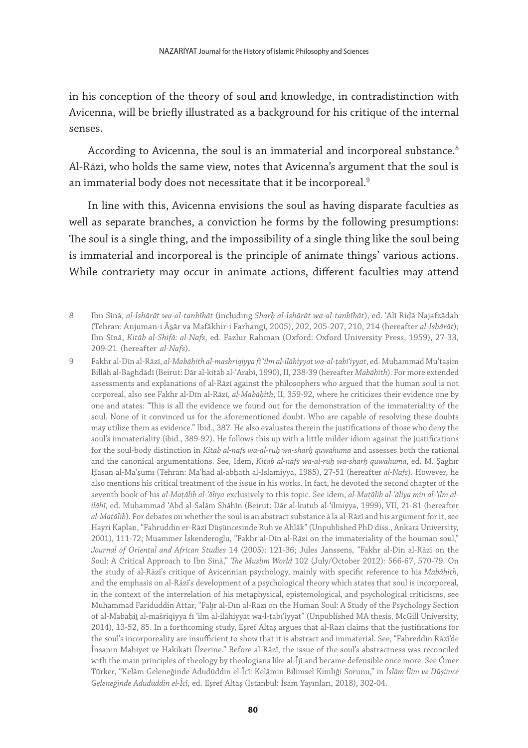in his conception of the theory of soul and knowledge, in contradistinction with Avicenna, will be briefly illustrated as a background for his critique of the internal senses.

According to Avicenna, the soul is an immaterial and incorporeal substance.[8] Al-Rāzī, who holds the same view, notes that Avicenna's argument that the soul is an immaterial body does not necessitate that it be incorporeal.[9]

In line with this, Avicenna envisions the soul as having disparate faculties as well as separate branches, a conviction he forms by the following presumptions: The soul is a single thing, and the impossibility of a single thing like the soul being is immaterial and incorporeal is the principle of animate things' various actions. While contrariety may occur in animate actions, different faculties may attend

8 Ibn Sīnā, *al-Ishārāt wa-al-tanbīhāt* (including *Sharḥ al-Ishārāt wa-al-tanbīhāt*), ed. ʿAlī Riḍā Najafzādah (Tehran: Anjuman-i Ās̱ār va Mafākhir-i Farhangī, 2005), 202, 205-207, 210, 214 (hereafter *al-Ishārāt*); Ibn Sīnā, *Kitāb al-Shifā: al-Nafs*, ed. Fazlur Rahman (Oxford: Oxford University Press, 1959), 27-33, 209-21 (hereafter *al-Nafs*).

9 Fakhr al-Dīn al-Rāzī, *al-Mabāḥith al-mashriqiyya fī ʿilm al-ilāhiyyat wa-al-ṭabīʿiyyat*, ed. Muḥammad Muʿtaṣim Billāh al-Baghdādī (Beirut: Dār al-kitāb al-ʿArabī, 1990), II, 238-39 (hereafter *Mabāhith*). For more extended assessments and explanations of al-Rāzī against the philosophers who argued that the human soul is not corporeal, also see Fakhr al-Dīn al-Rāzī, *al-Mabāḥith*, II, 359-92, where he criticizes their evidence one by one and states: "This is all the evidence we found out for the demonstration of the immateriality of the soul. None of it convinced us for the aforementioned doubt. Who are capable of resolving these doubts may utilize them as evidence." Ibid., 387. He also evaluates therein the justifications of those who deny the soul's immateriality (ibid., 389-92). He follows this up with a little milder idiom against the justifications for the soul-body distinction in *Kitāb al-nafs wa-al-rūḥ wa-sharḥ quwāhumā* and assesses both the rational and the canonical argumentations. See, Idem, *Kitāb al-nafs wa-al-rūḥ wa-sharḥ quwāhumā*, ed. M. Ṣaghīr Ḥasan al-Maʿṣūmī (Tehran: Maʿhad al-abḥāth al-Islāmiyya, 1985), 27-51 (hereafter *al-Nafs*). However, he also mentions his critical treatment of the issue in his works. In fact, he devoted the second chapter of the seventh book of his *al-Maṭālib al-ʿāliya* exclusively to this topic. See idem, *al-Maṭālib al-ʿāliya min al-ʿilm al-ilāhī*, ed. Muḥammad ʿAbd al-Salām Shāhīn (Beirut: Dār al-kutub al-ʿilmiyya, 1999), VII, 21-81 (hereafter *al-Maṭālib*). For debates on whether the soul is an abstract substance à la al-Rāzī and his argument for it, see Hayri Kaplan, "Fahruddin er-Râzî Düşüncesinde Ruh ve Ahlâk" (Unpublished PhD diss., Ankara University, 2001), 111-72; Muammer İskenderoglu, "Fakhr al-Dīn al-Rāzi on the immateriality of the houman soul," *Journal of Oriental and African Studies* 14 (2005): 121-36; Jules Janssens, "Fakhr al-Dīn al-Rāzī on the Soul: A Critical Approach to Ibn Sīnā," *The Muslim World* 102 (July/October 2012): 566-67, 570-79. On the study of al-Rāzī's critique of Avicennian psychology, mainly with specific reference to his *Mabāḥith*, and the emphasis on al-Rāzī's development of a psychological theory which states that soul is incorporeal, in the context of the interrelation of his metaphysical, epistemological, and psychological criticisms, see Muhammad Fariduddin Attar, "Faḫr al-Dīn al-Rāzī on the Human Soul: A Study of the Psychology Section of al-Mabāḥiṯ al-mašriqiyya fī ʿilm al-ilāhiyyāt wa-l-ṭabīʿiyyāt" (Unpublished MA thesis, McGill University, 2014), 13-52, 85. In a forthcoming study, Eşref Altaş argues that al-Rāzī claims that the justifications for the soul's incorporeality are insufficient to show that it is abstract and immaterial. See, "Fahreddin Râzî'de İnsanın Mahiyet ve Hakikati Üzerine." Before al-Rāzī, the issue of the soul's abstractness was reconciled with the main principles of theology by theologians like al-Ījī and became defensible once more. See Ömer Türker, "Kelâm Geleneğinde Adudüddin el-Îcî: Kelâmın Bilimsel Kimliği Sorunu," in *İslâm İlim ve Düşünce Geleneğinde Adudüddin el-Îcî*, ed. Eşref Altaş (İstanbul: İsam Yayınları, 2018), 302-04.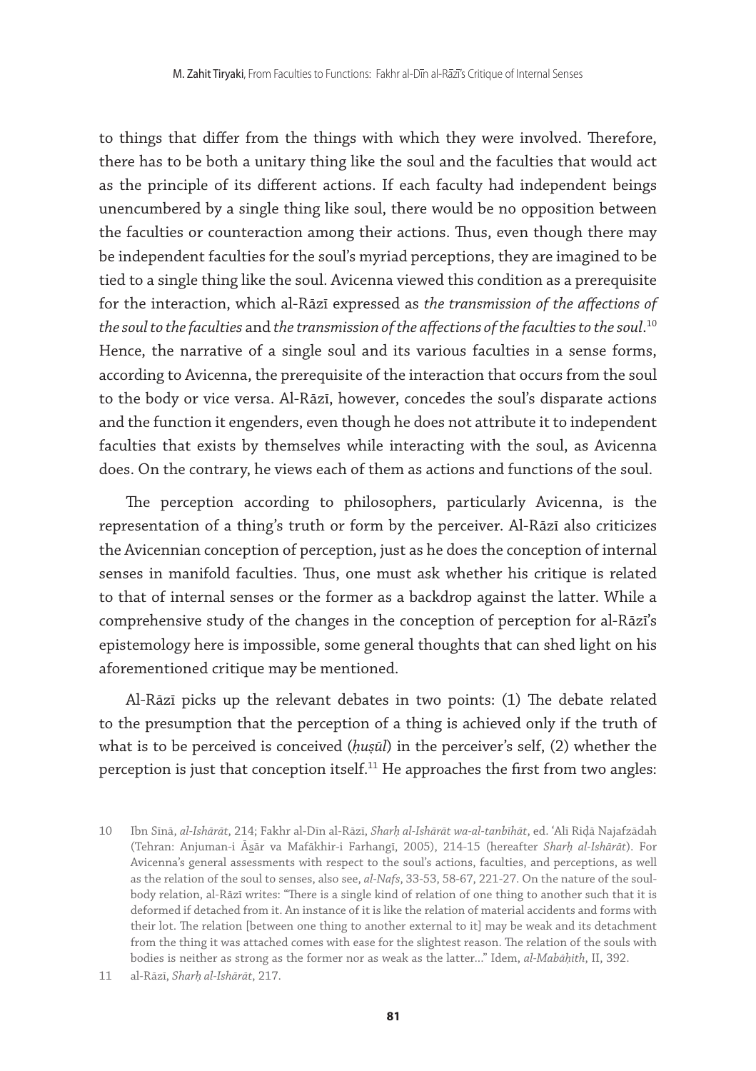to things that differ from the things with which they were involved. Therefore, there has to be both a unitary thing like the soul and the faculties that would act as the principle of its different actions. If each faculty had independent beings unencumbered by a single thing like soul, there would be no opposition between the faculties or counteraction among their actions. Thus, even though there may be independent faculties for the soul's myriad perceptions, they are imagined to be tied to a single thing like the soul. Avicenna viewed this condition as a prerequisite for the interaction, which al-Rāzī expressed as *the transmission of the affections of the soul to the faculties* and *the transmission of the affections of the faculties to the soul*.[10] Hence, the narrative of a single soul and its various faculties in a sense forms, according to Avicenna, the prerequisite of the interaction that occurs from the soul to the body or vice versa. Al-Rāzī, however, concedes the soul's disparate actions and the function it engenders, even though he does not attribute it to independent faculties that exists by themselves while interacting with the soul, as Avicenna does. On the contrary, he views each of them as actions and functions of the soul.

The perception according to philosophers, particularly Avicenna, is the representation of a thing's truth or form by the perceiver. Al-Rāzī also criticizes the Avicennian conception of perception, just as he does the conception of internal senses in manifold faculties. Thus, one must ask whether his critique is related to that of internal senses or the former as a backdrop against the latter. While a comprehensive study of the changes in the conception of perception for al-Rāzī's epistemology here is impossible, some general thoughts that can shed light on his aforementioned critique may be mentioned.

Al-Rāzī picks up the relevant debates in two points: (1) The debate related to the presumption that the perception of a thing is achieved only if the truth of what is to be perceived is conceived (*ḥuṣūl*) in the perceiver's self, (2) whether the perception is just that conception itself.[11] He approaches the first from two angles:

10 Ibn Sīnā, *al-Ishārāt*, 214; Fakhr al-Dīn al-Rāzī, *Sharḥ al-Ishārāt wa-al-tanbīhāt*, ed. ʿAlī Riḍā Najafzādah (Tehran: Anjuman-i Ās̱ār va Mafākhir-i Farhangī, 2005), 214-15 (hereafter *Sharḥ al-Ishārāt*). For Avicenna's general assessments with respect to the soul's actions, faculties, and perceptions, as well as the relation of the soul to senses, also see, *al-Nafs*, 33-53, 58-67, 221-27. On the nature of the soul-body relation, al-Rāzī writes: "There is a single kind of relation of one thing to another such that it is deformed if detached from it. An instance of it is like the relation of material accidents and forms with their lot. The relation [between one thing to another external to it] may be weak and its detachment from the thing it was attached comes with ease for the slightest reason. The relation of the souls with bodies is neither as strong as the former nor as weak as the latter…" Idem, *al-Mabāḥith*, II, 392.

11 al-Rāzī, *Sharḥ al-Ishārāt*, 217.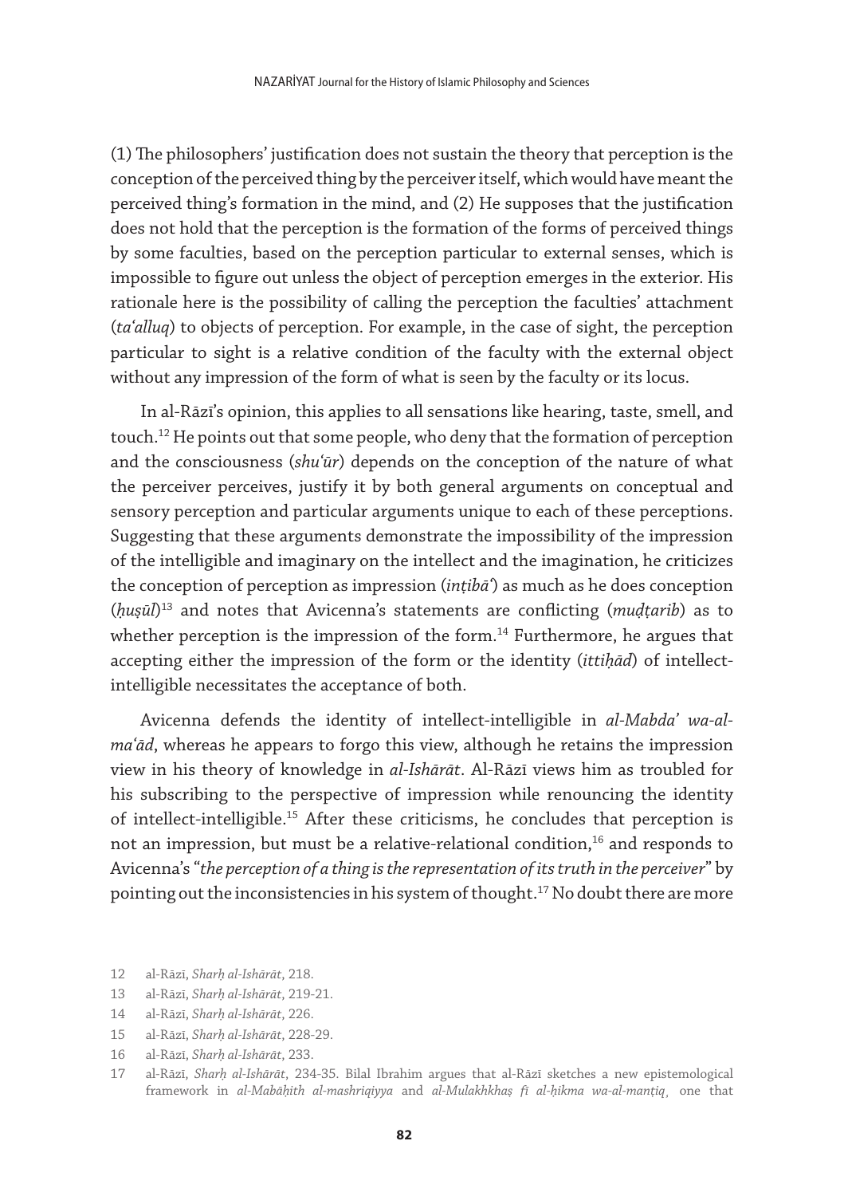(1) The philosophers' justification does not sustain the theory that perception is the conception of the perceived thing by the perceiver itself, which would have meant the perceived thing's formation in the mind, and (2) He supposes that the justification does not hold that the perception is the formation of the forms of perceived things by some faculties, based on the perception particular to external senses, which is impossible to figure out unless the object of perception emerges in the exterior. His rationale here is the possibility of calling the perception the faculties' attachment (*taʿalluq*) to objects of perception. For example, in the case of sight, the perception particular to sight is a relative condition of the faculty with the external object without any impression of the form of what is seen by the faculty or its locus.

In al-Rāzī's opinion, this applies to all sensations like hearing, taste, smell, and touch.[12] He points out that some people, who deny that the formation of perception and the consciousness (*shuʿūr*) depends on the conception of the nature of what the perceiver perceives, justify it by both general arguments on conceptual and sensory perception and particular arguments unique to each of these perceptions. Suggesting that these arguments demonstrate the impossibility of the impression of the intelligible and imaginary on the intellect and the imagination, he criticizes the conception of perception as impression (*inṭibāʿ*) as much as he does conception (*ḥuṣūl*)[13] and notes that Avicenna's statements are conflicting (*muḍṭarib*) as to whether perception is the impression of the form.[14] Furthermore, he argues that accepting either the impression of the form or the identity (*ittiḥād*) of intellect-intelligible necessitates the acceptance of both.

Avicenna defends the identity of intellect-intelligible in *al-Mabdaʾ wa-al-maʿād*, whereas he appears to forgo this view, although he retains the impression view in his theory of knowledge in *al-Ishārāt*. Al-Rāzī views him as troubled for his subscribing to the perspective of impression while renouncing the identity of intellect-intelligible.[15] After these criticisms, he concludes that perception is not an impression, but must be a relative-relational condition,[16] and responds to Avicenna's "*the perception of a thing is the representation of its truth in the perceiver*" by pointing out the inconsistencies in his system of thought.[17] No doubt there are more

12 al-Rāzī, *Sharḥ al-Ishārāt*, 218.

13 al-Rāzī, *Sharḥ al-Ishārāt*, 219-21.

14 al-Rāzī, *Sharḥ al-Ishārāt*, 226.

15 al-Rāzī, *Sharḥ al-Ishārāt*, 228-29.

16 al-Rāzī, *Sharḥ al-Ishārāt*, 233.

17 al-Rāzī, *Sharḥ al-Ishārāt*, 234-35. Bilal Ibrahim argues that al-Rāzī sketches a new epistemological framework in *al-Mabāḥith al-mashriqiyya* and *al-Mulakhkhaṣ fī al-ḥikma wa-al-manṭiq*, one that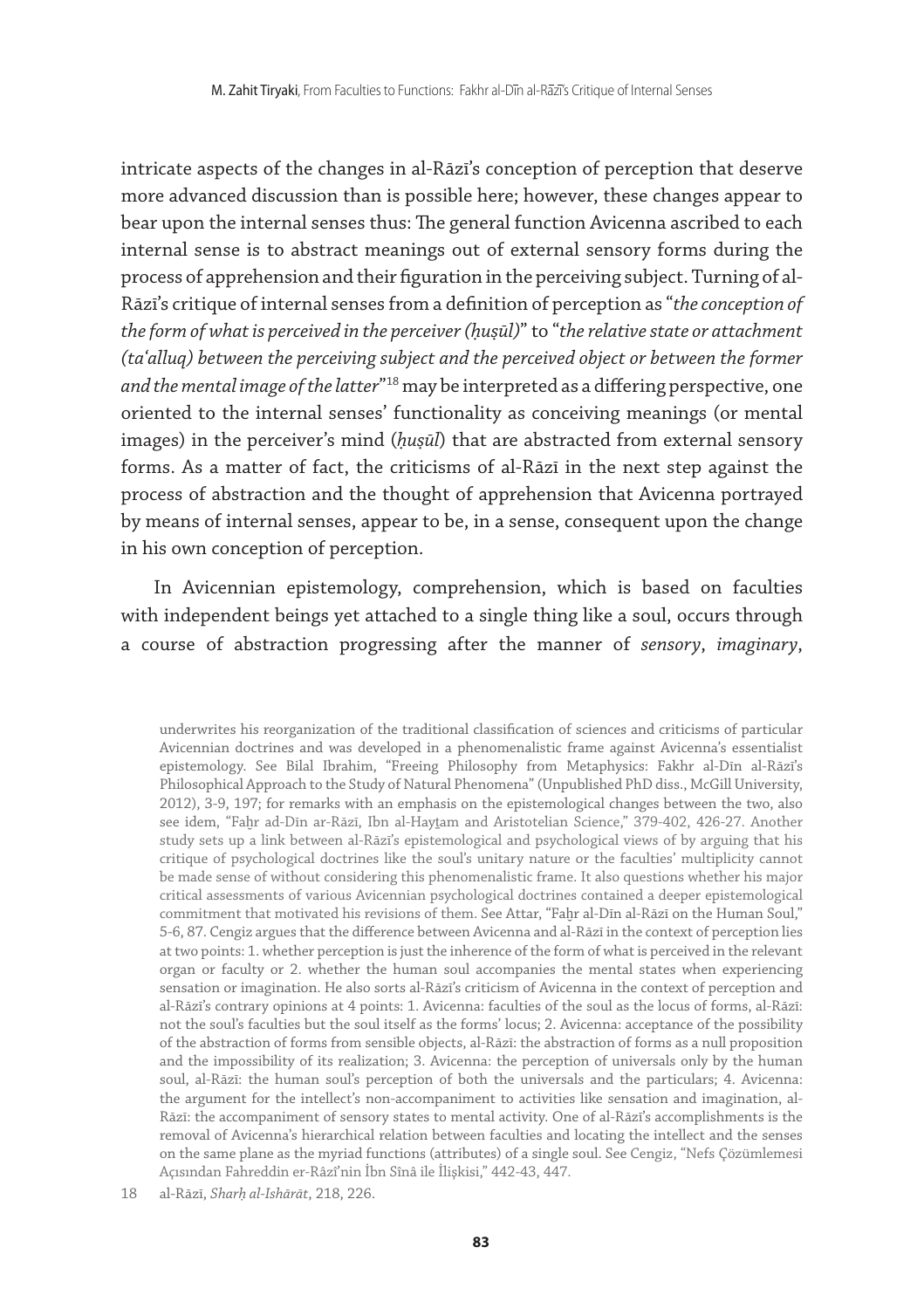intricate aspects of the changes in al-Rāzī's conception of perception that deserve more advanced discussion than is possible here; however, these changes appear to bear upon the internal senses thus: The general function Avicenna ascribed to each internal sense is to abstract meanings out of external sensory forms during the process of apprehension and their figuration in the perceiving subject. Turning of al-Rāzī's critique of internal senses from a definition of perception as "*the conception of the form of what is perceived in the perceiver (ḥuṣūl)*" to "*the relative state or attachment (taʿalluq) between the perceiving subject and the perceived object or between the former and the mental image of the latter*"[18] may be interpreted as a differing perspective, one oriented to the internal senses' functionality as conceiving meanings (or mental images) in the perceiver's mind (*ḥuṣūl*) that are abstracted from external sensory forms. As a matter of fact, the criticisms of al-Rāzī in the next step against the process of abstraction and the thought of apprehension that Avicenna portrayed by means of internal senses, appear to be, in a sense, consequent upon the change in his own conception of perception.

In Avicennian epistemology, comprehension, which is based on faculties with independent beings yet attached to a single thing like a soul, occurs through a course of abstraction progressing after the manner of *sensory*, *imaginary*,

underwrites his reorganization of the traditional classification of sciences and criticisms of particular Avicennian doctrines and was developed in a phenomenalistic frame against Avicenna's essentialist epistemology. See Bilal Ibrahim, "Freeing Philosophy from Metaphysics: Fakhr al-Dīn al-Rāzī's Philosophical Approach to the Study of Natural Phenomena" (Unpublished PhD diss., McGill University, 2012), 3-9, 197; for remarks with an emphasis on the epistemological changes between the two, also see idem, "Faḫr ad-Dīn ar-Rāzī, Ibn al-Hayṯam and Aristotelian Science," 379-402, 426-27. Another study sets up a link between al-Rāzī's epistemological and psychological views of by arguing that his critique of psychological doctrines like the soul's unitary nature or the faculties' multiplicity cannot be made sense of without considering this phenomenalistic frame. It also questions whether his major critical assessments of various Avicennian psychological doctrines contained a deeper epistemological commitment that motivated his revisions of them. See Attar, "Faḫr al-Dīn al-Rāzī on the Human Soul," 5-6, 87. Cengiz argues that the difference between Avicenna and al-Rāzī in the context of perception lies at two points: 1. whether perception is just the inherence of the form of what is perceived in the relevant organ or faculty or 2. whether the human soul accompanies the mental states when experiencing sensation or imagination. He also sorts al-Rāzī's criticism of Avicenna in the context of perception and al-Rāzī's contrary opinions at 4 points: 1. Avicenna: faculties of the soul as the locus of forms, al-Rāzī: not the soul's faculties but the soul itself as the forms' locus; 2. Avicenna: acceptance of the possibility of the abstraction of forms from sensible objects, al-Rāzī: the abstraction of forms as a null proposition and the impossibility of its realization; 3. Avicenna: the perception of universals only by the human soul, al-Rāzī: the human soul's perception of both the universals and the particulars; 4. Avicenna: the argument for the intellect's non-accompaniment to activities like sensation and imagination, al-Rāzī: the accompaniment of sensory states to mental activity. One of al-Rāzī's accomplishments is the removal of Avicenna's hierarchical relation between faculties and locating the intellect and the senses on the same plane as the myriad functions (attributes) of a single soul. See Cengiz, "Nefs Çözümlemesi Açısından Fahreddin er-Râzî'nin İbn Sînâ ile İlişkisi," 442-43, 447.

18 al-Rāzī, *Sharḥ al-Ishārāt*, 218, 226.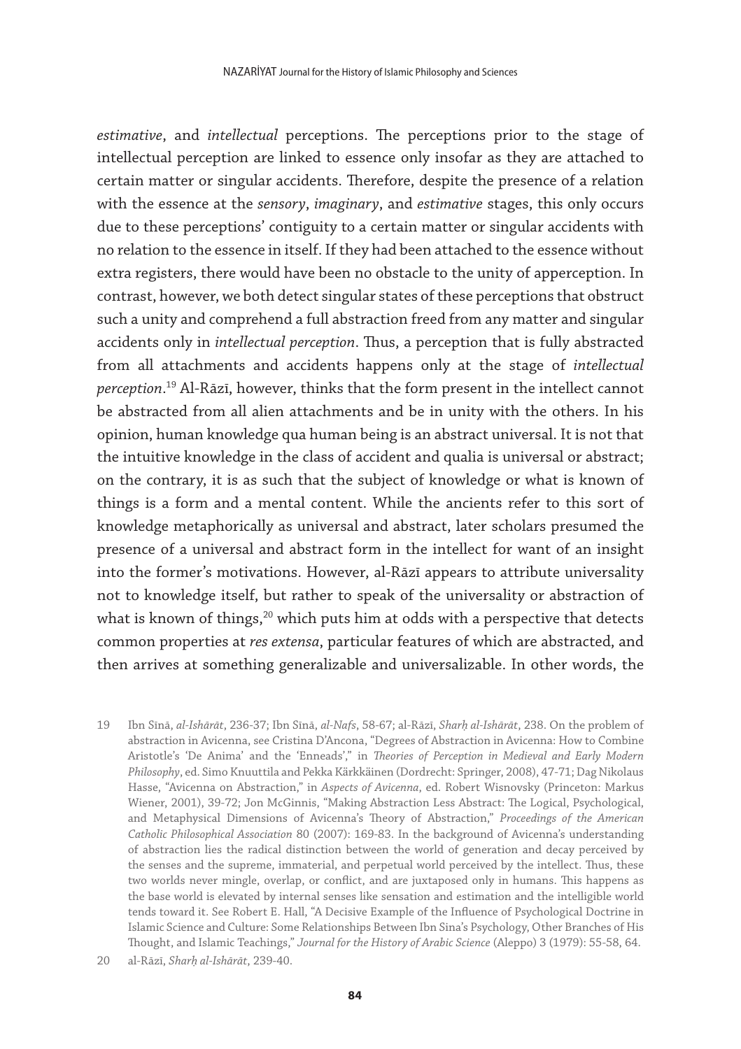*estimative*, and *intellectual* perceptions. The perceptions prior to the stage of intellectual perception are linked to essence only insofar as they are attached to certain matter or singular accidents. Therefore, despite the presence of a relation with the essence at the *sensory*, *imaginary*, and *estimative* stages, this only occurs due to these perceptions' contiguity to a certain matter or singular accidents with no relation to the essence in itself. If they had been attached to the essence without extra registers, there would have been no obstacle to the unity of apperception. In contrast, however, we both detect singular states of these perceptions that obstruct such a unity and comprehend a full abstraction freed from any matter and singular accidents only in *intellectual perception*. Thus, a perception that is fully abstracted from all attachments and accidents happens only at the stage of *intellectual perception*.[19] Al-Rāzī, however, thinks that the form present in the intellect cannot be abstracted from all alien attachments and be in unity with the others. In his opinion, human knowledge qua human being is an abstract universal. It is not that the intuitive knowledge in the class of accident and qualia is universal or abstract; on the contrary, it is as such that the subject of knowledge or what is known of things is a form and a mental content. While the ancients refer to this sort of knowledge metaphorically as universal and abstract, later scholars presumed the presence of a universal and abstract form in the intellect for want of an insight into the former's motivations. However, al-Rāzī appears to attribute universality not to knowledge itself, but rather to speak of the universality or abstraction of what is known of things,[20] which puts him at odds with a perspective that detects common properties at *res extensa*, particular features of which are abstracted, and then arrives at something generalizable and universalizable. In other words, the

19 Ibn Sīnā, *al-Ishārāt*, 236-37; Ibn Sīnā, *al-Nafs*, 58-67; al-Rāzī, *Sharḥ al-Ishārāt*, 238. On the problem of abstraction in Avicenna, see Cristina D'Ancona, "Degrees of Abstraction in Avicenna: How to Combine Aristotle's 'De Anima' and the 'Enneads'," in *Theories of Perception in Medieval and Early Modern Philosophy*, ed. Simo Knuuttila and Pekka Kärkkäinen (Dordrecht: Springer, 2008), 47-71; Dag Nikolaus Hasse, "Avicenna on Abstraction," in *Aspects of Avicenna*, ed. Robert Wisnovsky (Princeton: Markus Wiener, 2001), 39-72; Jon McGinnis, "Making Abstraction Less Abstract: The Logical, Psychological, and Metaphysical Dimensions of Avicenna's Theory of Abstraction," *Proceedings of the American Catholic Philosophical Association* 80 (2007): 169-83. In the background of Avicenna's understanding of abstraction lies the radical distinction between the world of generation and decay perceived by the senses and the supreme, immaterial, and perpetual world perceived by the intellect. Thus, these two worlds never mingle, overlap, or conflict, and are juxtaposed only in humans. This happens as the base world is elevated by internal senses like sensation and estimation and the intelligible world tends toward it. See Robert E. Hall, "A Decisive Example of the Influence of Psychological Doctrine in Islamic Science and Culture: Some Relationships Between Ibn Sina's Psychology, Other Branches of His Thought, and Islamic Teachings," *Journal for the History of Arabic Science* (Aleppo) 3 (1979): 55-58, 64.

20 al-Rāzī, *Sharḥ al-Ishārāt*, 239-40.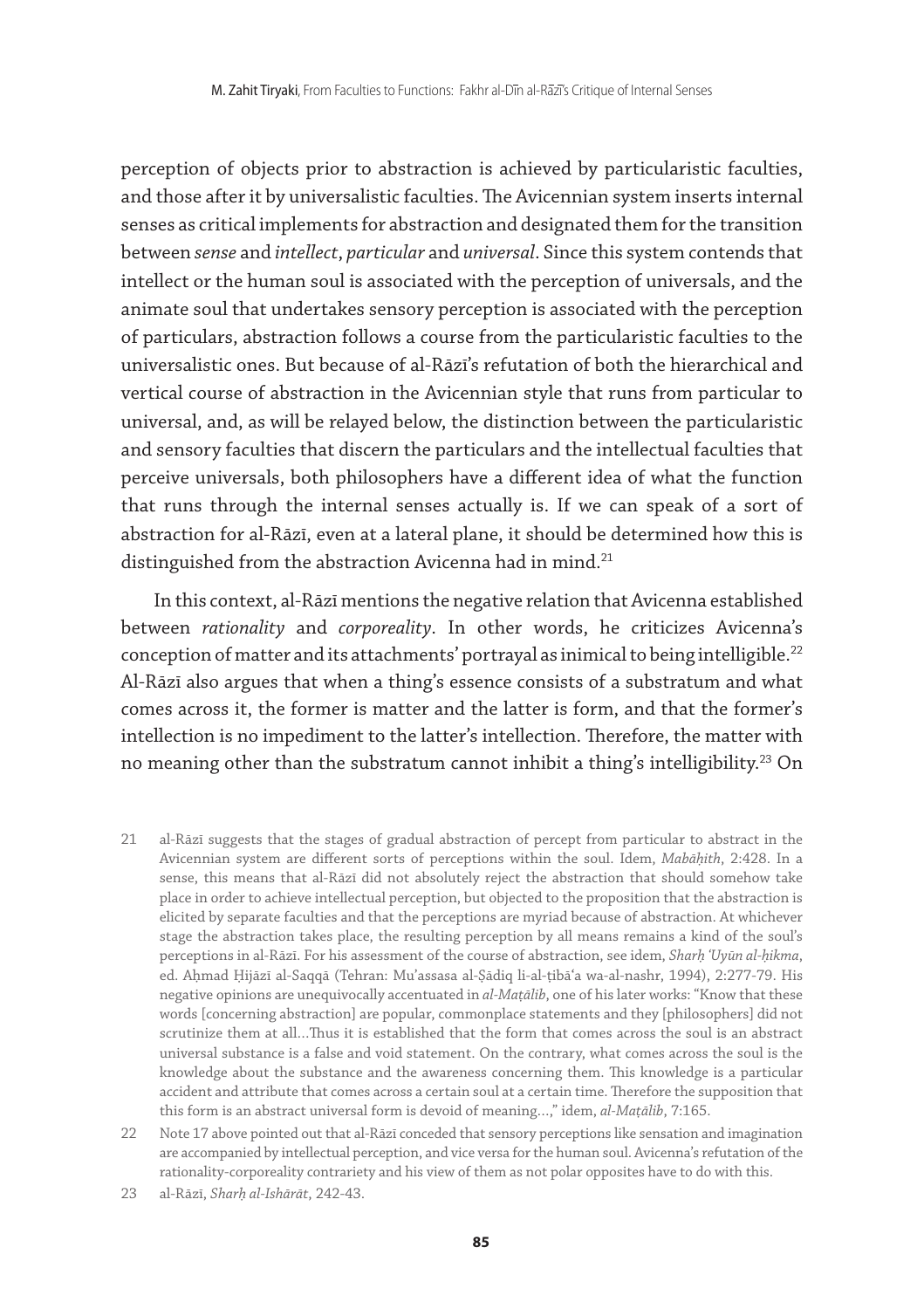perception of objects prior to abstraction is achieved by particularistic faculties, and those after it by universalistic faculties. The Avicennian system inserts internal senses as critical implements for abstraction and designated them for the transition between *sense* and *intellect*, *particular* and *universal*. Since this system contends that intellect or the human soul is associated with the perception of universals, and the animate soul that undertakes sensory perception is associated with the perception of particulars, abstraction follows a course from the particularistic faculties to the universalistic ones. But because of al-Rāzī's refutation of both the hierarchical and vertical course of abstraction in the Avicennian style that runs from particular to universal, and, as will be relayed below, the distinction between the particularistic and sensory faculties that discern the particulars and the intellectual faculties that perceive universals, both philosophers have a different idea of what the function that runs through the internal senses actually is. If we can speak of a sort of abstraction for al-Rāzī, even at a lateral plane, it should be determined how this is distinguished from the abstraction Avicenna had in mind.[21]

In this context, al-Rāzī mentions the negative relation that Avicenna established between *rationality* and *corporeality*. In other words, he criticizes Avicenna's conception of matter and its attachments' portrayal as inimical to being intelligible.[22] Al-Rāzī also argues that when a thing's essence consists of a substratum and what comes across it, the former is matter and the latter is form, and that the former's intellection is no impediment to the latter's intellection. Therefore, the matter with no meaning other than the substratum cannot inhibit a thing's intelligibility.[23] On

21 al-Rāzī suggests that the stages of gradual abstraction of percept from particular to abstract in the Avicennian system are different sorts of perceptions within the soul. Idem, *Mabāḥith*, 2:428. In a sense, this means that al-Rāzī did not absolutely reject the abstraction that should somehow take place in order to achieve intellectual perception, but objected to the proposition that the abstraction is elicited by separate faculties and that the perceptions are myriad because of abstraction. At whichever stage the abstraction takes place, the resulting perception by all means remains a kind of the soul's perceptions in al-Rāzī. For his assessment of the course of abstraction, see idem, *Sharḥ ʿUyūn al-ḥikma*, ed. Aḥmad Ḥijāzī al-Saqqā (Tehran: Mu'assasa al-Ṣādiq li-al-ṭibāʿa wa-al-nashr, 1994), 2:277-79. His negative opinions are unequivocally accentuated in *al-Maṭālib*, one of his later works: "Know that these words [concerning abstraction] are popular, commonplace statements and they [philosophers] did not scrutinize them at all…Thus it is established that the form that comes across the soul is an abstract universal substance is a false and void statement. On the contrary, what comes across the soul is the knowledge about the substance and the awareness concerning them. This knowledge is a particular accident and attribute that comes across a certain soul at a certain time. Therefore the supposition that this form is an abstract universal form is devoid of meaning…," idem, *al-Maṭālib*, 7:165.

22 Note 17 above pointed out that al-Rāzī conceded that sensory perceptions like sensation and imagination are accompanied by intellectual perception, and vice versa for the human soul. Avicenna's refutation of the rationality-corporeality contrariety and his view of them as not polar opposites have to do with this.

23 al-Rāzī, *Sharḥ al-Ishārāt*, 242-43.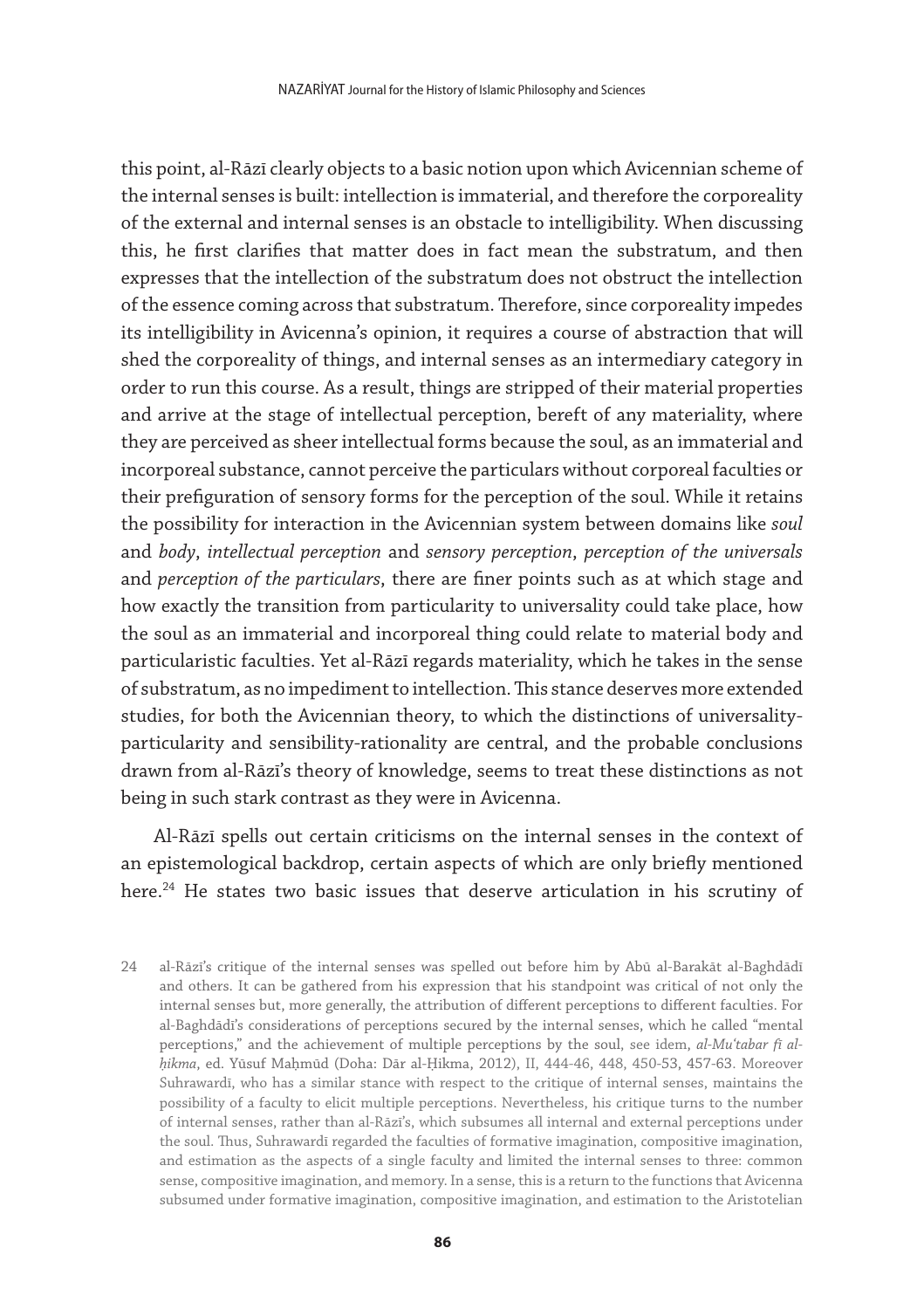this point, al-Rāzī clearly objects to a basic notion upon which Avicennian scheme of the internal senses is built: intellection is immaterial, and therefore the corporeality of the external and internal senses is an obstacle to intelligibility. When discussing this, he first clarifies that matter does in fact mean the substratum, and then expresses that the intellection of the substratum does not obstruct the intellection of the essence coming across that substratum. Therefore, since corporeality impedes its intelligibility in Avicenna's opinion, it requires a course of abstraction that will shed the corporeality of things, and internal senses as an intermediary category in order to run this course. As a result, things are stripped of their material properties and arrive at the stage of intellectual perception, bereft of any materiality, where they are perceived as sheer intellectual forms because the soul, as an immaterial and incorporeal substance, cannot perceive the particulars without corporeal faculties or their prefiguration of sensory forms for the perception of the soul. While it retains the possibility for interaction in the Avicennian system between domains like *soul* and *body*, *intellectual perception* and *sensory perception*, *perception of the universals* and *perception of the particulars*, there are finer points such as at which stage and how exactly the transition from particularity to universality could take place, how the soul as an immaterial and incorporeal thing could relate to material body and particularistic faculties. Yet al-Rāzī regards materiality, which he takes in the sense of substratum, as no impediment to intellection. This stance deserves more extended studies, for both the Avicennian theory, to which the distinctions of universality-particularity and sensibility-rationality are central, and the probable conclusions drawn from al-Rāzī's theory of knowledge, seems to treat these distinctions as not being in such stark contrast as they were in Avicenna.

Al-Rāzī spells out certain criticisms on the internal senses in the context of an epistemological backdrop, certain aspects of which are only briefly mentioned here.[24] He states two basic issues that deserve articulation in his scrutiny of

24 al-Rāzī's critique of the internal senses was spelled out before him by Abū al-Barakāt al-Baghdādī and others. It can be gathered from his expression that his standpoint was critical of not only the internal senses but, more generally, the attribution of different perceptions to different faculties. For al-Baghdādī's considerations of perceptions secured by the internal senses, which he called "mental perceptions," and the achievement of multiple perceptions by the soul, see idem, *al-Muʿtabar fī al-ḥikma*, ed. Yūsuf Maḥmūd (Doha: Dār al-Ḥikma, 2012), II, 444-46, 448, 450-53, 457-63. Moreover Suhrawardī, who has a similar stance with respect to the critique of internal senses, maintains the possibility of a faculty to elicit multiple perceptions. Nevertheless, his critique turns to the number of internal senses, rather than al-Rāzī's, which subsumes all internal and external perceptions under the soul. Thus, Suhrawardī regarded the faculties of formative imagination, compositive imagination, and estimation as the aspects of a single faculty and limited the internal senses to three: common sense, compositive imagination, and memory. In a sense, this is a return to the functions that Avicenna subsumed under formative imagination, compositive imagination, and estimation to the Aristotelian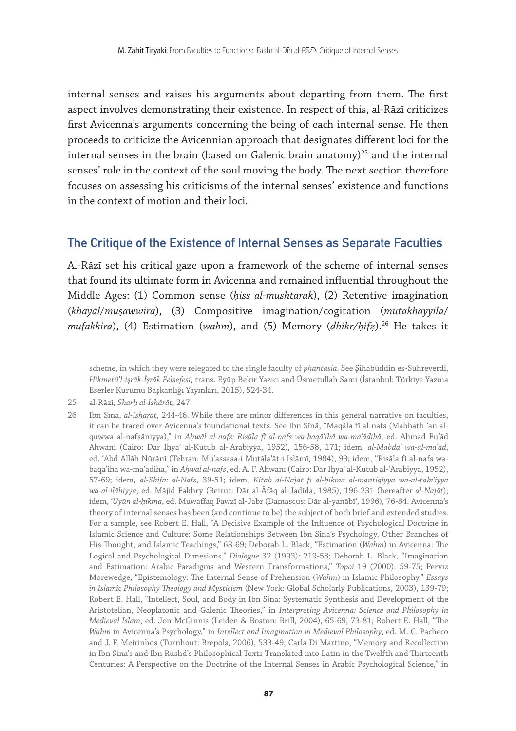internal senses and raises his arguments about departing from them. The first aspect involves demonstrating their existence. In respect of this, al-Rāzī criticizes first Avicenna's arguments concerning the being of each internal sense. He then proceeds to criticize the Avicennian approach that designates different loci for the internal senses in the brain (based on Galenic brain anatomy)[25] and the internal senses' role in the context of the soul moving the body. The next section therefore focuses on assessing his criticisms of the internal senses' existence and functions in the context of motion and their loci.

## The Critique of the Existence of Internal Senses as Separate Faculties

Al-Rāzī set his critical gaze upon a framework of the scheme of internal senses that found its ultimate form in Avicenna and remained influential throughout the Middle Ages: (1) Common sense (*ḥiss al-mushtarak*), (2) Retentive imagination (*khayāl/muṣawwira*), (3) Compositive imagination/cogitation (*mutakhayyila/mufakkira*), (4) Estimation (*wahm*), and (5) Memory (*dhikr/ḥifẓ*).[26] He takes it

scheme, in which they were relegated to the single faculty of *phantasia*. See Şihabüddin es-Sühreverdî, *Hikmetü'l-işrâk-İşrâk Felsefesi*, trans. Eyüp Bekir Yazıcı and Üsmetullah Sami (İstanbul: Türkiye Yazma Eserler Kurumu Başkanlığı Yayınları, 2015), 524-34.

25 al-Rāzī, *Sharḥ al-Ishārāt*, 247.

26 Ibn Sīnā, *al-Ishārāt*, 244-46. While there are minor differences in this general narrative on faculties, it can be traced over Avicenna's foundational texts. See Ibn Sīnā, "Maqāla fī al-nafs (Mabḥath 'an al-quwwa al-nafsāniyya)," in *Aḥwāl al-nafs: Risāla fī al-nafs wa-baqā'ihā wa-ma'ādihā*, ed. Aḥmad Fu'ād Ahwānī (Cairo: Dār Iḥyā' al-Kutub al-'Arabiyya, 1952), 156-58, 171; idem, *al-Mabda' wa-al-ma'ād*, ed. 'Abd Allāh Nūrānī (Tehran: Mu'assasa-i Muṭāla'āt-i Islāmī, 1984), 93; idem, "Risāla fī al-nafs wa-baqā'ihā wa-ma'ādihā," in *Aḥwāl al-nafs*, ed. A. F. Ahwānī (Cairo: Dār Iḥyā' al-Kutub al-'Arabiyya, 1952), 57-69; idem, *al-Shifā: al-Nafs*, 39-51; idem, *Kitāb al-Najāt fī al-ḥikma al-mantiqiyya wa-al-ṭabī'iyya wa-al-ilāhiyya*, ed. Mājid Fakhry (Beirut: Dār al-Āfāq al-Jadīda, 1985), 196-231 (hereafter *al-Najāt*); idem, *'Uyūn al-ḥikma*, ed. Muwaffaq Fawzī al-Jabr (Damascus: Dār al-yanābī', 1996), 76-84. Avicenna's theory of internal senses has been (and continue to be) the subject of both brief and extended studies. For a sample, see Robert E. Hall, "A Decisive Example of the Influence of Psychological Doctrine in Islamic Science and Culture: Some Relationships Between Ibn Sina's Psychology, Other Branches of His Thought, and Islamic Teachings," 68-69; Deborah L. Black, "Estimation (*Wahm*) in Avicenna: The Logical and Psychological Dimesions," *Dialogue* 32 (1993): 219-58; Deborah L. Black, "Imagination and Estimation: Arabic Paradigms and Western Transformations," *Topoi* 19 (2000): 59-75; Perviz Morewedge, "Epistemology: The Internal Sense of Prehension (*Wahm*) in Islamic Philosophy," *Essays in Islamic Philosophy Theology and Mysticism* (New York: Global Scholarly Publications, 2003), 139-79; Robert E. Hall, "Intellect, Soul, and Body in Ibn Sina: Systematic Synthesis and Development of the Aristotelian, Neoplatonic and Galenic Theories," in *Interpreting Avicenna: Science and Philosophy in Medieval Islam*, ed. Jon McGinnis (Leiden & Boston: Brill, 2004), 65-69, 73-81; Robert E. Hall, "The *Wahm* in Avicenna's Psychology," in *Intellect and Imagination in Medieval Philosophy*, ed. M. C. Pacheco and J. F. Meirinhos (Turnhout: Brepols, 2006), 533-49; Carla Di Martino, "Memory and Recollection in Ibn Sina's and Ibn Rushd's Philosophical Texts Translated into Latin in the Twelfth and Thirteenth Centuries: A Perspective on the Doctrine of the Internal Senses in Arabic Psychological Science," in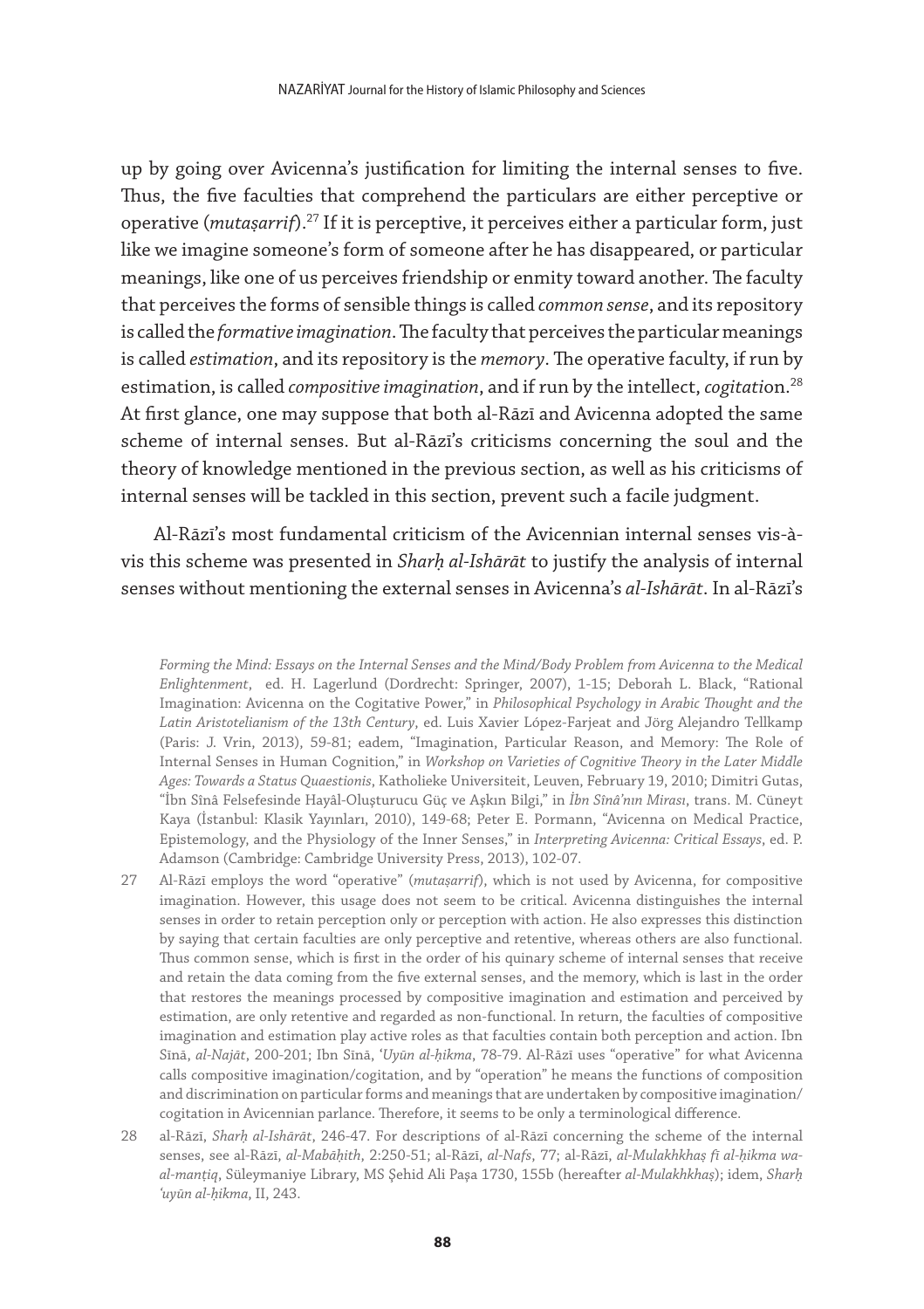up by going over Avicenna's justification for limiting the internal senses to five. Thus, the five faculties that comprehend the particulars are either perceptive or operative (*mutaṣarrif*).[27] If it is perceptive, it perceives either a particular form, just like we imagine someone's form of someone after he has disappeared, or particular meanings, like one of us perceives friendship or enmity toward another. The faculty that perceives the forms of sensible things is called *common sense*, and its repository is called the *formative imagination*. The faculty that perceives the particular meanings is called *estimation*, and its repository is the *memory*. The operative faculty, if run by estimation, is called *compositive imagination*, and if run by the intellect, *cogitation*.[28] At first glance, one may suppose that both al-Rāzī and Avicenna adopted the same scheme of internal senses. But al-Rāzī's criticisms concerning the soul and the theory of knowledge mentioned in the previous section, as well as his criticisms of internal senses will be tackled in this section, prevent such a facile judgment.

Al-Rāzī's most fundamental criticism of the Avicennian internal senses vis-à-vis this scheme was presented in *Sharḥ al-Ishārāt* to justify the analysis of internal senses without mentioning the external senses in Avicenna's *al-Ishārāt*. In al-Rāzī's

*Forming the Mind: Essays on the Internal Senses and the Mind/Body Problem from Avicenna to the Medical Enlightenment*, ed. H. Lagerlund (Dordrecht: Springer, 2007), 1-15; Deborah L. Black, "Rational Imagination: Avicenna on the Cogitative Power," in *Philosophical Psychology in Arabic Thought and the Latin Aristotelianism of the 13th Century*, ed. Luis Xavier López-Farjeat and Jörg Alejandro Tellkamp (Paris: J. Vrin, 2013), 59-81; eadem, "Imagination, Particular Reason, and Memory: The Role of Internal Senses in Human Cognition," in *Workshop on Varieties of Cognitive Theory in the Later Middle Ages: Towards a Status Quaestionis*, Katholieke Universiteit, Leuven, February 19, 2010; Dimitri Gutas, "İbn Sînâ Felsefesinde Hayâl-Oluşturucu Güç ve Aşkın Bilgi," in *İbn Sînâ'nın Mirası*, trans. M. Cüneyt Kaya (İstanbul: Klasik Yayınları, 2010), 149-68; Peter E. Pormann, "Avicenna on Medical Practice, Epistemology, and the Physiology of the Inner Senses," in *Interpreting Avicenna: Critical Essays*, ed. P. Adamson (Cambridge: Cambridge University Press, 2013), 102-07.

27 Al-Rāzī employs the word "operative" (*mutaṣarrif*), which is not used by Avicenna, for compositive imagination. However, this usage does not seem to be critical. Avicenna distinguishes the internal senses in order to retain perception only or perception with action. He also expresses this distinction by saying that certain faculties are only perceptive and retentive, whereas others are also functional. Thus common sense, which is first in the order of his quinary scheme of internal senses that receive and retain the data coming from the five external senses, and the memory, which is last in the order that restores the meanings processed by compositive imagination and estimation and perceived by estimation, are only retentive and regarded as non-functional. In return, the faculties of compositive imagination and estimation play active roles as that faculties contain both perception and action. Ibn Sīnā, *al-Najāt*, 200-201; Ibn Sīnā, *'Uyūn al-ḥikma*, 78-79. Al-Rāzī uses "operative" for what Avicenna calls compositive imagination/cogitation, and by "operation" he means the functions of composition and discrimination on particular forms and meanings that are undertaken by compositive imagination/cogitation in Avicennian parlance. Therefore, it seems to be only a terminological difference.

28 al-Rāzī, *Sharḥ al-Ishārāt*, 246-47. For descriptions of al-Rāzī concerning the scheme of the internal senses, see al-Rāzī, *al-Mabāḥith*, 2:250-51; al-Rāzī, *al-Nafs*, 77; al-Rāzī, *al-Mulakhkhaṣ fī al-ḥikma wa-al-manṭiq*, Süleymaniye Library, MS Şehid Ali Paşa 1730, 155b (hereafter *al-Mulakhkhaṣ*); idem, *Sharḥ 'uyūn al-ḥikma*, II, 243.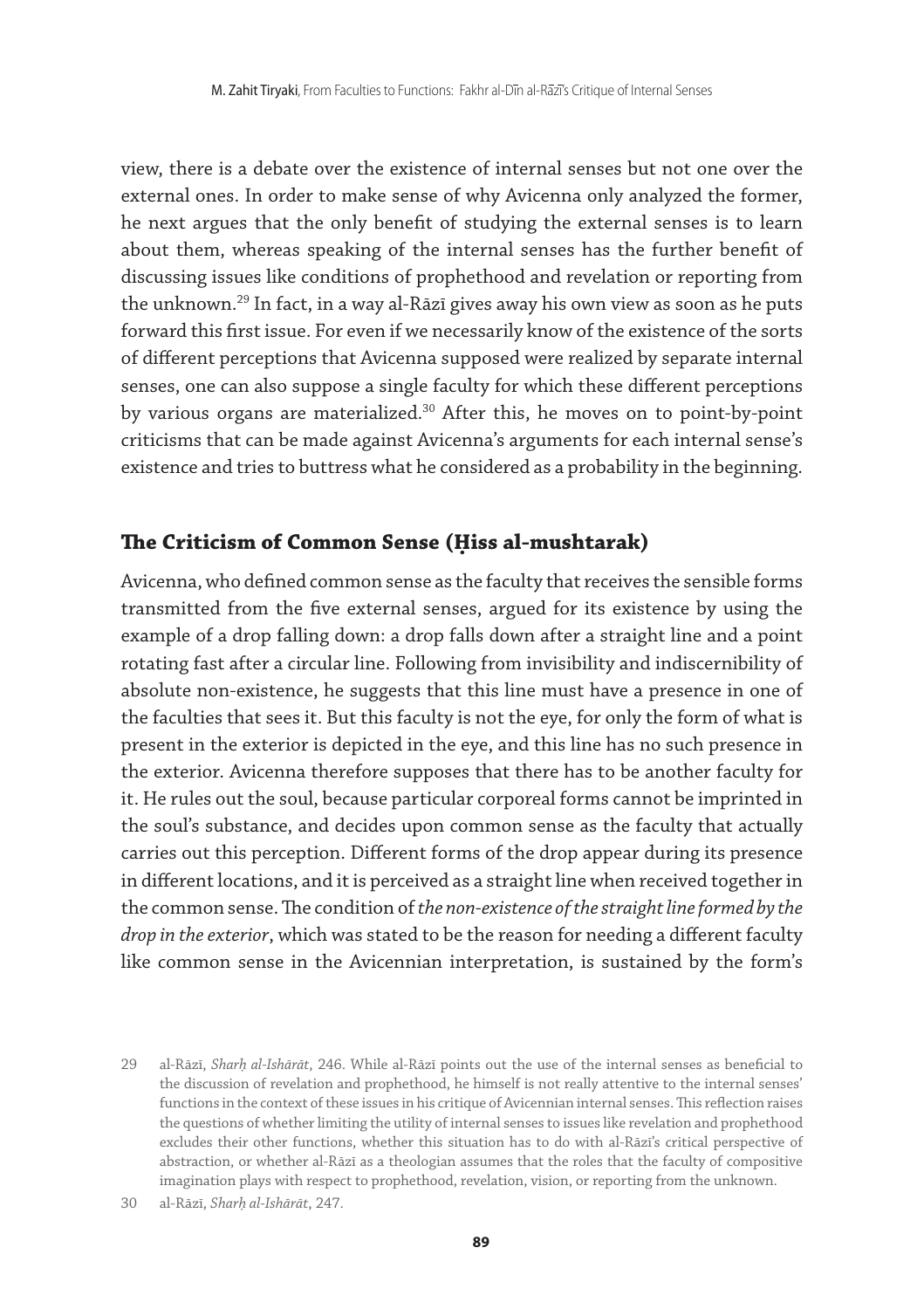view, there is a debate over the existence of internal senses but not one over the external ones. In order to make sense of why Avicenna only analyzed the former, he next argues that the only benefit of studying the external senses is to learn about them, whereas speaking of the internal senses has the further benefit of discussing issues like conditions of prophethood and revelation or reporting from the unknown.[29] In fact, in a way al-Rāzī gives away his own view as soon as he puts forward this first issue. For even if we necessarily know of the existence of the sorts of different perceptions that Avicenna supposed were realized by separate internal senses, one can also suppose a single faculty for which these different perceptions by various organs are materialized.[30] After this, he moves on to point-by-point criticisms that can be made against Avicenna's arguments for each internal sense's existence and tries to buttress what he considered as a probability in the beginning.

## The Criticism of Common Sense (Ḥiss al-mushtarak)

Avicenna, who defined common sense as the faculty that receives the sensible forms transmitted from the five external senses, argued for its existence by using the example of a drop falling down: a drop falls down after a straight line and a point rotating fast after a circular line. Following from invisibility and indiscernibility of absolute non-existence, he suggests that this line must have a presence in one of the faculties that sees it. But this faculty is not the eye, for only the form of what is present in the exterior is depicted in the eye, and this line has no such presence in the exterior. Avicenna therefore supposes that there has to be another faculty for it. He rules out the soul, because particular corporeal forms cannot be imprinted in the soul's substance, and decides upon common sense as the faculty that actually carries out this perception. Different forms of the drop appear during its presence in different locations, and it is perceived as a straight line when received together in the common sense. The condition of *the non-existence of the straight line formed by the drop in the exterior*, which was stated to be the reason for needing a different faculty like common sense in the Avicennian interpretation, is sustained by the form's

---

29 al-Rāzī, *Sharḥ al-Ishārāt*, 246. While al-Rāzī points out the use of the internal senses as beneficial to the discussion of revelation and prophethood, he himself is not really attentive to the internal senses' functions in the context of these issues in his critique of Avicennian internal senses. This reflection raises the questions of whether limiting the utility of internal senses to issues like revelation and prophethood excludes their other functions, whether this situation has to do with al-Rāzī's critical perspective of abstraction, or whether al-Rāzī as a theologian assumes that the roles that the faculty of compositive imagination plays with respect to prophethood, revelation, vision, or reporting from the unknown.

30 al-Rāzī, *Sharḥ al-Ishārāt*, 247.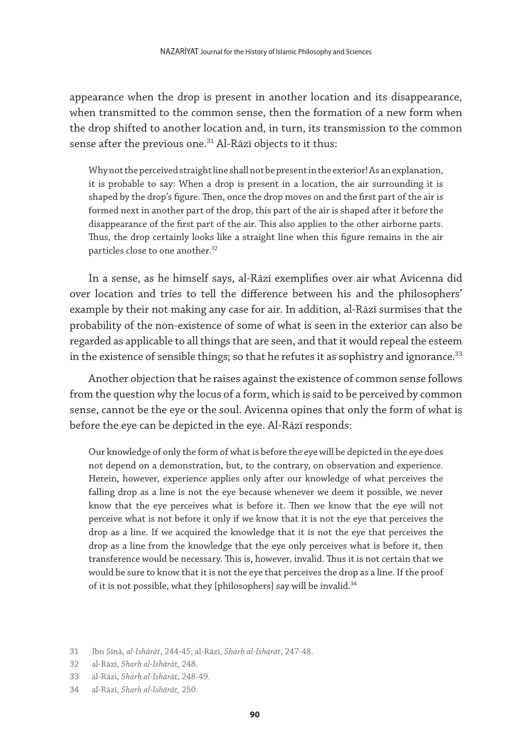appearance when the drop is present in another location and its disappearance, when transmitted to the common sense, then the formation of a new form when the drop shifted to another location and, in turn, its transmission to the common sense after the previous one.[31] Al-Rāzī objects to it thus:

> Why not the perceived straight line shall not be present in the exterior! As an explanation, it is probable to say: When a drop is present in a location, the air surrounding it is shaped by the drop's figure. Then, once the drop moves on and the first part of the air is formed next in another part of the drop, this part of the air is shaped after it before the disappearance of the first part of the air. This also applies to the other airborne parts. Thus, the drop certainly looks like a straight line when this figure remains in the air particles close to one another.[32]

In a sense, as he himself says, al-Rāzī exemplifies over air what Avicenna did over location and tries to tell the difference between his and the philosophers' example by their not making any case for air. In addition, al-Rāzī surmises that the probability of the non-existence of some of what is seen in the exterior can also be regarded as applicable to all things that are seen, and that it would repeal the esteem in the existence of sensible things; so that he refutes it as sophistry and ignorance.[33]

Another objection that he raises against the existence of common sense follows from the question why the locus of a form, which is said to be perceived by common sense, cannot be the eye or the soul. Avicenna opines that only the form of what is before the eye can be depicted in the eye. Al-Rāzī responds:

> Our knowledge of only the form of what is before the eye will be depicted in the eye does not depend on a demonstration, but, to the contrary, on observation and experience. Herein, however, experience applies only after our knowledge of what perceives the falling drop as a line is not the eye because whenever we deem it possible, we never know that the eye perceives what is before it. Then we know that the eye will not perceive what is not before it only if we know that it is not the eye that perceives the drop as a line. If we acquired the knowledge that it is not the eye that perceives the drop as a line from the knowledge that the eye only perceives what is before it, then transference would be necessary. This is, however, invalid. Thus it is not certain that we would be sure to know that it is not the eye that perceives the drop as a line. If the proof of it is not possible, what they [philosophers] say will be invalid.[34]

---

31 Ibn Sīnā, *al-Ishārāt*, 244-45; al-Rāzī, *Sharḥ al-Ishārāt*, 247-48.

32 al-Rāzī, *Sharḥ al-Ishārāt*, 248.

33 al-Rāzī, *Sharḥ al-Ishārāt*, 248-49.

34 al-Rāzī, *Sharḥ al-Ishārāt*, 250.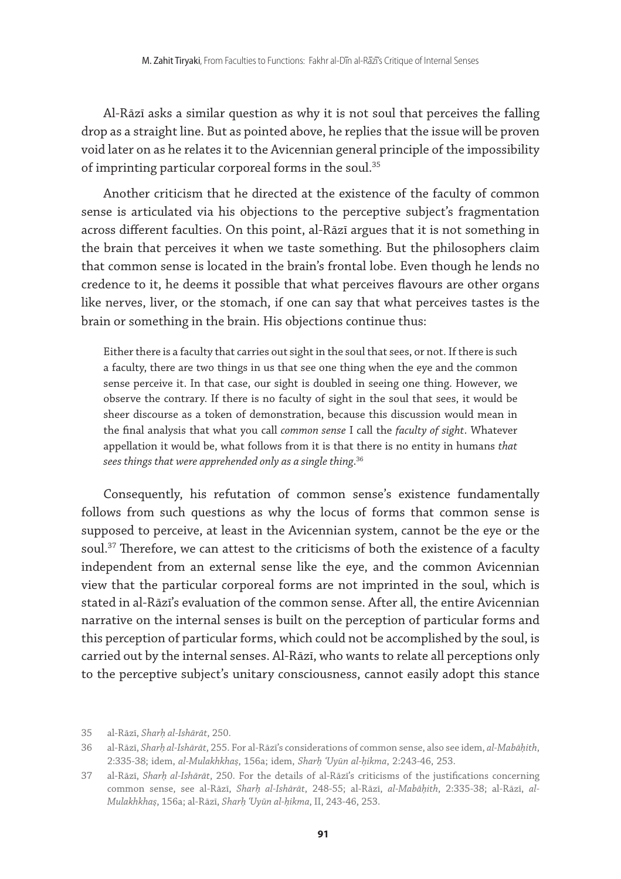Al-Rāzī asks a similar question as why it is not soul that perceives the falling drop as a straight line. But as pointed above, he replies that the issue will be proven void later on as he relates it to the Avicennian general principle of the impossibility of imprinting particular corporeal forms in the soul.[35]

Another criticism that he directed at the existence of the faculty of common sense is articulated via his objections to the perceptive subject's fragmentation across different faculties. On this point, al-Rāzī argues that it is not something in the brain that perceives it when we taste something. But the philosophers claim that common sense is located in the brain's frontal lobe. Even though he lends no credence to it, he deems it possible that what perceives flavours are other organs like nerves, liver, or the stomach, if one can say that what perceives tastes is the brain or something in the brain. His objections continue thus:

> Either there is a faculty that carries out sight in the soul that sees, or not. If there is such a faculty, there are two things in us that see one thing when the eye and the common sense perceive it. In that case, our sight is doubled in seeing one thing. However, we observe the contrary. If there is no faculty of sight in the soul that sees, it would be sheer discourse as a token of demonstration, because this discussion would mean in the final analysis that what you call *common sense* I call the *faculty of sight*. Whatever appellation it would be, what follows from it is that there is no entity in humans *that sees things that were apprehended only as a single thing*.[36]

Consequently, his refutation of common sense's existence fundamentally follows from such questions as why the locus of forms that common sense is supposed to perceive, at least in the Avicennian system, cannot be the eye or the soul.[37] Therefore, we can attest to the criticisms of both the existence of a faculty independent from an external sense like the eye, and the common Avicennian view that the particular corporeal forms are not imprinted in the soul, which is stated in al-Rāzī's evaluation of the common sense. After all, the entire Avicennian narrative on the internal senses is built on the perception of particular forms and this perception of particular forms, which could not be accomplished by the soul, is carried out by the internal senses. Al-Rāzī, who wants to relate all perceptions only to the perceptive subject's unitary consciousness, cannot easily adopt this stance

---

35 al-Rāzī, *Sharḥ al-Ishārāt*, 250.

36 al-Rāzī, *Sharḥ al-Ishārāt*, 255. For al-Rāzī's considerations of common sense, also see idem, *al-Mabāḥith*, 2:335-38; idem, *al-Mulakhkhaṣ*, 156a; idem, *Sharḥ ʿUyūn al-ḥikma*, 2:243-46, 253.

37 al-Rāzī, *Sharḥ al-Ishārāt*, 250. For the details of al-Rāzī's criticisms of the justifications concerning common sense, see al-Rāzī, *Sharḥ al-Ishārāt*, 248-55; al-Rāzī, *al-Mabāḥith*, 2:335-38; al-Rāzī, *al-Mulakhkhaṣ*, 156a; al-Rāzī, *Sharḥ ʿUyūn al-ḥikma*, II, 243-46, 253.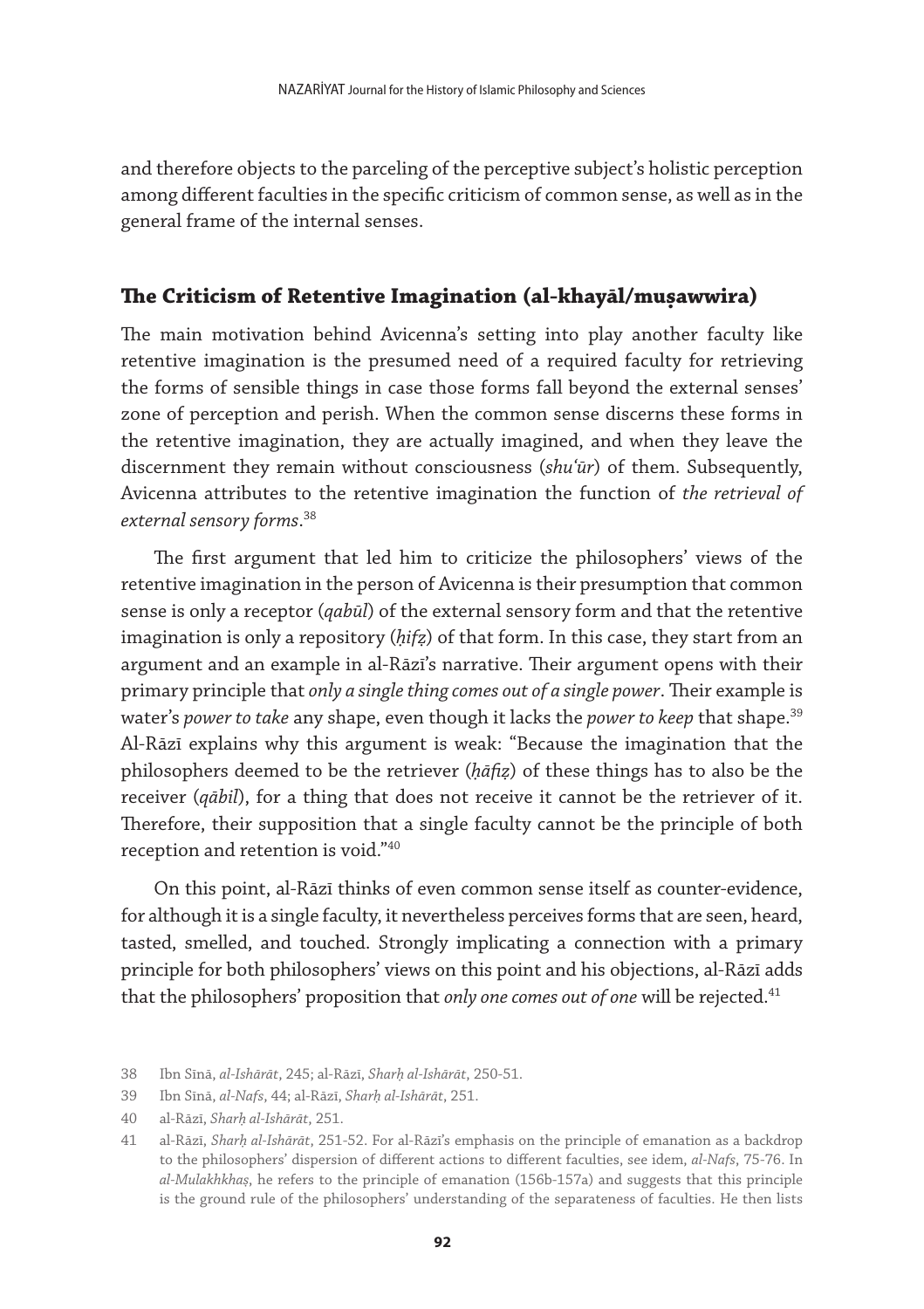and therefore objects to the parceling of the perceptive subject's holistic perception among different faculties in the specific criticism of common sense, as well as in the general frame of the internal senses.

## The Criticism of Retentive Imagination (al-khayāl/muṣawwira)

The main motivation behind Avicenna's setting into play another faculty like retentive imagination is the presumed need of a required faculty for retrieving the forms of sensible things in case those forms fall beyond the external senses' zone of perception and perish. When the common sense discerns these forms in the retentive imagination, they are actually imagined, and when they leave the discernment they remain without consciousness (*shuʿūr*) of them. Subsequently, Avicenna attributes to the retentive imagination the function of *the retrieval of external sensory forms*.[38]

The first argument that led him to criticize the philosophers' views of the retentive imagination in the person of Avicenna is their presumption that common sense is only a receptor (*qabūl*) of the external sensory form and that the retentive imagination is only a repository (*ḥifẓ*) of that form. In this case, they start from an argument and an example in al-Rāzī's narrative. Their argument opens with their primary principle that *only a single thing comes out of a single power*. Their example is water's *power to take* any shape, even though it lacks the *power to keep* that shape.[39] Al-Rāzī explains why this argument is weak: "Because the imagination that the philosophers deemed to be the retriever (*ḥāfiẓ*) of these things has to also be the receiver (*qābil*), for a thing that does not receive it cannot be the retriever of it. Therefore, their supposition that a single faculty cannot be the principle of both reception and retention is void."[40]

On this point, al-Rāzī thinks of even common sense itself as counter-evidence, for although it is a single faculty, it nevertheless perceives forms that are seen, heard, tasted, smelled, and touched. Strongly implicating a connection with a primary principle for both philosophers' views on this point and his objections, al-Rāzī adds that the philosophers' proposition that *only one comes out of one* will be rejected.[41]

38 Ibn Sīnā, *al-Ishārāt*, 245; al-Rāzī, *Sharḥ al-Ishārāt*, 250-51.

39 Ibn Sīnā, *al-Nafs*, 44; al-Rāzī, *Sharḥ al-Ishārāt*, 251.

40 al-Rāzī, *Sharḥ al-Ishārāt*, 251.

41 al-Rāzī, *Sharḥ al-Ishārāt*, 251-52. For al-Rāzī's emphasis on the principle of emanation as a backdrop to the philosophers' dispersion of different actions to different faculties, see idem, *al-Nafs*, 75-76. In *al-Mulakhkhaṣ*, he refers to the principle of emanation (156b-157a) and suggests that this principle is the ground rule of the philosophers' understanding of the separateness of faculties. He then lists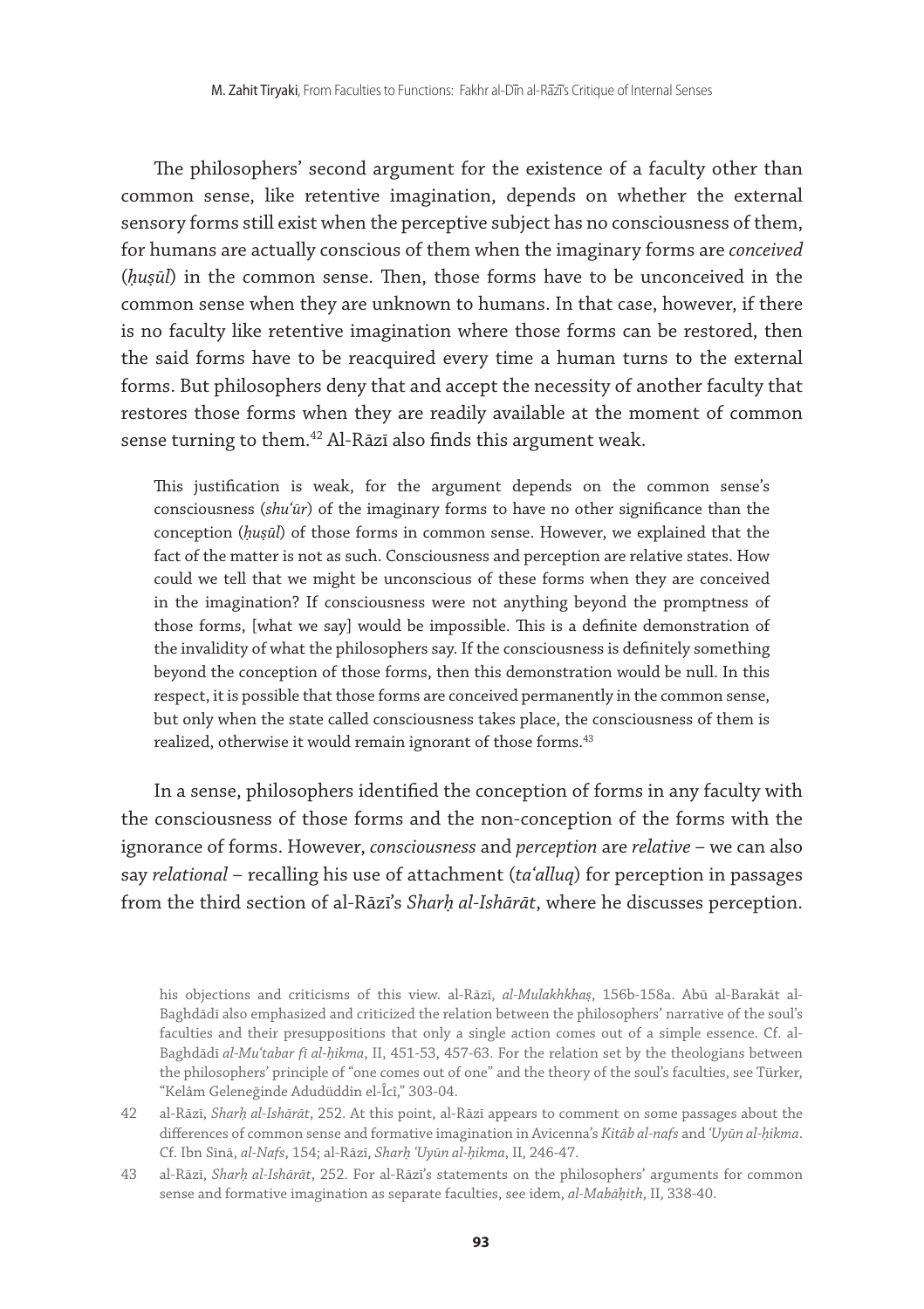The philosophers' second argument for the existence of a faculty other than common sense, like retentive imagination, depends on whether the external sensory forms still exist when the perceptive subject has no consciousness of them, for humans are actually conscious of them when the imaginary forms are *conceived* (*ḥuṣūl*) in the common sense. Then, those forms have to be unconceived in the common sense when they are unknown to humans. In that case, however, if there is no faculty like retentive imagination where those forms can be restored, then the said forms have to be reacquired every time a human turns to the external forms. But philosophers deny that and accept the necessity of another faculty that restores those forms when they are readily available at the moment of common sense turning to them.[42] Al-Rāzī also finds this argument weak.

> This justification is weak, for the argument depends on the common sense's consciousness (*shuʿūr*) of the imaginary forms to have no other significance than the conception (*ḥuṣūl*) of those forms in common sense. However, we explained that the fact of the matter is not as such. Consciousness and perception are relative states. How could we tell that we might be unconscious of these forms when they are conceived in the imagination? If consciousness were not anything beyond the promptness of those forms, [what we say] would be impossible. This is a definite demonstration of the invalidity of what the philosophers say. If the consciousness is definitely something beyond the conception of those forms, then this demonstration would be null. In this respect, it is possible that those forms are conceived permanently in the common sense, but only when the state called consciousness takes place, the consciousness of them is realized, otherwise it would remain ignorant of those forms.[43]

In a sense, philosophers identified the conception of forms in any faculty with the consciousness of those forms and the non-conception of the forms with the ignorance of forms. However, *consciousness* and *perception* are *relative* – we can also say *relational* – recalling his use of attachment (*taʿalluq*) for perception in passages from the third section of al-Rāzī's *Sharḥ al-Ishārāt*, where he discusses perception.

---

his objections and criticisms of this view. al-Rāzī, *al-Mulakhkhaṣ*, 156b-158a. Abū al-Barakāt al-Baghdādī also emphasized and criticized the relation between the philosophers' narrative of the soul's faculties and their presuppositions that only a single action comes out of a simple essence. Cf. al-Baghdādī *al-Muʿtabar fī al-ḥikma*, II, 451-53, 457-63. For the relation set by the theologians between the philosophers' principle of "one comes out of one" and the theory of the soul's faculties, see Türker, "Kelâm Geleneğinde Adudüddin el-Îcî," 303-04.

42 al-Rāzī, *Sharḥ al-Ishārāt*, 252. At this point, al-Rāzī appears to comment on some passages about the differences of common sense and formative imagination in Avicenna's *Kitāb al-nafs* and *ʿUyūn al-ḥikma*. Cf. Ibn Sīnā, *al-Nafs*, 154; al-Rāzī, *Sharḥ ʿUyūn al-ḥikma*, II, 246-47.

43 al-Rāzī, *Sharḥ al-Ishārāt*, 252. For al-Rāzī's statements on the philosophers' arguments for common sense and formative imagination as separate faculties, see idem, *al-Mabāḥith*, II, 338-40.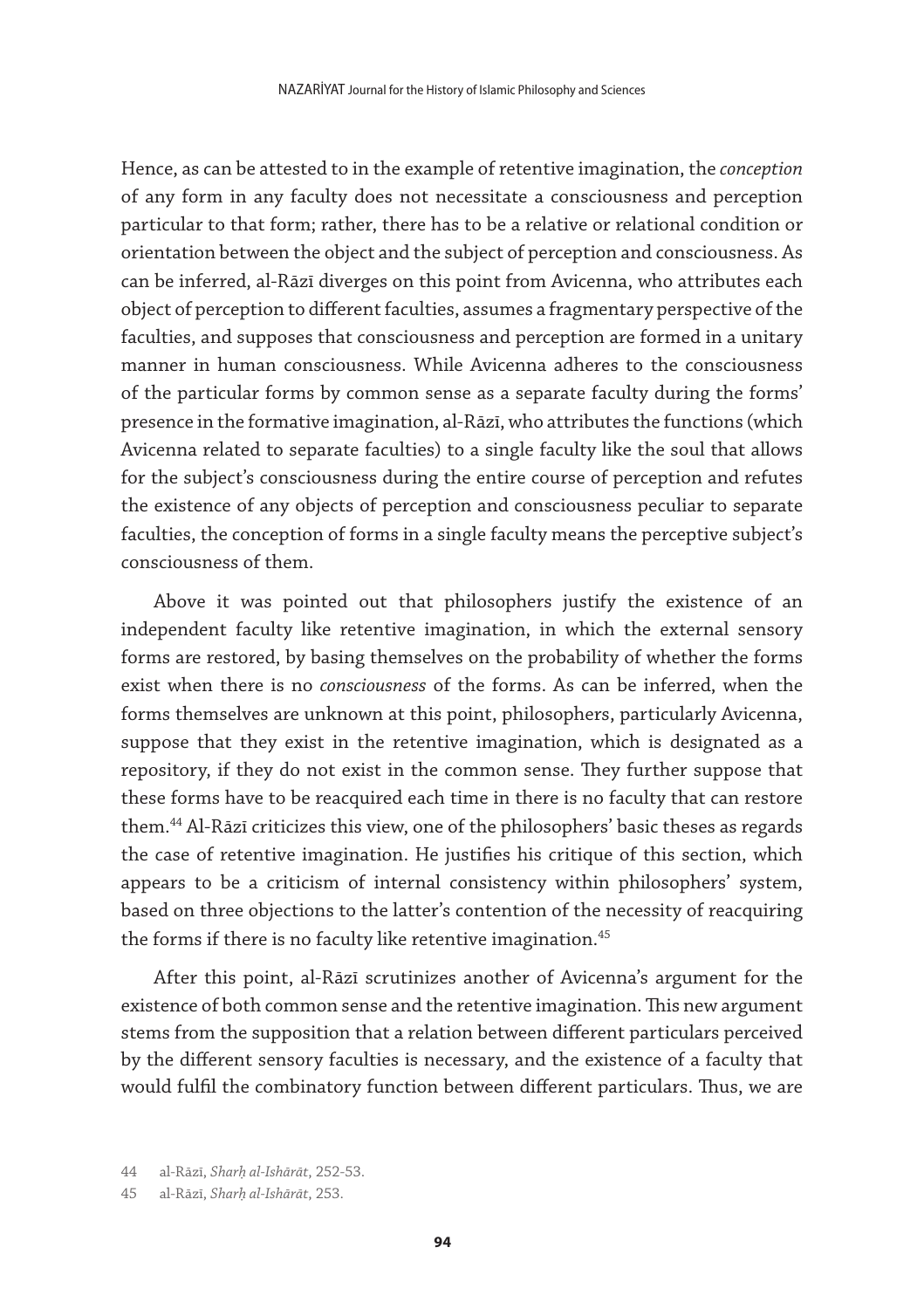Hence, as can be attested to in the example of retentive imagination, the *conception* of any form in any faculty does not necessitate a consciousness and perception particular to that form; rather, there has to be a relative or relational condition or orientation between the object and the subject of perception and consciousness. As can be inferred, al-Rāzī diverges on this point from Avicenna, who attributes each object of perception to different faculties, assumes a fragmentary perspective of the faculties, and supposes that consciousness and perception are formed in a unitary manner in human consciousness. While Avicenna adheres to the consciousness of the particular forms by common sense as a separate faculty during the forms' presence in the formative imagination, al-Rāzī, who attributes the functions (which Avicenna related to separate faculties) to a single faculty like the soul that allows for the subject's consciousness during the entire course of perception and refutes the existence of any objects of perception and consciousness peculiar to separate faculties, the conception of forms in a single faculty means the perceptive subject's consciousness of them.

Above it was pointed out that philosophers justify the existence of an independent faculty like retentive imagination, in which the external sensory forms are restored, by basing themselves on the probability of whether the forms exist when there is no *consciousness* of the forms. As can be inferred, when the forms themselves are unknown at this point, philosophers, particularly Avicenna, suppose that they exist in the retentive imagination, which is designated as a repository, if they do not exist in the common sense. They further suppose that these forms have to be reacquired each time in there is no faculty that can restore them.[44] Al-Rāzī criticizes this view, one of the philosophers' basic theses as regards the case of retentive imagination. He justifies his critique of this section, which appears to be a criticism of internal consistency within philosophers' system, based on three objections to the latter's contention of the necessity of reacquiring the forms if there is no faculty like retentive imagination.[45]

After this point, al-Rāzī scrutinizes another of Avicenna's argument for the existence of both common sense and the retentive imagination. This new argument stems from the supposition that a relation between different particulars perceived by the different sensory faculties is necessary, and the existence of a faculty that would fulfil the combinatory function between different particulars. Thus, we are

44 al-Rāzī, *Sharḥ al-Ishārāt*, 252-53.

45 al-Rāzī, *Sharḥ al-Ishārāt*, 253.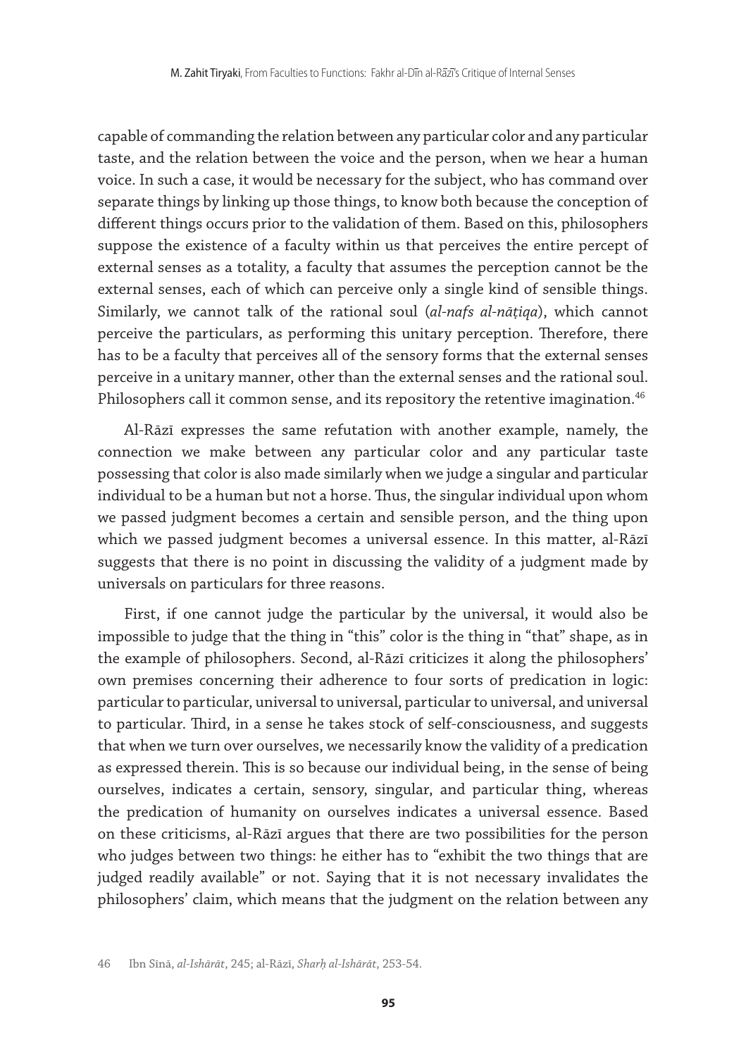capable of commanding the relation between any particular color and any particular taste, and the relation between the voice and the person, when we hear a human voice. In such a case, it would be necessary for the subject, who has command over separate things by linking up those things, to know both because the conception of different things occurs prior to the validation of them. Based on this, philosophers suppose the existence of a faculty within us that perceives the entire percept of external senses as a totality, a faculty that assumes the perception cannot be the external senses, each of which can perceive only a single kind of sensible things. Similarly, we cannot talk of the rational soul (*al-nafs al-nāṭiqa*), which cannot perceive the particulars, as performing this unitary perception. Therefore, there has to be a faculty that perceives all of the sensory forms that the external senses perceive in a unitary manner, other than the external senses and the rational soul. Philosophers call it common sense, and its repository the retentive imagination.[46]

Al-Rāzī expresses the same refutation with another example, namely, the connection we make between any particular color and any particular taste possessing that color is also made similarly when we judge a singular and particular individual to be a human but not a horse. Thus, the singular individual upon whom we passed judgment becomes a certain and sensible person, and the thing upon which we passed judgment becomes a universal essence. In this matter, al-Rāzī suggests that there is no point in discussing the validity of a judgment made by universals on particulars for three reasons.

First, if one cannot judge the particular by the universal, it would also be impossible to judge that the thing in "this" color is the thing in "that" shape, as in the example of philosophers. Second, al-Rāzī criticizes it along the philosophers' own premises concerning their adherence to four sorts of predication in logic: particular to particular, universal to universal, particular to universal, and universal to particular. Third, in a sense he takes stock of self-consciousness, and suggests that when we turn over ourselves, we necessarily know the validity of a predication as expressed therein. This is so because our individual being, in the sense of being ourselves, indicates a certain, sensory, singular, and particular thing, whereas the predication of humanity on ourselves indicates a universal essence. Based on these criticisms, al-Rāzī argues that there are two possibilities for the person who judges between two things: he either has to "exhibit the two things that are judged readily available" or not. Saying that it is not necessary invalidates the philosophers' claim, which means that the judgment on the relation between any

46 Ibn Sīnā, *al-Ishārāt*, 245; al-Rāzī, *Sharḥ al-Ishārāt*, 253-54.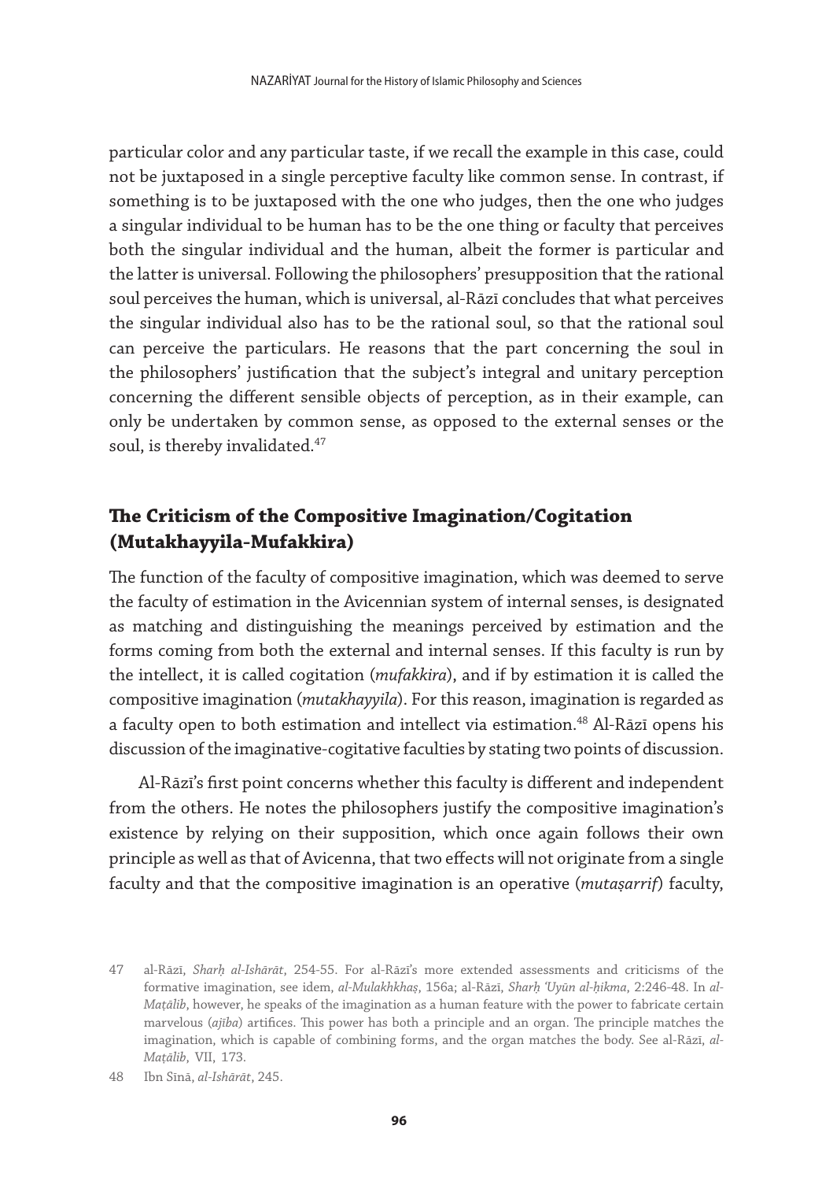particular color and any particular taste, if we recall the example in this case, could not be juxtaposed in a single perceptive faculty like common sense. In contrast, if something is to be juxtaposed with the one who judges, then the one who judges a singular individual to be human has to be the one thing or faculty that perceives both the singular individual and the human, albeit the former is particular and the latter is universal. Following the philosophers' presupposition that the rational soul perceives the human, which is universal, al-Rāzī concludes that what perceives the singular individual also has to be the rational soul, so that the rational soul can perceive the particulars. He reasons that the part concerning the soul in the philosophers' justification that the subject's integral and unitary perception concerning the different sensible objects of perception, as in their example, can only be undertaken by common sense, as opposed to the external senses or the soul, is thereby invalidated.[47]

## The Criticism of the Compositive Imagination/Cogitation (Mutakhayyila-Mufakkira)

The function of the faculty of compositive imagination, which was deemed to serve the faculty of estimation in the Avicennian system of internal senses, is designated as matching and distinguishing the meanings perceived by estimation and the forms coming from both the external and internal senses. If this faculty is run by the intellect, it is called cogitation (*mufakkira*), and if by estimation it is called the compositive imagination (*mutakhayyila*). For this reason, imagination is regarded as a faculty open to both estimation and intellect via estimation.[48] Al-Rāzī opens his discussion of the imaginative-cogitative faculties by stating two points of discussion.

Al-Rāzī's first point concerns whether this faculty is different and independent from the others. He notes the philosophers justify the compositive imagination's existence by relying on their supposition, which once again follows their own principle as well as that of Avicenna, that two effects will not originate from a single faculty and that the compositive imagination is an operative (*mutaṣarrif*) faculty,

---

47 al-Rāzī, *Sharḥ al-Ishārāt*, 254-55. For al-Rāzī's more extended assessments and criticisms of the formative imagination, see idem, *al-Mulakhkhaṣ*, 156a; al-Rāzī, *Sharḥ ʿUyūn al-ḥikma*, 2:246-48. In *al-Maṭālib*, however, he speaks of the imagination as a human feature with the power to fabricate certain marvelous (*ajība*) artifices. This power has both a principle and an organ. The principle matches the imagination, which is capable of combining forms, and the organ matches the body. See al-Rāzī, *al-Maṭālib*, VII, 173.

48 Ibn Sīnā, *al-Ishārāt*, 245.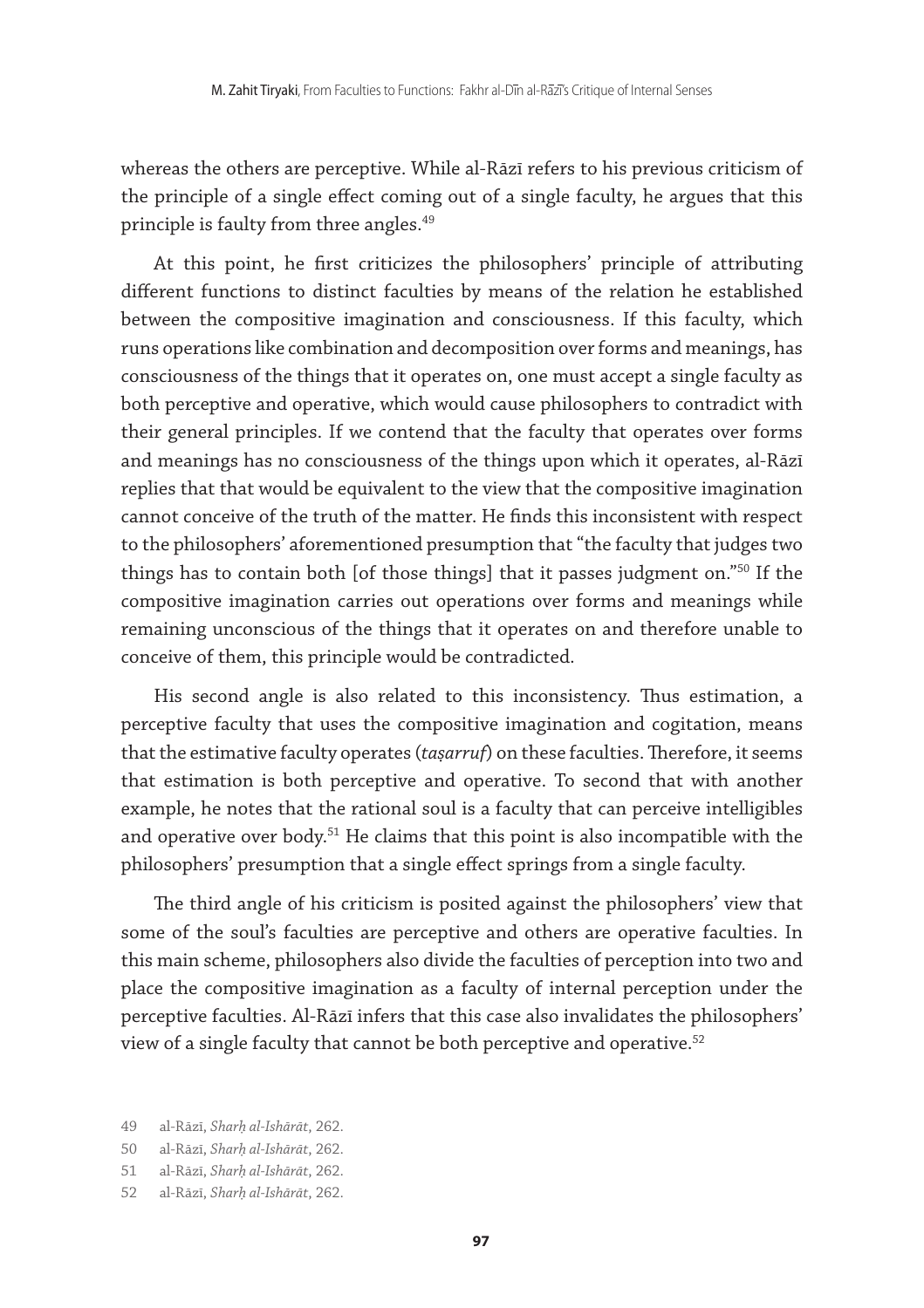whereas the others are perceptive. While al-Rāzī refers to his previous criticism of the principle of a single effect coming out of a single faculty, he argues that this principle is faulty from three angles.[49]

At this point, he first criticizes the philosophers' principle of attributing different functions to distinct faculties by means of the relation he established between the compositive imagination and consciousness. If this faculty, which runs operations like combination and decomposition over forms and meanings, has consciousness of the things that it operates on, one must accept a single faculty as both perceptive and operative, which would cause philosophers to contradict with their general principles. If we contend that the faculty that operates over forms and meanings has no consciousness of the things upon which it operates, al-Rāzī replies that that would be equivalent to the view that the compositive imagination cannot conceive of the truth of the matter. He finds this inconsistent with respect to the philosophers' aforementioned presumption that "the faculty that judges two things has to contain both [of those things] that it passes judgment on."[50] If the compositive imagination carries out operations over forms and meanings while remaining unconscious of the things that it operates on and therefore unable to conceive of them, this principle would be contradicted.

His second angle is also related to this inconsistency. Thus estimation, a perceptive faculty that uses the compositive imagination and cogitation, means that the estimative faculty operates (*taṣarruf*) on these faculties. Therefore, it seems that estimation is both perceptive and operative. To second that with another example, he notes that the rational soul is a faculty that can perceive intelligibles and operative over body.[51] He claims that this point is also incompatible with the philosophers' presumption that a single effect springs from a single faculty.

The third angle of his criticism is posited against the philosophers' view that some of the soul's faculties are perceptive and others are operative faculties. In this main scheme, philosophers also divide the faculties of perception into two and place the compositive imagination as a faculty of internal perception under the perceptive faculties. Al-Rāzī infers that this case also invalidates the philosophers' view of a single faculty that cannot be both perceptive and operative.[52]

49 al-Rāzī, *Sharḥ al-Ishārāt*, 262.

50 al-Rāzī, *Sharḥ al-Ishārāt*, 262.

51 al-Rāzī, *Sharḥ al-Ishārāt*, 262.

52 al-Rāzī, *Sharḥ al-Ishārāt*, 262.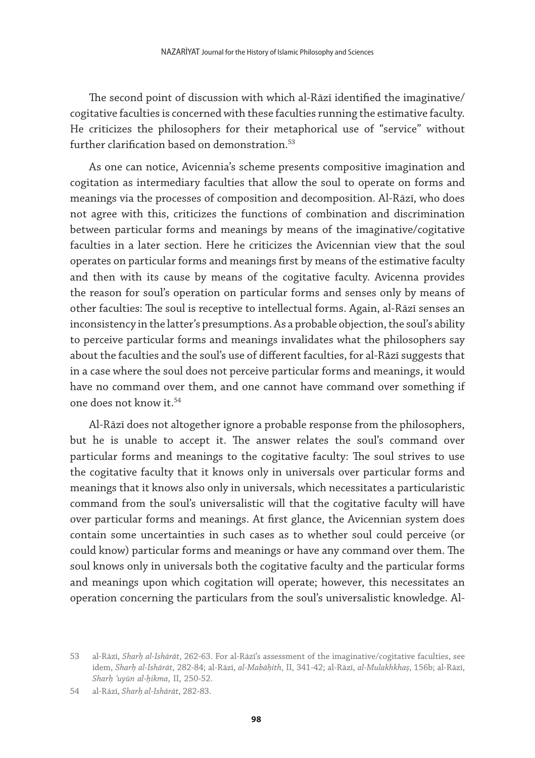The second point of discussion with which al-Rāzī identified the imaginative/cogitative faculties is concerned with these faculties running the estimative faculty. He criticizes the philosophers for their metaphorical use of "service" without further clarification based on demonstration.[53]

As one can notice, Avicennia's scheme presents compositive imagination and cogitation as intermediary faculties that allow the soul to operate on forms and meanings via the processes of composition and decomposition. Al-Rāzī, who does not agree with this, criticizes the functions of combination and discrimination between particular forms and meanings by means of the imaginative/cogitative faculties in a later section. Here he criticizes the Avicennian view that the soul operates on particular forms and meanings first by means of the estimative faculty and then with its cause by means of the cogitative faculty. Avicenna provides the reason for soul's operation on particular forms and senses only by means of other faculties: The soul is receptive to intellectual forms. Again, al-Rāzī senses an inconsistency in the latter's presumptions. As a probable objection, the soul's ability to perceive particular forms and meanings invalidates what the philosophers say about the faculties and the soul's use of different faculties, for al-Rāzī suggests that in a case where the soul does not perceive particular forms and meanings, it would have no command over them, and one cannot have command over something if one does not know it.[54]

Al-Rāzī does not altogether ignore a probable response from the philosophers, but he is unable to accept it. The answer relates the soul's command over particular forms and meanings to the cogitative faculty: The soul strives to use the cogitative faculty that it knows only in universals over particular forms and meanings that it knows also only in universals, which necessitates a particularistic command from the soul's universalistic will that the cogitative faculty will have over particular forms and meanings. At first glance, the Avicennian system does contain some uncertainties in such cases as to whether soul could perceive (or could know) particular forms and meanings or have any command over them. The soul knows only in universals both the cogitative faculty and the particular forms and meanings upon which cogitation will operate; however, this necessitates an operation concerning the particulars from the soul's universalistic knowledge. Al-

53 al-Rāzī, *Sharḥ al-Ishārāt*, 262-63. For al-Rāzī's assessment of the imaginative/cogitative faculties, see idem, *Sharḥ al-Ishārāt*, 282-84; al-Rāzī, *al-Mabāḥith*, II, 341-42; al-Rāzī, *al-Mulakhkhaṣ*, 156b; al-Rāzī, *Sharḥ ʿuyūn al-ḥikma*, II, 250-52.

54 al-Rāzī, *Sharḥ al-Ishārāt*, 282-83.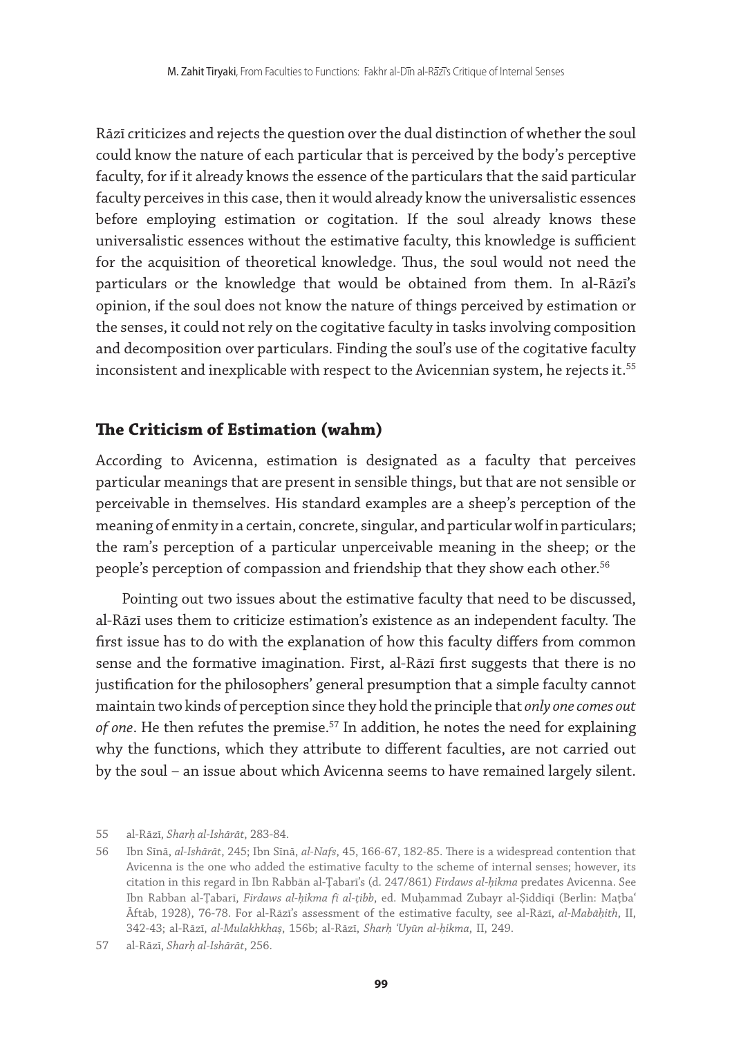Rāzī criticizes and rejects the question over the dual distinction of whether the soul could know the nature of each particular that is perceived by the body's perceptive faculty, for if it already knows the essence of the particulars that the said particular faculty perceives in this case, then it would already know the universalistic essences before employing estimation or cogitation. If the soul already knows these universalistic essences without the estimative faculty, this knowledge is sufficient for the acquisition of theoretical knowledge. Thus, the soul would not need the particulars or the knowledge that would be obtained from them. In al-Rāzī's opinion, if the soul does not know the nature of things perceived by estimation or the senses, it could not rely on the cogitative faculty in tasks involving composition and decomposition over particulars. Finding the soul's use of the cogitative faculty inconsistent and inexplicable with respect to the Avicennian system, he rejects it.[55]

## The Criticism of Estimation (wahm)

According to Avicenna, estimation is designated as a faculty that perceives particular meanings that are present in sensible things, but that are not sensible or perceivable in themselves. His standard examples are a sheep's perception of the meaning of enmity in a certain, concrete, singular, and particular wolf in particulars; the ram's perception of a particular unperceivable meaning in the sheep; or the people's perception of compassion and friendship that they show each other.[56]

Pointing out two issues about the estimative faculty that need to be discussed, al-Rāzī uses them to criticize estimation's existence as an independent faculty. The first issue has to do with the explanation of how this faculty differs from common sense and the formative imagination. First, al-Rāzī first suggests that there is no justification for the philosophers' general presumption that a simple faculty cannot maintain two kinds of perception since they hold the principle that *only one comes out of one*. He then refutes the premise.[57] In addition, he notes the need for explaining why the functions, which they attribute to different faculties, are not carried out by the soul – an issue about which Avicenna seems to have remained largely silent.

55 al-Rāzī, *Sharḥ al-Ishārāt*, 283-84.

56 Ibn Sīnā, *al-Ishārāt*, 245; Ibn Sīnā, *al-Nafs*, 45, 166-67, 182-85. There is a widespread contention that Avicenna is the one who added the estimative faculty to the scheme of internal senses; however, its citation in this regard in Ibn Rabbān al-Ṭabarī's (d. 247/861) *Firdaws al-ḥikma* predates Avicenna. See Ibn Rabban al-Ṭabarī, *Firdaws al-ḥikma fī al-ṭibb*, ed. Muḥammad Zubayr al-Ṣiddīqī (Berlin: Maṭba' Āftāb, 1928), 76-78. For al-Rāzī's assessment of the estimative faculty, see al-Rāzī, *al-Mabāḥith*, II, 342-43; al-Rāzī, *al-Mulakhkhaṣ*, 156b; al-Rāzī, *Sharḥ 'Uyūn al-ḥikma*, II, 249.

57 al-Rāzī, *Sharḥ al-Ishārāt*, 256.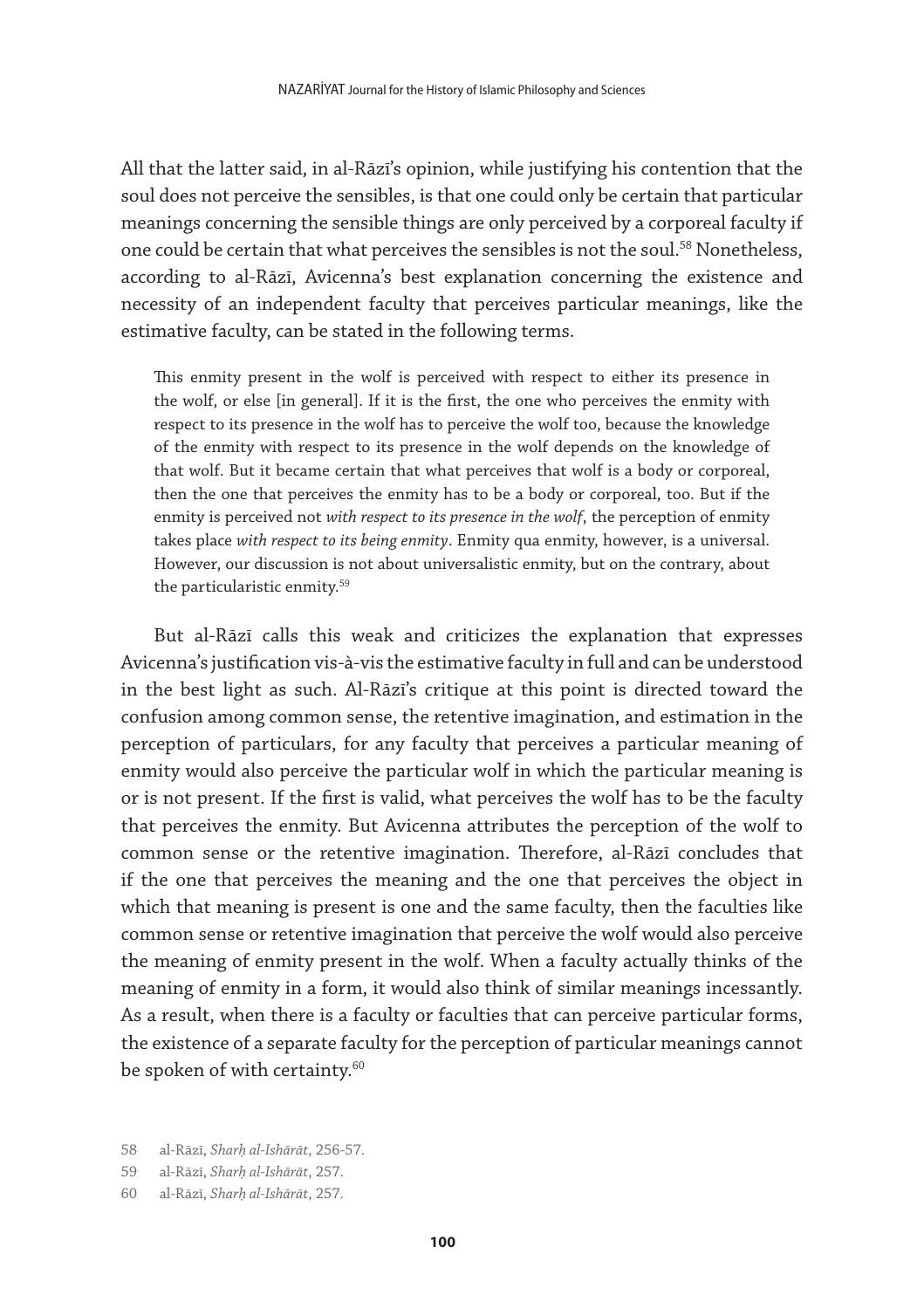All that the latter said, in al-Rāzī's opinion, while justifying his contention that the soul does not perceive the sensibles, is that one could only be certain that particular meanings concerning the sensible things are only perceived by a corporeal faculty if one could be certain that what perceives the sensibles is not the soul.[58] Nonetheless, according to al-Rāzī, Avicenna's best explanation concerning the existence and necessity of an independent faculty that perceives particular meanings, like the estimative faculty, can be stated in the following terms.

> This enmity present in the wolf is perceived with respect to either its presence in the wolf, or else [in general]. If it is the first, the one who perceives the enmity with respect to its presence in the wolf has to perceive the wolf too, because the knowledge of the enmity with respect to its presence in the wolf depends on the knowledge of that wolf. But it became certain that what perceives that wolf is a body or corporeal, then the one that perceives the enmity has to be a body or corporeal, too. But if the enmity is perceived not *with respect to its presence in the wolf*, the perception of enmity takes place *with respect to its being enmity*. Enmity qua enmity, however, is a universal. However, our discussion is not about universalistic enmity, but on the contrary, about the particularistic enmity.[59]

But al-Rāzī calls this weak and criticizes the explanation that expresses Avicenna's justification vis-à-vis the estimative faculty in full and can be understood in the best light as such. Al-Rāzī's critique at this point is directed toward the confusion among common sense, the retentive imagination, and estimation in the perception of particulars, for any faculty that perceives a particular meaning of enmity would also perceive the particular wolf in which the particular meaning is or is not present. If the first is valid, what perceives the wolf has to be the faculty that perceives the enmity. But Avicenna attributes the perception of the wolf to common sense or the retentive imagination. Therefore, al-Rāzī concludes that if the one that perceives the meaning and the one that perceives the object in which that meaning is present is one and the same faculty, then the faculties like common sense or retentive imagination that perceive the wolf would also perceive the meaning of enmity present in the wolf. When a faculty actually thinks of the meaning of enmity in a form, it would also think of similar meanings incessantly. As a result, when there is a faculty or faculties that can perceive particular forms, the existence of a separate faculty for the perception of particular meanings cannot be spoken of with certainty.[60]

58 al-Rāzī, *Sharḥ al-Ishārāt*, 256-57.

59 al-Rāzī, *Sharḥ al-Ishārāt*, 257.

60 al-Rāzī, *Sharḥ al-Ishārāt*, 257.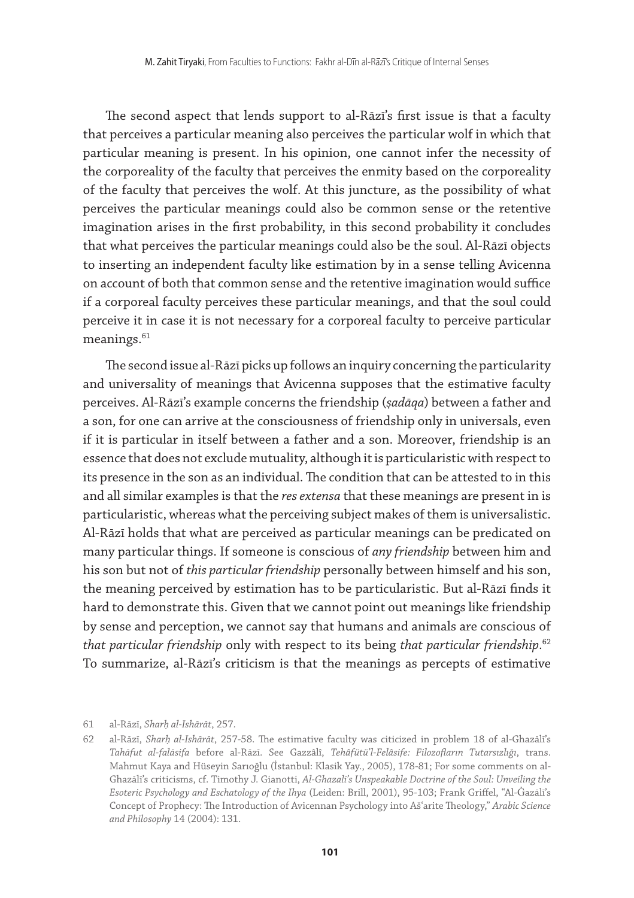The second aspect that lends support to al-Rāzī's first issue is that a faculty that perceives a particular meaning also perceives the particular wolf in which that particular meaning is present. In his opinion, one cannot infer the necessity of the corporeality of the faculty that perceives the enmity based on the corporeality of the faculty that perceives the wolf. At this juncture, as the possibility of what perceives the particular meanings could also be common sense or the retentive imagination arises in the first probability, in this second probability it concludes that what perceives the particular meanings could also be the soul. Al-Rāzī objects to inserting an independent faculty like estimation by in a sense telling Avicenna on account of both that common sense and the retentive imagination would suffice if a corporeal faculty perceives these particular meanings, and that the soul could perceive it in case it is not necessary for a corporeal faculty to perceive particular meanings.[61]

The second issue al-Rāzī picks up follows an inquiry concerning the particularity and universality of meanings that Avicenna supposes that the estimative faculty perceives. Al-Rāzī's example concerns the friendship (*ṣadāqa*) between a father and a son, for one can arrive at the consciousness of friendship only in universals, even if it is particular in itself between a father and a son. Moreover, friendship is an essence that does not exclude mutuality, although it is particularistic with respect to its presence in the son as an individual. The condition that can be attested to in this and all similar examples is that the *res extensa* that these meanings are present in is particularistic, whereas what the perceiving subject makes of them is universalistic. Al-Rāzī holds that what are perceived as particular meanings can be predicated on many particular things. If someone is conscious of *any friendship* between him and his son but not of *this particular friendship* personally between himself and his son, the meaning perceived by estimation has to be particularistic. But al-Rāzī finds it hard to demonstrate this. Given that we cannot point out meanings like friendship by sense and perception, we cannot say that humans and animals are conscious of *that particular friendship* only with respect to its being *that particular friendship*.[62] To summarize, al-Rāzī's criticism is that the meanings as percepts of estimative

61 al-Rāzī, *Sharḥ al-Ishārāt*, 257.

62 al-Rāzī, *Sharḥ al-Ishārāt*, 257-58. The estimative faculty was citicized in problem 18 of al-Ghazālī's *Tahāfut al-falāsifa* before al-Rāzī. See Gazzâlî, *Tehâfütü'l-Felâsife: Filozofların Tutarsızlığı*, trans. Mahmut Kaya and Hüseyin Sarıoğlu (İstanbul: Klasik Yay., 2005), 178-81; For some comments on al-Ghazālī's criticisms, cf. Timothy J. Gianotti, *Al-Ghazali's Unspeakable Doctrine of the Soul: Unveiling the Esoteric Psychology and Eschatology of the Ihya* (Leiden: Brill, 2001), 95-103; Frank Griffel, "Al-Ġazālī's Concept of Prophecy: The Introduction of Avicennan Psychology into Aš'arite Theology," *Arabic Science and Philosophy* 14 (2004): 131.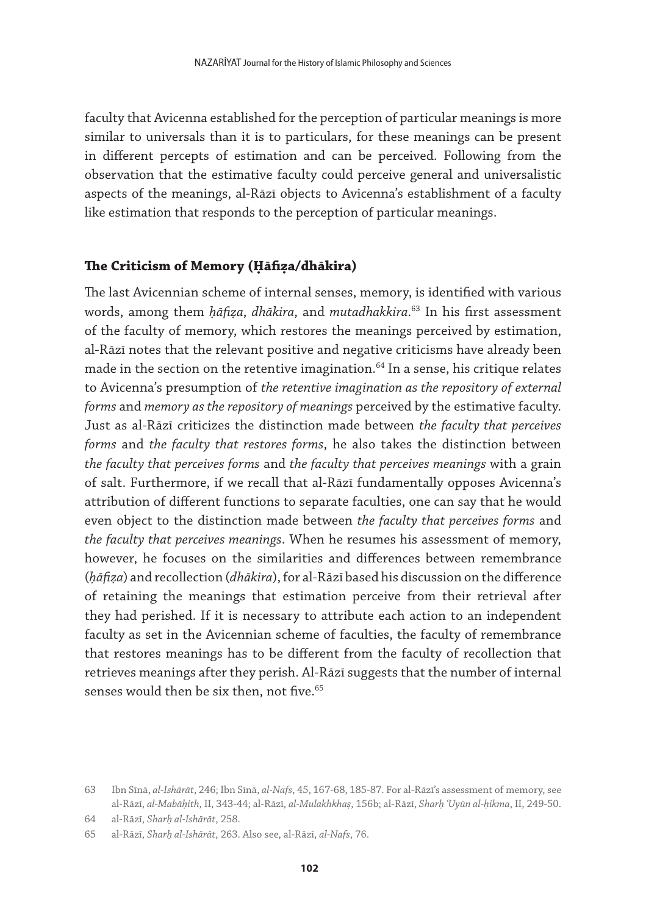faculty that Avicenna established for the perception of particular meanings is more similar to universals than it is to particulars, for these meanings can be present in different percepts of estimation and can be perceived. Following from the observation that the estimative faculty could perceive general and universalistic aspects of the meanings, al-Rāzī objects to Avicenna's establishment of a faculty like estimation that responds to the perception of particular meanings.

### The Criticism of Memory (Ḥāfiẓa/dhākira)

The last Avicennian scheme of internal senses, memory, is identified with various words, among them *ḥāfiẓa*, *dhākira*, and *mutadhakkira*.[63] In his first assessment of the faculty of memory, which restores the meanings perceived by estimation, al-Rāzī notes that the relevant positive and negative criticisms have already been made in the section on the retentive imagination.[64] In a sense, his critique relates to Avicenna's presumption of *the retentive imagination as the repository of external forms* and *memory as the repository of meanings* perceived by the estimative faculty. Just as al-Rāzī criticizes the distinction made between *the faculty that perceives forms* and *the faculty that restores forms*, he also takes the distinction between *the faculty that perceives forms* and *the faculty that perceives meanings* with a grain of salt. Furthermore, if we recall that al-Rāzī fundamentally opposes Avicenna's attribution of different functions to separate faculties, one can say that he would even object to the distinction made between *the faculty that perceives forms* and *the faculty that perceives meanings*. When he resumes his assessment of memory, however, he focuses on the similarities and differences between remembrance (*ḥāfiẓa*) and recollection (*dhākira*), for al-Rāzī based his discussion on the difference of retaining the meanings that estimation perceive from their retrieval after they had perished. If it is necessary to attribute each action to an independent faculty as set in the Avicennian scheme of faculties, the faculty of remembrance that restores meanings has to be different from the faculty of recollection that retrieves meanings after they perish. Al-Rāzī suggests that the number of internal senses would then be six then, not five.[65]

---

63 Ibn Sīnā, *al-Ishārāt*, 246; Ibn Sīnā, *al-Nafs*, 45, 167-68, 185-87. For al-Rāzī's assessment of memory, see al-Rāzī, *al-Mabāḥith*, II, 343-44; al-Rāzī, *al-Mulakhkhaṣ*, 156b; al-Rāzī, *Sharḥ 'Uyūn al-ḥikma*, II, 249-50.

64 al-Rāzī, *Sharḥ al-Ishārāt*, 258.

65 al-Rāzī, *Sharḥ al-Ishārāt*, 263. Also see, al-Rāzī, *al-Nafs*, 76.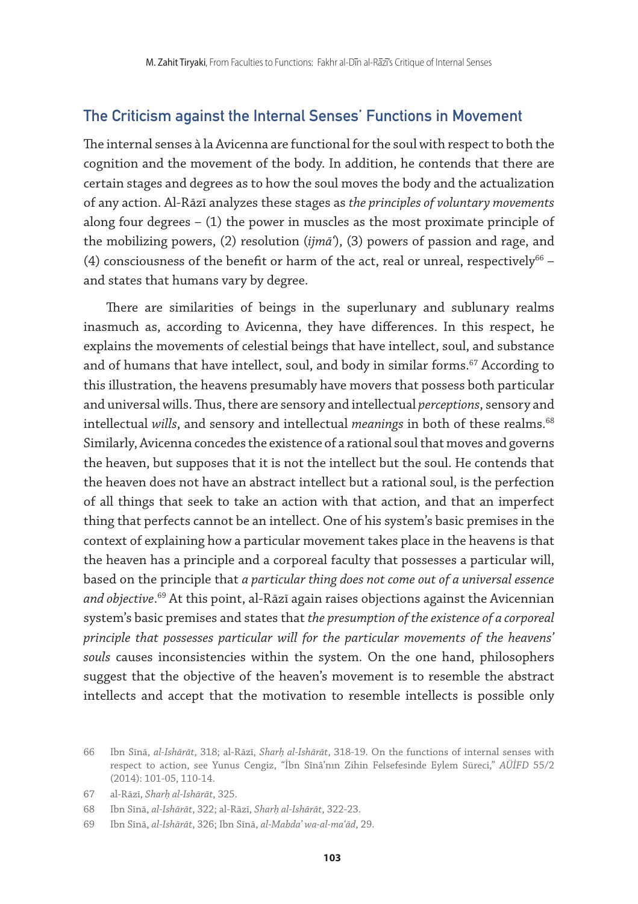## The Criticism against the Internal Senses' Functions in Movement

The internal senses à la Avicenna are functional for the soul with respect to both the cognition and the movement of the body. In addition, he contends that there are certain stages and degrees as to how the soul moves the body and the actualization of any action. Al-Rāzī analyzes these stages as *the principles of voluntary movements* along four degrees – (1) the power in muscles as the most proximate principle of the mobilizing powers, (2) resolution (*ijmāʿ*), (3) powers of passion and rage, and (4) consciousness of the benefit or harm of the act, real or unreal, respectively[66] – and states that humans vary by degree.

There are similarities of beings in the superlunary and sublunary realms inasmuch as, according to Avicenna, they have differences. In this respect, he explains the movements of celestial beings that have intellect, soul, and substance and of humans that have intellect, soul, and body in similar forms.[67] According to this illustration, the heavens presumably have movers that possess both particular and universal wills. Thus, there are sensory and intellectual *perceptions*, sensory and intellectual *wills*, and sensory and intellectual *meanings* in both of these realms.[68] Similarly, Avicenna concedes the existence of a rational soul that moves and governs the heaven, but supposes that it is not the intellect but the soul. He contends that the heaven does not have an abstract intellect but a rational soul, is the perfection of all things that seek to take an action with that action, and that an imperfect thing that perfects cannot be an intellect. One of his system's basic premises in the context of explaining how a particular movement takes place in the heavens is that the heaven has a principle and a corporeal faculty that possesses a particular will, based on the principle that *a particular thing does not come out of a universal essence and objective*.[69] At this point, al-Rāzī again raises objections against the Avicennian system's basic premises and states that *the presumption of the existence of a corporeal principle that possesses particular will for the particular movements of the heavens' souls* causes inconsistencies within the system. On the one hand, philosophers suggest that the objective of the heaven's movement is to resemble the abstract intellects and accept that the motivation to resemble intellects is possible only

---

66 Ibn Sīnā, *al-Ishārāt*, 318; al-Rāzī, *Sharḥ al-Ishārāt*, 318-19. On the functions of internal senses with respect to action, see Yunus Cengiz, "İbn Sînâ'nın Zihin Felsefesinde Eylem Süreci," *AÜİFD* 55/2 (2014): 101-05, 110-14.

67 al-Rāzī, *Sharḥ al-Ishārāt*, 325.

68 Ibn Sīnā, *al-Ishārāt*, 322; al-Rāzī, *Sharḥ al-Ishārāt*, 322-23.

69 Ibn Sīnā, *al-Ishārāt*, 326; Ibn Sīnā, *al-Mabdaʾ wa-al-maʿād*, 29.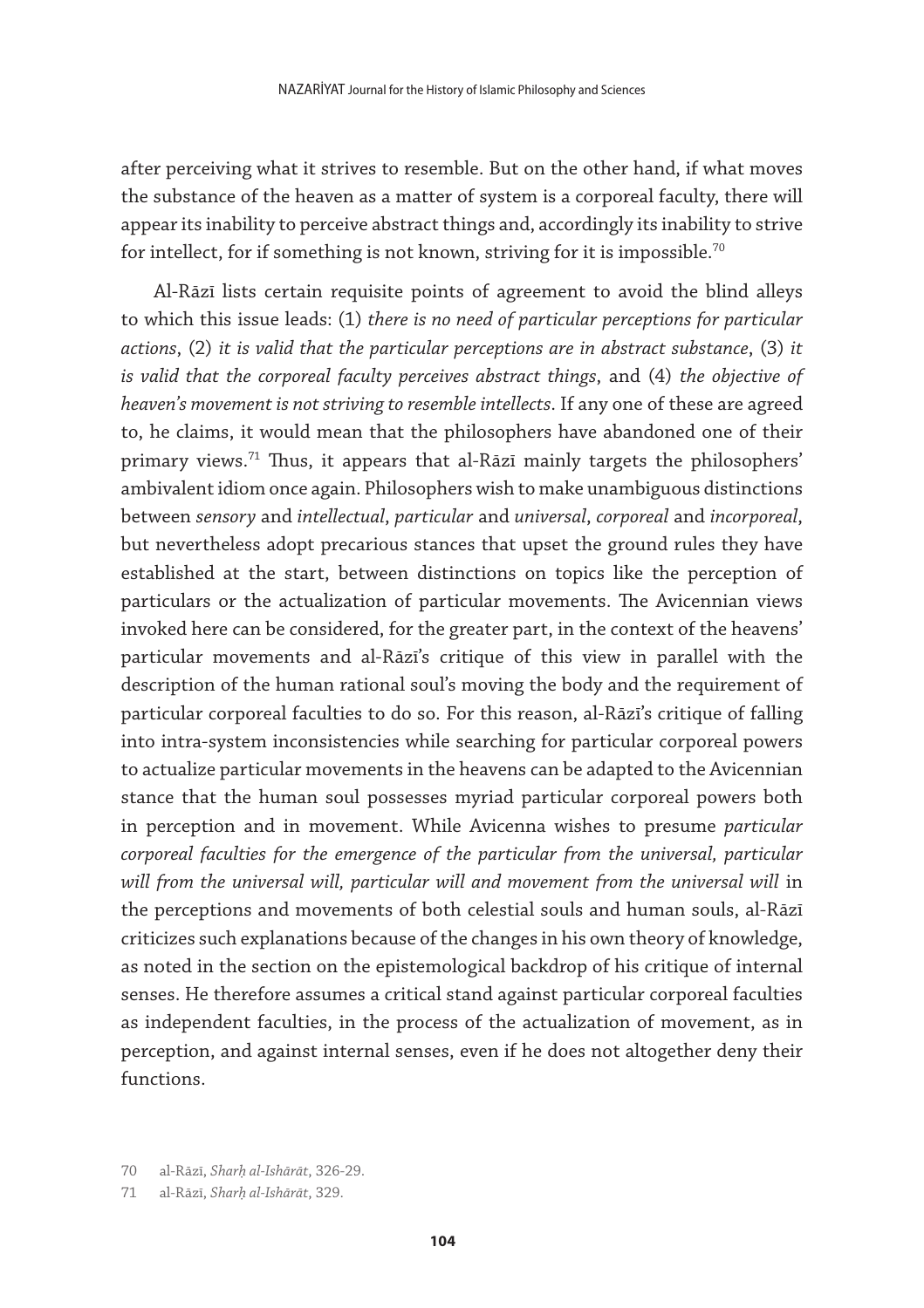after perceiving what it strives to resemble. But on the other hand, if what moves the substance of the heaven as a matter of system is a corporeal faculty, there will appear its inability to perceive abstract things and, accordingly its inability to strive for intellect, for if something is not known, striving for it is impossible.[70]

Al-Rāzī lists certain requisite points of agreement to avoid the blind alleys to which this issue leads: (1) *there is no need of particular perceptions for particular actions*, (2) *it is valid that the particular perceptions are in abstract substance*, (3) *it is valid that the corporeal faculty perceives abstract things*, and (4) *the objective of heaven's movement is not striving to resemble intellects*. If any one of these are agreed to, he claims, it would mean that the philosophers have abandoned one of their primary views.[71] Thus, it appears that al-Rāzī mainly targets the philosophers' ambivalent idiom once again. Philosophers wish to make unambiguous distinctions between *sensory* and *intellectual*, *particular* and *universal*, *corporeal* and *incorporeal*, but nevertheless adopt precarious stances that upset the ground rules they have established at the start, between distinctions on topics like the perception of particulars or the actualization of particular movements. The Avicennian views invoked here can be considered, for the greater part, in the context of the heavens' particular movements and al-Rāzī's critique of this view in parallel with the description of the human rational soul's moving the body and the requirement of particular corporeal faculties to do so. For this reason, al-Rāzī's critique of falling into intra-system inconsistencies while searching for particular corporeal powers to actualize particular movements in the heavens can be adapted to the Avicennian stance that the human soul possesses myriad particular corporeal powers both in perception and in movement. While Avicenna wishes to presume *particular corporeal faculties for the emergence of the particular from the universal, particular will from the universal will, particular will and movement from the universal will* in the perceptions and movements of both celestial souls and human souls, al-Rāzī criticizes such explanations because of the changes in his own theory of knowledge, as noted in the section on the epistemological backdrop of his critique of internal senses. He therefore assumes a critical stand against particular corporeal faculties as independent faculties, in the process of the actualization of movement, as in perception, and against internal senses, even if he does not altogether deny their functions.

70 al-Rāzī, *Sharḥ al-Ishārāt*, 326-29.

71 al-Rāzī, *Sharḥ al-Ishārāt*, 329.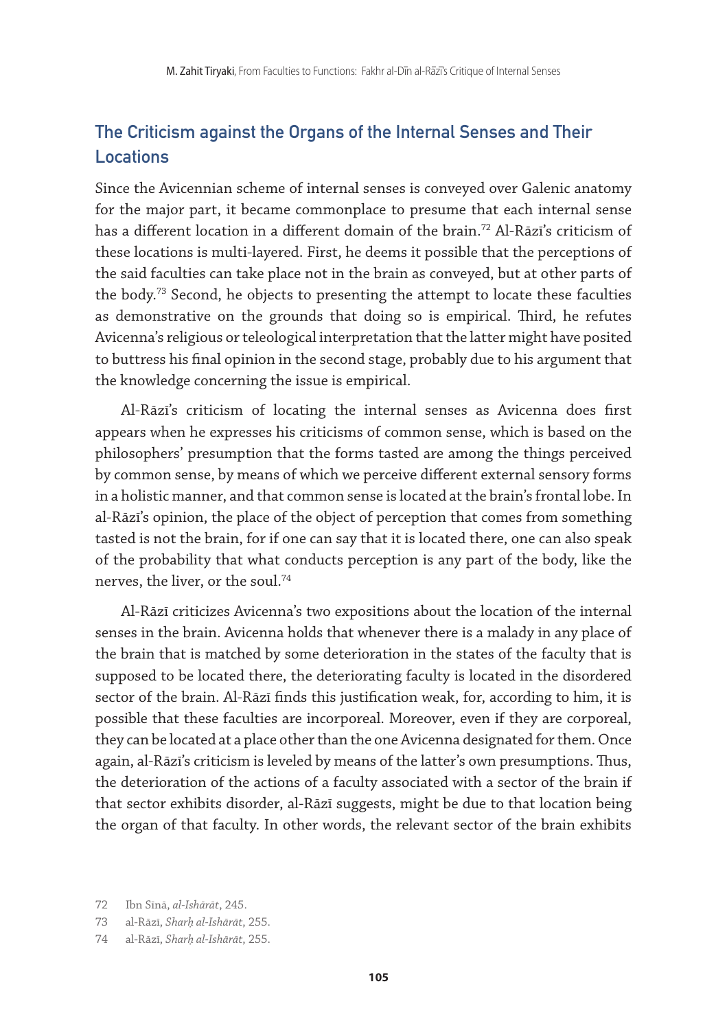## The Criticism against the Organs of the Internal Senses and Their Locations

Since the Avicennian scheme of internal senses is conveyed over Galenic anatomy for the major part, it became commonplace to presume that each internal sense has a different location in a different domain of the brain.[72] Al-Rāzī's criticism of these locations is multi-layered. First, he deems it possible that the perceptions of the said faculties can take place not in the brain as conveyed, but at other parts of the body.[73] Second, he objects to presenting the attempt to locate these faculties as demonstrative on the grounds that doing so is empirical. Third, he refutes Avicenna's religious or teleological interpretation that the latter might have posited to buttress his final opinion in the second stage, probably due to his argument that the knowledge concerning the issue is empirical.

Al-Rāzī's criticism of locating the internal senses as Avicenna does first appears when he expresses his criticisms of common sense, which is based on the philosophers' presumption that the forms tasted are among the things perceived by common sense, by means of which we perceive different external sensory forms in a holistic manner, and that common sense is located at the brain's frontal lobe. In al-Rāzī's opinion, the place of the object of perception that comes from something tasted is not the brain, for if one can say that it is located there, one can also speak of the probability that what conducts perception is any part of the body, like the nerves, the liver, or the soul.[74]

Al-Rāzī criticizes Avicenna's two expositions about the location of the internal senses in the brain. Avicenna holds that whenever there is a malady in any place of the brain that is matched by some deterioration in the states of the faculty that is supposed to be located there, the deteriorating faculty is located in the disordered sector of the brain. Al-Rāzī finds this justification weak, for, according to him, it is possible that these faculties are incorporeal. Moreover, even if they are corporeal, they can be located at a place other than the one Avicenna designated for them. Once again, al-Rāzī's criticism is leveled by means of the latter's own presumptions. Thus, the deterioration of the actions of a faculty associated with a sector of the brain if that sector exhibits disorder, al-Rāzī suggests, might be due to that location being the organ of that faculty. In other words, the relevant sector of the brain exhibits

72 Ibn Sīnā, *al-Ishārāt*, 245.

73 al-Rāzī, *Sharḥ al-Ishārāt*, 255.

74 al-Rāzī, *Sharḥ al-Ishārāt*, 255.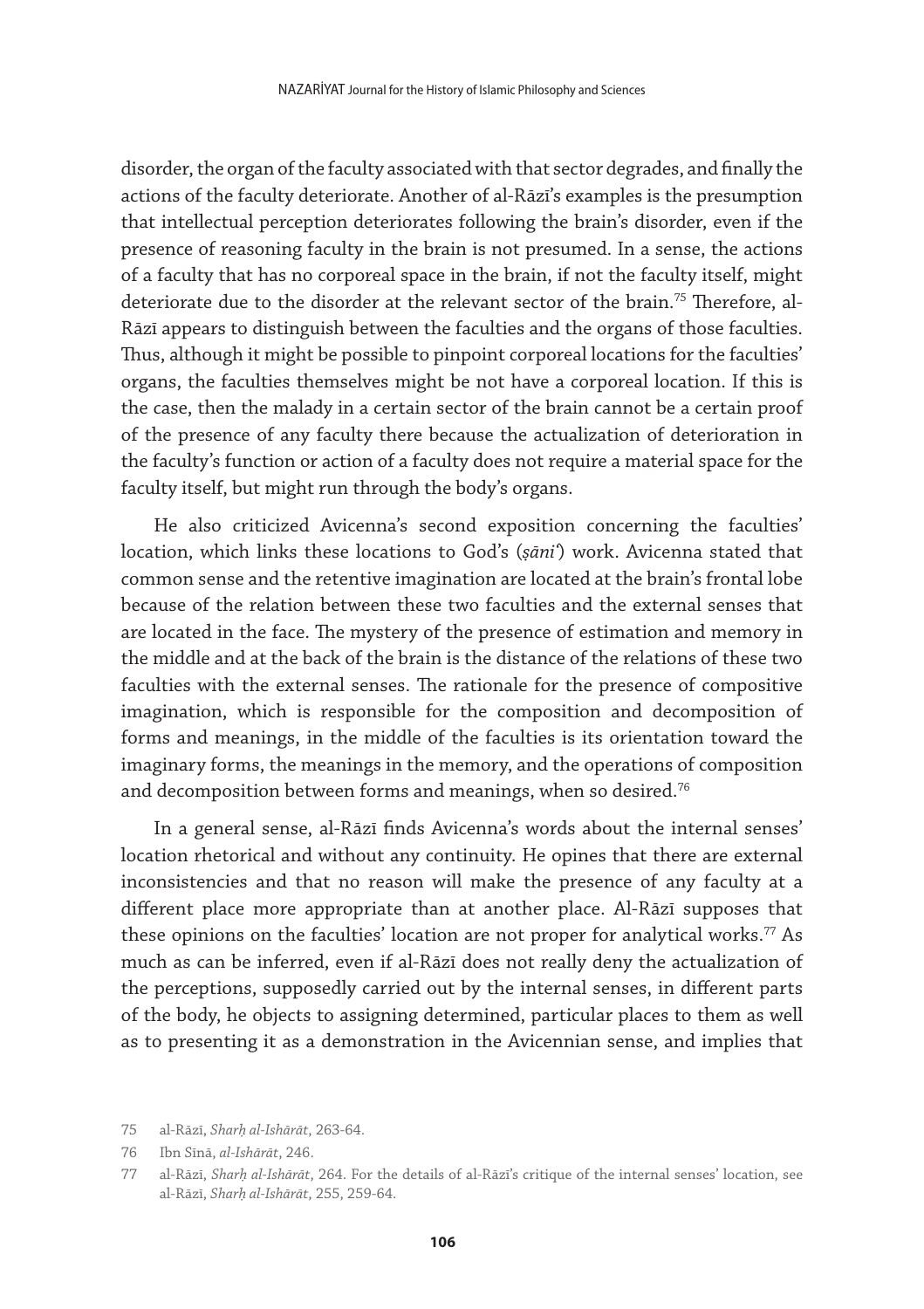disorder, the organ of the faculty associated with that sector degrades, and finally the actions of the faculty deteriorate. Another of al-Rāzī's examples is the presumption that intellectual perception deteriorates following the brain's disorder, even if the presence of reasoning faculty in the brain is not presumed. In a sense, the actions of a faculty that has no corporeal space in the brain, if not the faculty itself, might deteriorate due to the disorder at the relevant sector of the brain.[75] Therefore, al-Rāzī appears to distinguish between the faculties and the organs of those faculties. Thus, although it might be possible to pinpoint corporeal locations for the faculties' organs, the faculties themselves might be not have a corporeal location. If this is the case, then the malady in a certain sector of the brain cannot be a certain proof of the presence of any faculty there because the actualization of deterioration in the faculty's function or action of a faculty does not require a material space for the faculty itself, but might run through the body's organs.

He also criticized Avicenna's second exposition concerning the faculties' location, which links these locations to God's (*ṣāni'*) work. Avicenna stated that common sense and the retentive imagination are located at the brain's frontal lobe because of the relation between these two faculties and the external senses that are located in the face. The mystery of the presence of estimation and memory in the middle and at the back of the brain is the distance of the relations of these two faculties with the external senses. The rationale for the presence of compositive imagination, which is responsible for the composition and decomposition of forms and meanings, in the middle of the faculties is its orientation toward the imaginary forms, the meanings in the memory, and the operations of composition and decomposition between forms and meanings, when so desired.[76]

In a general sense, al-Rāzī finds Avicenna's words about the internal senses' location rhetorical and without any continuity. He opines that there are external inconsistencies and that no reason will make the presence of any faculty at a different place more appropriate than at another place. Al-Rāzī supposes that these opinions on the faculties' location are not proper for analytical works.[77] As much as can be inferred, even if al-Rāzī does not really deny the actualization of the perceptions, supposedly carried out by the internal senses, in different parts of the body, he objects to assigning determined, particular places to them as well as to presenting it as a demonstration in the Avicennian sense, and implies that

75 al-Rāzī, *Sharḥ al-Ishārāt*, 263-64.

76 Ibn Sīnā, *al-Ishārāt*, 246.

77 al-Rāzī, *Sharḥ al-Ishārāt*, 264. For the details of al-Rāzī's critique of the internal senses' location, see al-Rāzī, *Sharḥ al-Ishārāt*, 255, 259-64.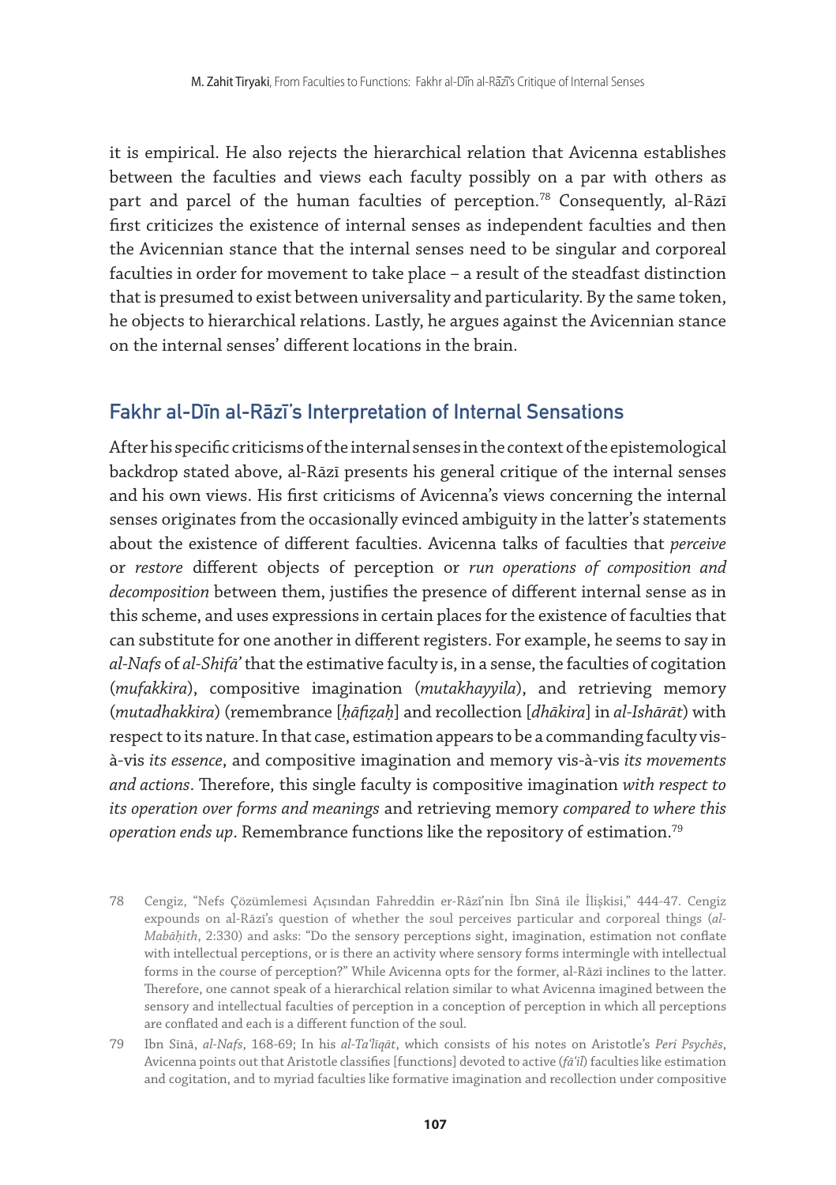it is empirical. He also rejects the hierarchical relation that Avicenna establishes between the faculties and views each faculty possibly on a par with others as part and parcel of the human faculties of perception.[78] Consequently, al-Rāzī first criticizes the existence of internal senses as independent faculties and then the Avicennian stance that the internal senses need to be singular and corporeal faculties in order for movement to take place – a result of the steadfast distinction that is presumed to exist between universality and particularity. By the same token, he objects to hierarchical relations. Lastly, he argues against the Avicennian stance on the internal senses' different locations in the brain.

## Fakhr al-Dīn al-Rāzī's Interpretation of Internal Sensations

After his specific criticisms of the internal senses in the context of the epistemological backdrop stated above, al-Rāzī presents his general critique of the internal senses and his own views. His first criticisms of Avicenna's views concerning the internal senses originates from the occasionally evinced ambiguity in the latter's statements about the existence of different faculties. Avicenna talks of faculties that *perceive* or *restore* different objects of perception or *run operations of composition and decomposition* between them, justifies the presence of different internal sense as in this scheme, and uses expressions in certain places for the existence of faculties that can substitute for one another in different registers. For example, he seems to say in *al-Nafs* of *al-Shifā'* that the estimative faculty is, in a sense, the faculties of cogitation (*mufakkira*), compositive imagination (*mutakhayyila*), and retrieving memory (*mutadhakkira*) (remembrance [*ḥāfiẓah*] and recollection [*dhākira*] in *al-Ishārāt*) with respect to its nature. In that case, estimation appears to be a commanding faculty vis-à-vis *its essence*, and compositive imagination and memory vis-à-vis *its movements and actions*. Therefore, this single faculty is compositive imagination *with respect to its operation over forms and meanings* and retrieving memory *compared to where this operation ends up*. Remembrance functions like the repository of estimation.[79]

78 Cengiz, "Nefs Çözümlemesi Açısından Fahreddin er-Râzî'nin İbn Sînâ ile İlişkisi," 444-47. Cengiz expounds on al-Rāzī's question of whether the soul perceives particular and corporeal things (*al-Mabāḥith*, 2:330) and asks: "Do the sensory perceptions sight, imagination, estimation not conflate with intellectual perceptions, or is there an activity where sensory forms intermingle with intellectual forms in the course of perception?" While Avicenna opts for the former, al-Rāzī inclines to the latter. Therefore, one cannot speak of a hierarchical relation similar to what Avicenna imagined between the sensory and intellectual faculties of perception in a conception of perception in which all perceptions are conflated and each is a different function of the soul.

79 Ibn Sīnā, *al-Nafs*, 168-69; In his *al-Taʿlīqāt*, which consists of his notes on Aristotle's *Peri Psychēs*, Avicenna points out that Aristotle classifies [functions] devoted to active (*fāʿil*) faculties like estimation and cogitation, and to myriad faculties like formative imagination and recollection under compositive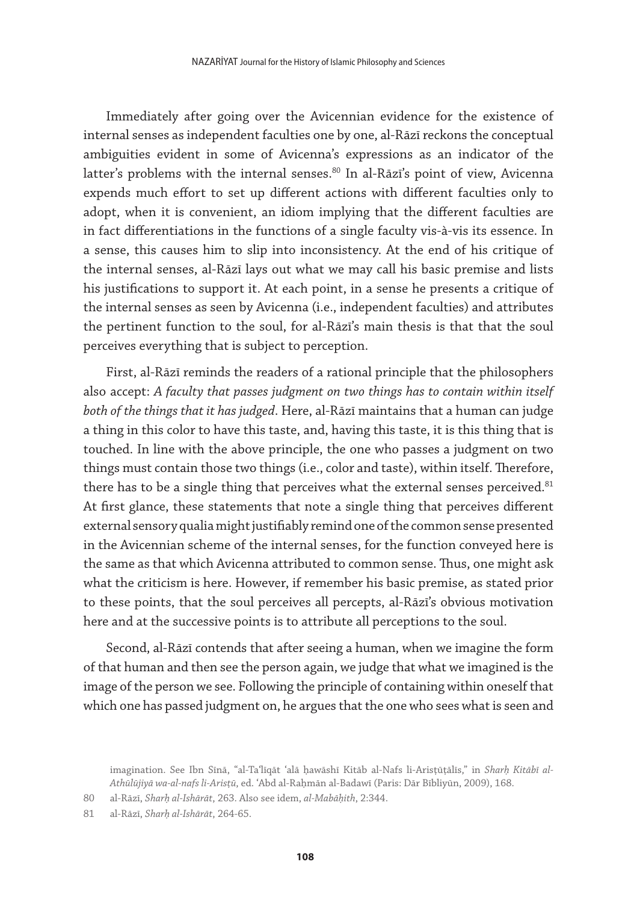Immediately after going over the Avicennian evidence for the existence of internal senses as independent faculties one by one, al-Rāzī reckons the conceptual ambiguities evident in some of Avicenna's expressions as an indicator of the latter's problems with the internal senses.[80] In al-Rāzī's point of view, Avicenna expends much effort to set up different actions with different faculties only to adopt, when it is convenient, an idiom implying that the different faculties are in fact differentiations in the functions of a single faculty vis-à-vis its essence. In a sense, this causes him to slip into inconsistency. At the end of his critique of the internal senses, al-Rāzī lays out what we may call his basic premise and lists his justifications to support it. At each point, in a sense he presents a critique of the internal senses as seen by Avicenna (i.e., independent faculties) and attributes the pertinent function to the soul, for al-Rāzī's main thesis is that that the soul perceives everything that is subject to perception.

First, al-Rāzī reminds the readers of a rational principle that the philosophers also accept: *A faculty that passes judgment on two things has to contain within itself both of the things that it has judged*. Here, al-Rāzī maintains that a human can judge a thing in this color to have this taste, and, having this taste, it is this thing that is touched. In line with the above principle, the one who passes a judgment on two things must contain those two things (i.e., color and taste), within itself. Therefore, there has to be a single thing that perceives what the external senses perceived.[81] At first glance, these statements that note a single thing that perceives different external sensory qualia might justifiably remind one of the common sense presented in the Avicennian scheme of the internal senses, for the function conveyed here is the same as that which Avicenna attributed to common sense. Thus, one might ask what the criticism is here. However, if remember his basic premise, as stated prior to these points, that the soul perceives all percepts, al-Rāzī's obvious motivation here and at the successive points is to attribute all perceptions to the soul.

Second, al-Rāzī contends that after seeing a human, when we imagine the form of that human and then see the person again, we judge that what we imagined is the image of the person we see. Following the principle of containing within oneself that which one has passed judgment on, he argues that the one who sees what is seen and

imagination. See Ibn Sīnā, "al-Taʿlīqāt ʿalā ḥawāshī Kitāb al-Nafs li-Arisṭūṭālīs," in *Sharḥ Kitābī al-Athūlūjiyā wa-al-nafs li-Arisṭū*, ed. ʿAbd al-Raḥmān al-Badawī (Paris: Dār Bībliyūn, 2009), 168.

80 al-Rāzī, *Sharḥ al-Ishārāt*, 263. Also see idem, *al-Mabāḥith*, 2:344.

81 al-Rāzī, *Sharḥ al-Ishārāt*, 264-65.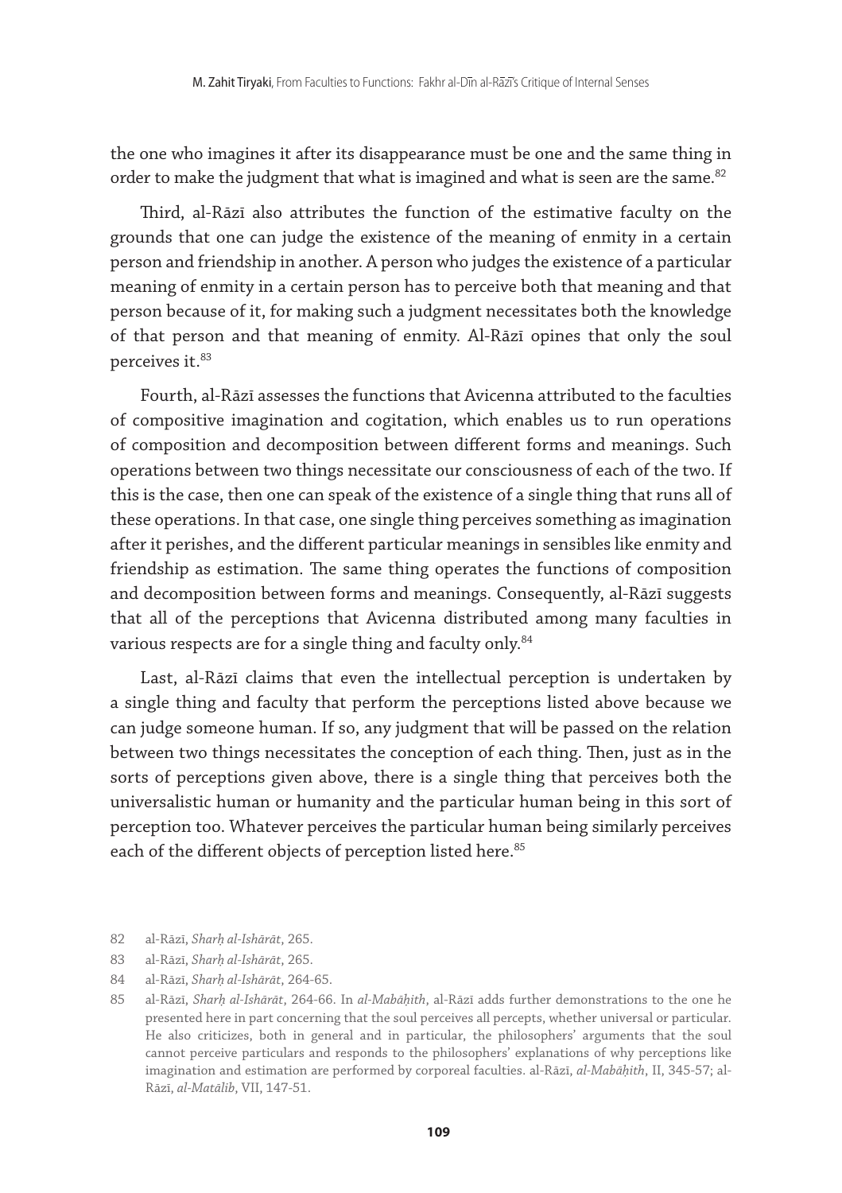the one who imagines it after its disappearance must be one and the same thing in order to make the judgment that what is imagined and what is seen are the same.[82]

Third, al-Rāzī also attributes the function of the estimative faculty on the grounds that one can judge the existence of the meaning of enmity in a certain person and friendship in another. A person who judges the existence of a particular meaning of enmity in a certain person has to perceive both that meaning and that person because of it, for making such a judgment necessitates both the knowledge of that person and that meaning of enmity. Al-Rāzī opines that only the soul perceives it.[83]

Fourth, al-Rāzī assesses the functions that Avicenna attributed to the faculties of compositive imagination and cogitation, which enables us to run operations of composition and decomposition between different forms and meanings. Such operations between two things necessitate our consciousness of each of the two. If this is the case, then one can speak of the existence of a single thing that runs all of these operations. In that case, one single thing perceives something as imagination after it perishes, and the different particular meanings in sensibles like enmity and friendship as estimation. The same thing operates the functions of composition and decomposition between forms and meanings. Consequently, al-Rāzī suggests that all of the perceptions that Avicenna distributed among many faculties in various respects are for a single thing and faculty only.[84]

Last, al-Rāzī claims that even the intellectual perception is undertaken by a single thing and faculty that perform the perceptions listed above because we can judge someone human. If so, any judgment that will be passed on the relation between two things necessitates the conception of each thing. Then, just as in the sorts of perceptions given above, there is a single thing that perceives both the universalistic human or humanity and the particular human being in this sort of perception too. Whatever perceives the particular human being similarly perceives each of the different objects of perception listed here.[85]

---

82 al-Rāzī, *Sharḥ al-Ishārāt*, 265.

83 al-Rāzī, *Sharḥ al-Ishārāt*, 265.

84 al-Rāzī, *Sharḥ al-Ishārāt*, 264-65.

85 al-Rāzī, *Sharḥ al-Ishārāt*, 264-66. In *al-Mabāḥith*, al-Rāzī adds further demonstrations to the one he presented here in part concerning that the soul perceives all percepts, whether universal or particular. He also criticizes, both in general and in particular, the philosophers' arguments that the soul cannot perceive particulars and responds to the philosophers' explanations of why perceptions like imagination and estimation are performed by corporeal faculties. al-Rāzī, *al-Mabāḥith*, II, 345-57; al-Rāzī, *al-Maṭālib*, VII, 147-51.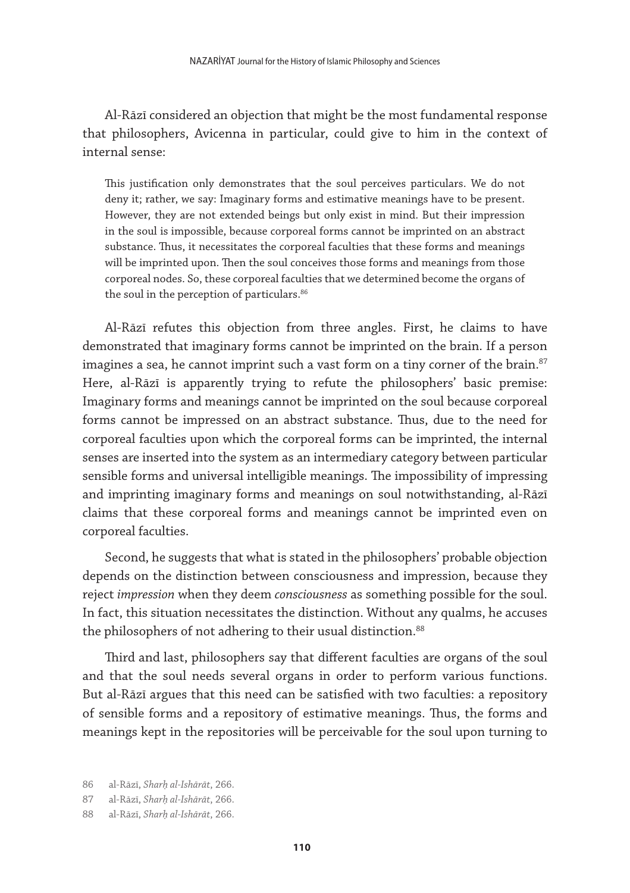Al-Rāzī considered an objection that might be the most fundamental response that philosophers, Avicenna in particular, could give to him in the context of internal sense:

> This justification only demonstrates that the soul perceives particulars. We do not deny it; rather, we say: Imaginary forms and estimative meanings have to be present. However, they are not extended beings but only exist in mind. But their impression in the soul is impossible, because corporeal forms cannot be imprinted on an abstract substance. Thus, it necessitates the corporeal faculties that these forms and meanings will be imprinted upon. Then the soul conceives those forms and meanings from those corporeal nodes. So, these corporeal faculties that we determined become the organs of the soul in the perception of particulars.[86]

Al-Rāzī refutes this objection from three angles. First, he claims to have demonstrated that imaginary forms cannot be imprinted on the brain. If a person imagines a sea, he cannot imprint such a vast form on a tiny corner of the brain.[87] Here, al-Rāzī is apparently trying to refute the philosophers' basic premise: Imaginary forms and meanings cannot be imprinted on the soul because corporeal forms cannot be impressed on an abstract substance. Thus, due to the need for corporeal faculties upon which the corporeal forms can be imprinted, the internal senses are inserted into the system as an intermediary category between particular sensible forms and universal intelligible meanings. The impossibility of impressing and imprinting imaginary forms and meanings on soul notwithstanding, al-Rāzī claims that these corporeal forms and meanings cannot be imprinted even on corporeal faculties.

Second, he suggests that what is stated in the philosophers' probable objection depends on the distinction between consciousness and impression, because they reject *impression* when they deem *consciousness* as something possible for the soul. In fact, this situation necessitates the distinction. Without any qualms, he accuses the philosophers of not adhering to their usual distinction.[88]

Third and last, philosophers say that different faculties are organs of the soul and that the soul needs several organs in order to perform various functions. But al-Rāzī argues that this need can be satisfied with two faculties: a repository of sensible forms and a repository of estimative meanings. Thus, the forms and meanings kept in the repositories will be perceivable for the soul upon turning to

86 al-Rāzī, *Sharḥ al-Ishārāt*, 266.

87 al-Rāzī, *Sharḥ al-Ishārāt*, 266.

88 al-Rāzī, *Sharḥ al-Ishārāt*, 266.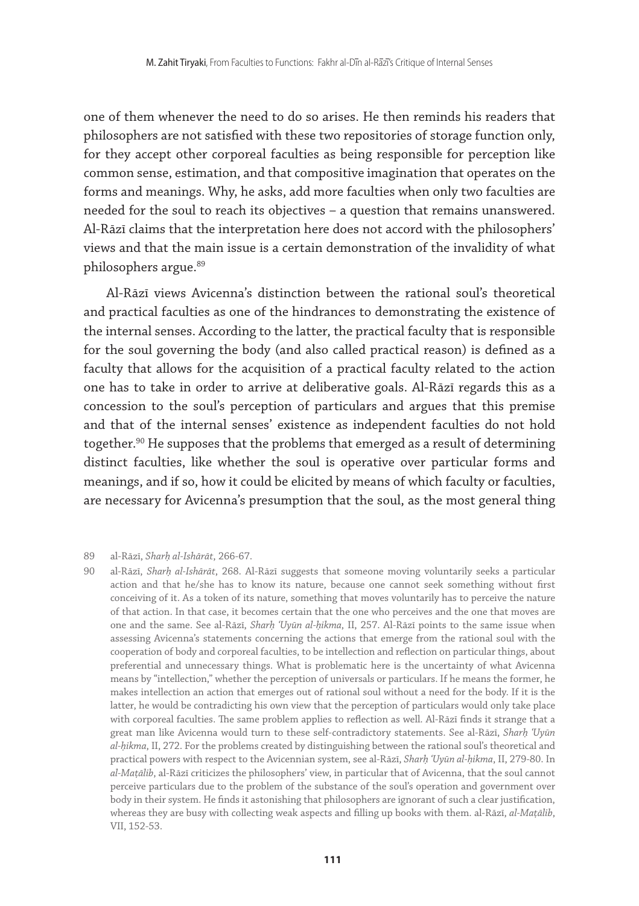one of them whenever the need to do so arises. He then reminds his readers that philosophers are not satisfied with these two repositories of storage function only, for they accept other corporeal faculties as being responsible for perception like common sense, estimation, and that compositive imagination that operates on the forms and meanings. Why, he asks, add more faculties when only two faculties are needed for the soul to reach its objectives – a question that remains unanswered. Al-Rāzī claims that the interpretation here does not accord with the philosophers' views and that the main issue is a certain demonstration of the invalidity of what philosophers argue.[89]

Al-Rāzī views Avicenna's distinction between the rational soul's theoretical and practical faculties as one of the hindrances to demonstrating the existence of the internal senses. According to the latter, the practical faculty that is responsible for the soul governing the body (and also called practical reason) is defined as a faculty that allows for the acquisition of a practical faculty related to the action one has to take in order to arrive at deliberative goals. Al-Rāzī regards this as a concession to the soul's perception of particulars and argues that this premise and that of the internal senses' existence as independent faculties do not hold together.[90] He supposes that the problems that emerged as a result of determining distinct faculties, like whether the soul is operative over particular forms and meanings, and if so, how it could be elicited by means of which faculty or faculties, are necessary for Avicenna's presumption that the soul, as the most general thing

89 al-Rāzī, *Sharḥ al-Ishārāt*, 266-67.

90 al-Rāzī, *Sharḥ al-Ishārāt*, 268. Al-Rāzī suggests that someone moving voluntarily seeks a particular action and that he/she has to know its nature, because one cannot seek something without first conceiving of it. As a token of its nature, something that moves voluntarily has to perceive the nature of that action. In that case, it becomes certain that the one who perceives and the one that moves are one and the same. See al-Rāzī, *Sharḥ 'Uyūn al-ḥikma*, II, 257. Al-Rāzī points to the same issue when assessing Avicenna's statements concerning the actions that emerge from the rational soul with the cooperation of body and corporeal faculties, to be intellection and reflection on particular things, about preferential and unnecessary things. What is problematic here is the uncertainty of what Avicenna means by "intellection," whether the perception of universals or particulars. If he means the former, he makes intellection an action that emerges out of rational soul without a need for the body. If it is the latter, he would be contradicting his own view that the perception of particulars would only take place with corporeal faculties. The same problem applies to reflection as well. Al-Rāzī finds it strange that a great man like Avicenna would turn to these self-contradictory statements. See al-Rāzī, *Sharḥ 'Uyūn al-ḥikma*, II, 272. For the problems created by distinguishing between the rational soul's theoretical and practical powers with respect to the Avicennian system, see al-Rāzī, *Sharḥ 'Uyūn al-ḥikma*, II, 279-80. In *al-Maṭālib*, al-Rāzī criticizes the philosophers' view, in particular that of Avicenna, that the soul cannot perceive particulars due to the problem of the substance of the soul's operation and government over body in their system. He finds it astonishing that philosophers are ignorant of such a clear justification, whereas they are busy with collecting weak aspects and filling up books with them. al-Rāzī, *al-Maṭālib*, VII, 152-53.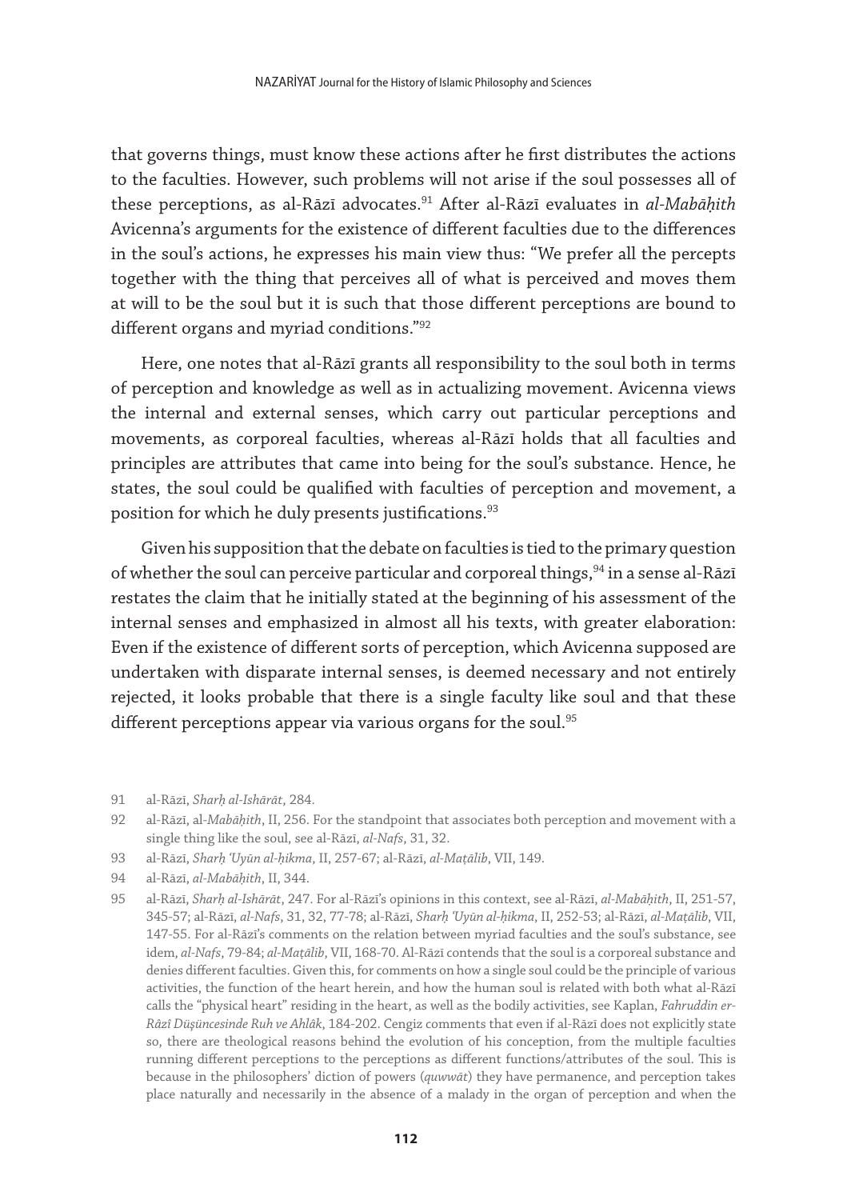that governs things, must know these actions after he first distributes the actions to the faculties. However, such problems will not arise if the soul possesses all of these perceptions, as al-Rāzī advocates.[91] After al-Rāzī evaluates in *al-Mabāḥith* Avicenna's arguments for the existence of different faculties due to the differences in the soul's actions, he expresses his main view thus: "We prefer all the percepts together with the thing that perceives all of what is perceived and moves them at will to be the soul but it is such that those different perceptions are bound to different organs and myriad conditions."[92]

Here, one notes that al-Rāzī grants all responsibility to the soul both in terms of perception and knowledge as well as in actualizing movement. Avicenna views the internal and external senses, which carry out particular perceptions and movements, as corporeal faculties, whereas al-Rāzī holds that all faculties and principles are attributes that came into being for the soul's substance. Hence, he states, the soul could be qualified with faculties of perception and movement, a position for which he duly presents justifications.[93]

Given his supposition that the debate on faculties is tied to the primary question of whether the soul can perceive particular and corporeal things,[94] in a sense al-Rāzī restates the claim that he initially stated at the beginning of his assessment of the internal senses and emphasized in almost all his texts, with greater elaboration: Even if the existence of different sorts of perception, which Avicenna supposed are undertaken with disparate internal senses, is deemed necessary and not entirely rejected, it looks probable that there is a single faculty like soul and that these different perceptions appear via various organs for the soul.[95]

91 al-Rāzī, *Sharḥ al-Ishārāt*, 284.

92 al-Rāzī, al-*Mabāḥith*, II, 256. For the standpoint that associates both perception and movement with a single thing like the soul, see al-Rāzī, *al-Nafs*, 31, 32.

93 al-Rāzī, *Sharḥ ʿUyūn al-ḥikma*, II, 257-67; al-Rāzī, *al-Maṭālib*, VII, 149.

94 al-Rāzī, *al-Mabāḥith*, II, 344.

95 al-Rāzī, *Sharḥ al-Ishārāt*, 247. For al-Rāzī's opinions in this context, see al-Rāzī, *al-Mabāḥith*, II, 251-57, 345-57; al-Rāzī, *al-Nafs*, 31, 32, 77-78; al-Rāzī, *Sharḥ ʿUyūn al-ḥikma*, II, 252-53; al-Rāzī, *al-Maṭālib*, VII, 147-55. For al-Rāzī's comments on the relation between myriad faculties and the soul's substance, see idem, *al-Nafs*, 79-84; *al-Maṭālib*, VII, 168-70. Al-Rāzī contends that the soul is a corporeal substance and denies different faculties. Given this, for comments on how a single soul could be the principle of various activities, the function of the heart herein, and how the human soul is related with both what al-Rāzī calls the "physical heart" residing in the heart, as well as the bodily activities, see Kaplan, *Fahruddin er-Râzî Düşüncesinde Ruh ve Ahlâk*, 184-202. Cengiz comments that even if al-Rāzī does not explicitly state so, there are theological reasons behind the evolution of his conception, from the multiple faculties running different perceptions to the perceptions as different functions/attributes of the soul. This is because in the philosophers' diction of powers (*quwwāt*) they have permanence, and perception takes place naturally and necessarily in the absence of a malady in the organ of perception and when the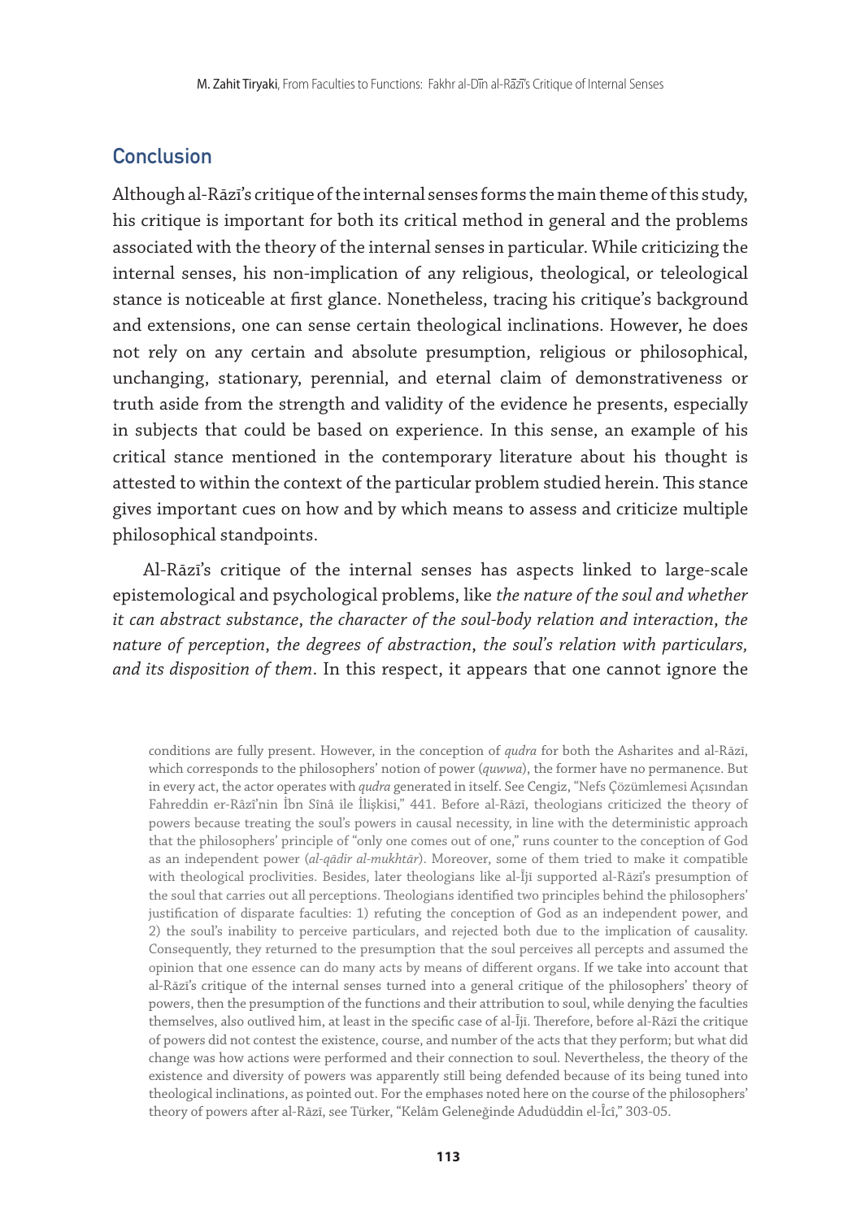## Conclusion

Although al-Rāzī's critique of the internal senses forms the main theme of this study, his critique is important for both its critical method in general and the problems associated with the theory of the internal senses in particular. While criticizing the internal senses, his non-implication of any religious, theological, or teleological stance is noticeable at first glance. Nonetheless, tracing his critique's background and extensions, one can sense certain theological inclinations. However, he does not rely on any certain and absolute presumption, religious or philosophical, unchanging, stationary, perennial, and eternal claim of demonstrativeness or truth aside from the strength and validity of the evidence he presents, especially in subjects that could be based on experience. In this sense, an example of his critical stance mentioned in the contemporary literature about his thought is attested to within the context of the particular problem studied herein. This stance gives important cues on how and by which means to assess and criticize multiple philosophical standpoints.

Al-Rāzī's critique of the internal senses has aspects linked to large-scale epistemological and psychological problems, like *the nature of the soul and whether it can abstract substance*, *the character of the soul-body relation and interaction*, *the nature of perception*, *the degrees of abstraction*, *the soul's relation with particulars, and its disposition of them*. In this respect, it appears that one cannot ignore the

conditions are fully present. However, in the conception of *qudra* for both the Asharites and al-Rāzī, which corresponds to the philosophers' notion of power (*quwwa*), the former have no permanence. But in every act, the actor operates with *qudra* generated in itself. See Cengiz, "Nefs Çözümlemesi Açısından Fahreddin er-Râzî'nin İbn Sînâ ile İlişkisi," 441. Before al-Rāzī, theologians criticized the theory of powers because treating the soul's powers in causal necessity, in line with the deterministic approach that the philosophers' principle of "only one comes out of one," runs counter to the conception of God as an independent power (*al-qādir al-mukhtār*). Moreover, some of them tried to make it compatible with theological proclivities. Besides, later theologians like al-Ījī supported al-Rāzī's presumption of the soul that carries out all perceptions. Theologians identified two principles behind the philosophers' justification of disparate faculties: 1) refuting the conception of God as an independent power, and 2) the soul's inability to perceive particulars, and rejected both due to the implication of causality. Consequently, they returned to the presumption that the soul perceives all percepts and assumed the opinion that one essence can do many acts by means of different organs. If we take into account that al-Rāzī's critique of the internal senses turned into a general critique of the philosophers' theory of powers, then the presumption of the functions and their attribution to soul, while denying the faculties themselves, also outlived him, at least in the specific case of al-Ījī. Therefore, before al-Rāzī the critique of powers did not contest the existence, course, and number of the acts that they perform; but what did change was how actions were performed and their connection to soul. Nevertheless, the theory of the existence and diversity of powers was apparently still being defended because of its being tuned into theological inclinations, as pointed out. For the emphases noted here on the course of the philosophers' theory of powers after al-Rāzī, see Türker, "Kelâm Geleneğinde Adudüddin el-Îcî," 303-05.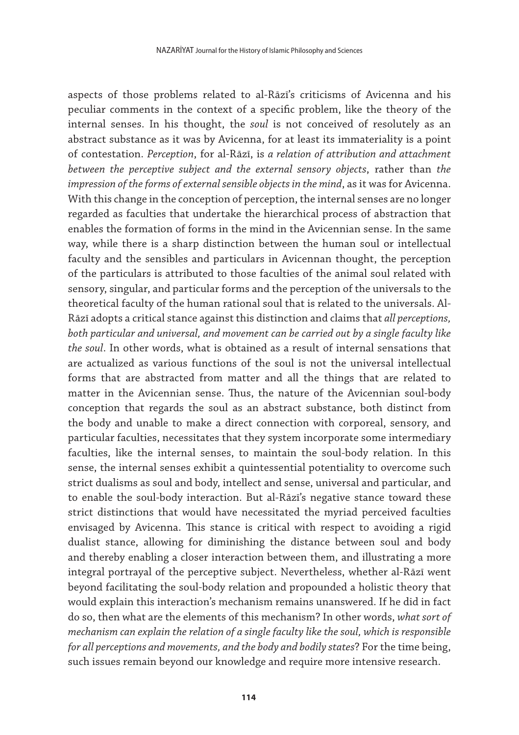aspects of those problems related to al-Rāzī's criticisms of Avicenna and his peculiar comments in the context of a specific problem, like the theory of the internal senses. In his thought, the *soul* is not conceived of resolutely as an abstract substance as it was by Avicenna, for at least its immateriality is a point of contestation. *Perception*, for al-Rāzī, is *a relation of attribution and attachment between the perceptive subject and the external sensory objects*, rather than *the impression of the forms of external sensible objects in the mind*, as it was for Avicenna. With this change in the conception of perception, the internal senses are no longer regarded as faculties that undertake the hierarchical process of abstraction that enables the formation of forms in the mind in the Avicennian sense. In the same way, while there is a sharp distinction between the human soul or intellectual faculty and the sensibles and particulars in Avicennan thought, the perception of the particulars is attributed to those faculties of the animal soul related with sensory, singular, and particular forms and the perception of the universals to the theoretical faculty of the human rational soul that is related to the universals. Al-Rāzī adopts a critical stance against this distinction and claims that *all perceptions, both particular and universal, and movement can be carried out by a single faculty like the soul*. In other words, what is obtained as a result of internal sensations that are actualized as various functions of the soul is not the universal intellectual forms that are abstracted from matter and all the things that are related to matter in the Avicennian sense. Thus, the nature of the Avicennian soul-body conception that regards the soul as an abstract substance, both distinct from the body and unable to make a direct connection with corporeal, sensory, and particular faculties, necessitates that they system incorporate some intermediary faculties, like the internal senses, to maintain the soul-body relation. In this sense, the internal senses exhibit a quintessential potentiality to overcome such strict dualisms as soul and body, intellect and sense, universal and particular, and to enable the soul-body interaction. But al-Rāzī's negative stance toward these strict distinctions that would have necessitated the myriad perceived faculties envisaged by Avicenna. This stance is critical with respect to avoiding a rigid dualist stance, allowing for diminishing the distance between soul and body and thereby enabling a closer interaction between them, and illustrating a more integral portrayal of the perceptive subject. Nevertheless, whether al-Rāzī went beyond facilitating the soul-body relation and propounded a holistic theory that would explain this interaction's mechanism remains unanswered. If he did in fact do so, then what are the elements of this mechanism? In other words, *what sort of mechanism can explain the relation of a single faculty like the soul, which is responsible for all perceptions and movements, and the body and bodily states*? For the time being, such issues remain beyond our knowledge and require more intensive research.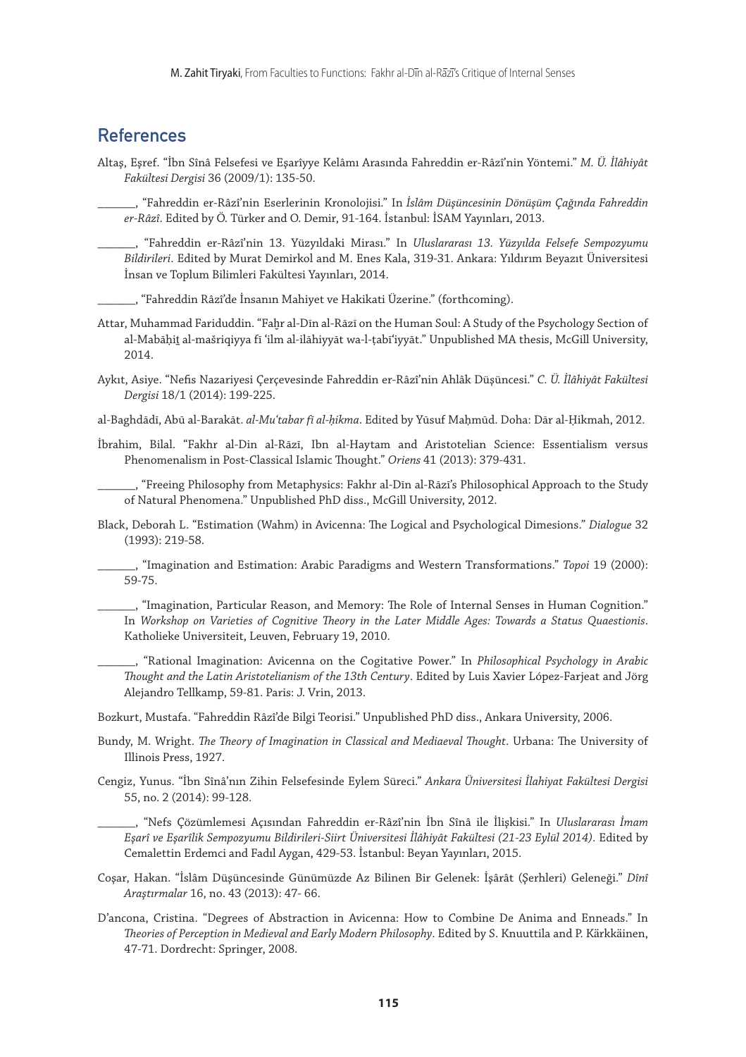## References

Altaş, Eşref. "İbn Sînâ Felsefesi ve Eşarîyye Kelâmı Arasında Fahreddin er-Râzî'nin Yöntemi." *M. Ü. İlâhiyât Fakültesi Dergisi* 36 (2009/1): 135-50.

______, "Fahreddin er-Râzî'nin Eserlerinin Kronolojisi." In *İslâm Düşüncesinin Dönüşüm Çağında Fahreddin er-Râzî*. Edited by Ö. Türker and O. Demir, 91-164. İstanbul: İSAM Yayınları, 2013.

______, "Fahreddin er-Râzî'nin 13. Yüzyıldaki Mirası." In *Uluslararası 13. Yüzyılda Felsefe Sempozyumu Bildirileri*. Edited by Murat Demirkol and M. Enes Kala, 319-31. Ankara: Yıldırım Beyazıt Üniversitesi İnsan ve Toplum Bilimleri Fakültesi Yayınları, 2014.

______, "Fahreddin Râzî'de İnsanın Mahiyet ve Hakikati Üzerine." (forthcoming).

Attar, Muhammad Fariduddin. "Faḫr al-Dīn al-Rāzī on the Human Soul: A Study of the Psychology Section of al-Mabāḥiṯ al-mašriqiyya fī 'ilm al-ilāhiyyāt wa-l-ṭabī'iyyāt." Unpublished MA thesis, McGill University, 2014.

Aykıt, Asiye. "Nefis Nazariyesi Çerçevesinde Fahreddin er-Râzî'nin Ahlâk Düşüncesi." *C. Ü. İlâhiyât Fakültesi Dergisi* 18/1 (2014): 199-225.

al-Baghdādī, Abū al-Barakāt. *al-Mu'tabar fī al-ḥikma*. Edited by Yūsuf Maḥmūd. Doha: Dār al-Ḥikmah, 2012.

İbrahim, Bilal. "Fakhr al-Din al-Rāzī, Ibn al-Haytam and Aristotelian Science: Essentialism versus Phenomenalism in Post-Classical Islamic Thought." *Oriens* 41 (2013): 379-431.

______, "Freeing Philosophy from Metaphysics: Fakhr al-Dīn al-Rāzī's Philosophical Approach to the Study of Natural Phenomena." Unpublished PhD diss., McGill University, 2012.

Black, Deborah L. "Estimation (Wahm) in Avicenna: The Logical and Psychological Dimesions." *Dialogue* 32 (1993): 219-58.

______, "Imagination and Estimation: Arabic Paradigms and Western Transformations." *Topoi* 19 (2000): 59-75.

______, "Imagination, Particular Reason, and Memory: The Role of Internal Senses in Human Cognition." In *Workshop on Varieties of Cognitive Theory in the Later Middle Ages: Towards a Status Quaestionis*. Katholieke Universiteit, Leuven, February 19, 2010.

______, "Rational Imagination: Avicenna on the Cogitative Power." In *Philosophical Psychology in Arabic Thought and the Latin Aristotelianism of the 13th Century*. Edited by Luis Xavier López-Farjeat and Jörg Alejandro Tellkamp, 59-81. Paris: J. Vrin, 2013.

Bozkurt, Mustafa. "Fahreddin Râzî'de Bilgi Teorisi." Unpublished PhD diss., Ankara University, 2006.

Bundy, M. Wright. *The Theory of Imagination in Classical and Mediaeval Thought*. Urbana: The University of Illinois Press, 1927.

Cengiz, Yunus. "İbn Sînâ'nın Zihin Felsefesinde Eylem Süreci." *Ankara Üniversitesi İlahiyat Fakültesi Dergisi* 55, no. 2 (2014): 99-128.

______, "Nefs Çözümlemesi Açısından Fahreddin er-Râzî'nin İbn Sînâ ile İlişkisi." In *Uluslararası İmam Eşarî ve Eşarîlik Sempozyumu Bildirileri-Siirt Üniversitesi İlâhiyât Fakültesi (21-23 Eylül 2014)*. Edited by Cemalettin Erdemci and Fadıl Aygan, 429-53. İstanbul: Beyan Yayınları, 2015.

Coşar, Hakan. "İslâm Düşüncesinde Günümüzde Az Bilinen Bir Gelenek: İşârât (Şerhleri) Geleneği." *Dînî Araştırmalar* 16, no. 43 (2013): 47- 66.

D'ancona, Cristina. "Degrees of Abstraction in Avicenna: How to Combine De Anima and Enneads." In *Theories of Perception in Medieval and Early Modern Philosophy*. Edited by S. Knuuttila and P. Kärkkäinen, 47-71. Dordrecht: Springer, 2008.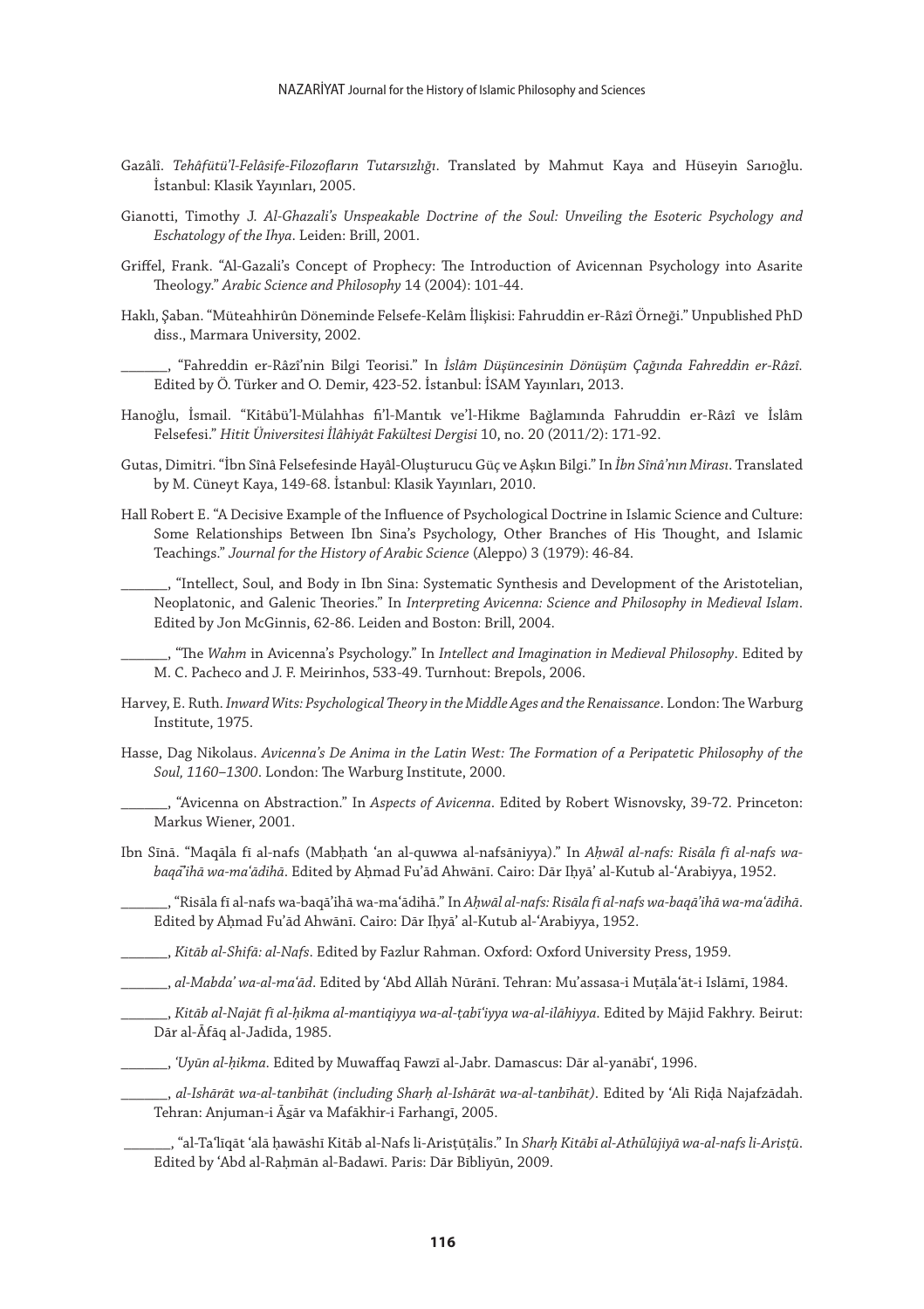Gazâlî. *Tehâfütü'l-Felâsife-Filozofların Tutarsızlığı*. Translated by Mahmut Kaya and Hüseyin Sarıoğlu. İstanbul: Klasik Yayınları, 2005.

Gianotti, Timothy J. *Al-Ghazali's Unspeakable Doctrine of the Soul: Unveiling the Esoteric Psychology and Eschatology of the Ihya*. Leiden: Brill, 2001.

Griffel, Frank. "Al-Gazali's Concept of Prophecy: The Introduction of Avicennan Psychology into Asarite Theology." *Arabic Science and Philosophy* 14 (2004): 101-44.

Haklı, Şaban. "Müteahhirûn Döneminde Felsefe-Kelâm İlişkisi: Fahruddin er-Râzî Örneği." Unpublished PhD diss., Marmara University, 2002.

______, "Fahreddin er-Râzî'nin Bilgi Teorisi." In *İslâm Düşüncesinin Dönüşüm Çağında Fahreddin er-Râzî*. Edited by Ö. Türker and O. Demir, 423-52. İstanbul: İSAM Yayınları, 2013.

Hanoğlu, İsmail. "Kitâbü'l-Mülahhas fi'l-Mantık ve'l-Hikme Bağlamında Fahruddin er-Râzî ve İslâm Felsefesi." *Hitit Üniversitesi İlâhiyât Fakültesi Dergisi* 10, no. 20 (2011/2): 171-92.

Gutas, Dimitri. "İbn Sînâ Felsefesinde Hayâl-Oluşturucu Güç ve Aşkın Bilgi." In *İbn Sînâ'nın Mirası*. Translated by M. Cüneyt Kaya, 149-68. İstanbul: Klasik Yayınları, 2010.

Hall Robert E. "A Decisive Example of the Influence of Psychological Doctrine in Islamic Science and Culture: Some Relationships Between Ibn Sina's Psychology, Other Branches of His Thought, and Islamic Teachings." *Journal for the History of Arabic Science* (Aleppo) 3 (1979): 46-84.

______, "Intellect, Soul, and Body in Ibn Sina: Systematic Synthesis and Development of the Aristotelian, Neoplatonic, and Galenic Theories." In *Interpreting Avicenna: Science and Philosophy in Medieval Islam*. Edited by Jon McGinnis, 62-86. Leiden and Boston: Brill, 2004.

______, "The *Wahm* in Avicenna's Psychology." In *Intellect and Imagination in Medieval Philosophy*. Edited by M. C. Pacheco and J. F. Meirinhos, 533-49. Turnhout: Brepols, 2006.

Harvey, E. Ruth. *Inward Wits: Psychological Theory in the Middle Ages and the Renaissance*. London: The Warburg Institute, 1975.

Hasse, Dag Nikolaus. *Avicenna's De Anima in the Latin West: The Formation of a Peripatetic Philosophy of the Soul, 1160–1300*. London: The Warburg Institute, 2000.

______, "Avicenna on Abstraction." In *Aspects of Avicenna*. Edited by Robert Wisnovsky, 39-72. Princeton: Markus Wiener, 2001.

Ibn Sīnā. "Maqāla fī al-nafs (Mabḥath ʿan al-quwwa al-nafsāniyya)." In *Aḥwāl al-nafs: Risāla fī al-nafs wa-baqāʾihā wa-maʿādihā*. Edited by Aḥmad Fuʾād Ahwānī. Cairo: Dār Iḥyāʾ al-Kutub al-ʿArabiyya, 1952.

______, "Risāla fī al-nafs wa-baqāʾihā wa-maʿādihā." In *Aḥwāl al-nafs: Risāla fī al-nafs wa-baqāʾihā wa-maʿādihā*. Edited by Aḥmad Fuʾād Ahwānī. Cairo: Dār Iḥyāʾ al-Kutub al-ʿArabiyya, 1952.

______, *Kitāb al-Shifā: al-Nafs*. Edited by Fazlur Rahman. Oxford: Oxford University Press, 1959.

______, *al-Mabdaʾ wa-al-maʿād*. Edited by ʿAbd Allāh Nūrānī. Tehran: Muʾassasa-i Muṭālaʿāt-i Islāmī, 1984.

______, *Kitāb al-Najāt fī al-ḥikma al-mantiqiyya wa-al-ṭabīʿiyya wa-al-ilāhiyya*. Edited by Mājid Fakhry. Beirut: Dār al-Āfāq al-Jadīda, 1985.

______, *ʿUyūn al-ḥikma*. Edited by Muwaffaq Fawzī al-Jabr. Damascus: Dār al-yanābīʿ, 1996.

______, *al-Ishārāt wa-al-tanbīhāt (including Sharḥ al-Ishārāt wa-al-tanbīhāt)*. Edited by ʿAlī Riḍā Najafzādah. Tehran: Anjuman-i Ās̱ār va Mafākhir-i Farhangī, 2005.

______, "al-Taʿlīqāt ʿalā ḥawāshī Kitāb al-Nafs li-Arisṭūṭālīs." In *Sharḥ Kitābī al-Athūlūjiyā wa-al-nafs li-Arisṭū*. Edited by ʿAbd al-Raḥmān al-Badawī. Paris: Dār Bībliyūn, 2009.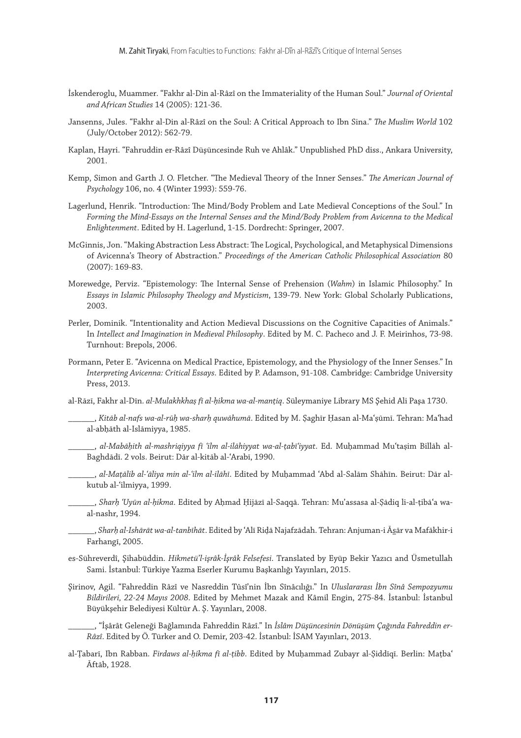İskenderoglu, Muammer. "Fakhr al-Din al-Râzî on the Immateriality of the Human Soul." *Journal of Oriental and African Studies* 14 (2005): 121-36.

Jansenns, Jules. "Fakhr al-Din al-Râzî on the Soul: A Critical Approach to Ibn Sina." *The Muslim World* 102 (July/October 2012): 562-79.

Kaplan, Hayri. "Fahruddin er-Râzî Düşüncesinde Ruh ve Ahlâk." Unpublished PhD diss., Ankara University, 2001.

Kemp, Simon and Garth J. O. Fletcher. "The Medieval Theory of the Inner Senses." *The American Journal of Psychology* 106, no. 4 (Winter 1993): 559-76.

Lagerlund, Henrik. "Introduction: The Mind/Body Problem and Late Medieval Conceptions of the Soul." In *Forming the Mind-Essays on the Internal Senses and the Mind/Body Problem from Avicenna to the Medical Enlightenment*. Edited by H. Lagerlund, 1-15. Dordrecht: Springer, 2007.

McGinnis, Jon. "Making Abstraction Less Abstract: The Logical, Psychological, and Metaphysical Dimensions of Avicenna's Theory of Abstraction." *Proceedings of the American Catholic Philosophical Association* 80 (2007): 169-83.

Morewedge, Perviz. "Epistemology: The Internal Sense of Prehension (*Wahm*) in Islamic Philosophy." In *Essays in Islamic Philosophy Theology and Mysticism*, 139-79. New York: Global Scholarly Publications, 2003.

Perler, Dominik. "Intentionality and Action Medieval Discussions on the Cognitive Capacities of Animals." In *Intellect and Imagination in Medieval Philosophy*. Edited by M. C. Pacheco and J. F. Meirinhos, 73-98. Turnhout: Brepols, 2006.

Pormann, Peter E. "Avicenna on Medical Practice, Epistemology, and the Physiology of the Inner Senses." In *Interpreting Avicenna: Critical Essays*. Edited by P. Adamson, 91-108. Cambridge: Cambridge University Press, 2013.

al-Rāzī, Fakhr al-Dīn. *al-Mulakhkhaṣ fī al-ḥikma wa-al-manṭiq*. Süleymaniye Library MS Şehid Ali Paşa 1730.

\_\_\_\_\_\_, *Kitāb al-nafs wa-al-rūḥ wa-sharḥ quwāhumā*. Edited by M. Ṣaghīr Ḥasan al-Maʿṣūmī. Tehran: Maʿhad al-abḥāth al-Islāmiyya, 1985.

\_\_\_\_\_\_, *al-Mabāḥith al-mashriqiyya fī ʿilm al-ilāhiyyat wa-al-ṭabīʿiyyat*. Ed. Muḥammad Muʿtaṣim Billāh al-Baghdādī. 2 vols. Beirut: Dār al-kitāb al-ʿArabī, 1990.

\_\_\_\_\_\_, *al-Maṭālib al-ʿāliya min al-ʿilm al-ilāhī*. Edited by Muḥammad ʿAbd al-Salām Shāhīn. Beirut: Dār al-kutub al-ʿilmiyya, 1999.

\_\_\_\_\_\_, *Sharḥ ʿUyūn al-ḥikma*. Edited by Aḥmad Ḥijāzī al-Saqqā. Tehran: Muʾassasa al-Ṣādiq li-al-ṭibāʿa wa-al-nashr, 1994.

\_\_\_\_\_\_, *Sharḥ al-Ishārāt wa-al-tanbīhāt*. Edited by ʿAlī Riḍā Najafzādah. Tehran: Anjuman-i Ās̱ār va Mafākhir-i Farhangī, 2005.

es-Sühreverdî, Şihabüddin. *Hikmetü'l-işrâk-İşrâk Felsefesi*. Translated by Eyüp Bekir Yazıcı and Üsmetullah Sami. İstanbul: Türkiye Yazma Eserler Kurumu Başkanlığı Yayınları, 2015.

Şirinov, Agil. "Fahreddin Râzî ve Nasreddin Tûsî'nin İbn Sînâcılığı." In *Uluslararası İbn Sînâ Sempozyumu Bildirileri, 22-24 Mayıs 2008*. Edited by Mehmet Mazak and Kâmil Engin, 275-84. İstanbul: İstanbul Büyükşehir Belediyesi Kültür A. Ş. Yayınları, 2008.

\_\_\_\_\_\_, "İşârât Geleneği Bağlamında Fahreddin Râzî." In *İslâm Düşüncesinin Dönüşüm Çağında Fahreddin er-Râzî*. Edited by Ö. Türker and O. Demir, 203-42. İstanbul: İSAM Yayınları, 2013.

al-Ṭabarī, Ibn Rabban. *Firdaws al-ḥikma fī al-ṭibb*. Edited by Muḥammad Zubayr al-Ṣiddīqī. Berlin: Maṭbaʿ Āftāb, 1928.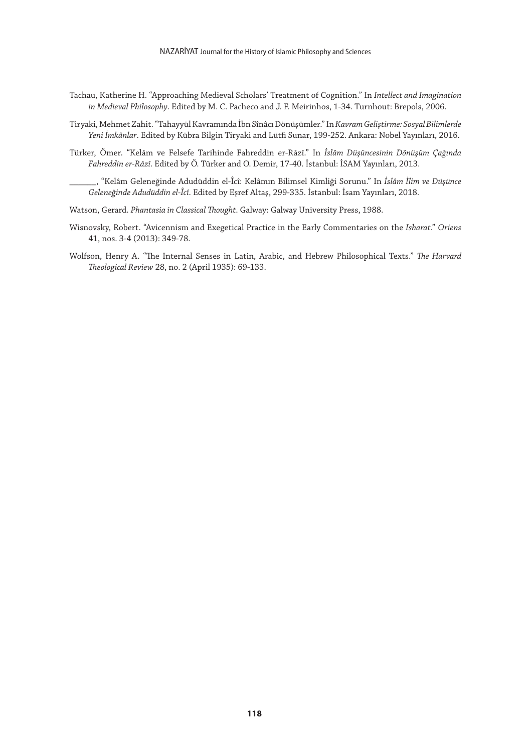Tachau, Katherine H. "Approaching Medieval Scholars' Treatment of Cognition." In *Intellect and Imagination in Medieval Philosophy*. Edited by M. C. Pacheco and J. F. Meirinhos, 1-34. Turnhout: Brepols, 2006.

Tiryaki, Mehmet Zahit. "Tahayyül Kavramında İbn Sînâcı Dönüşümler." In *Kavram Geliştirme: Sosyal Bilimlerde Yeni İmkânlar*. Edited by Kübra Bilgin Tiryaki and Lütfi Sunar, 199-252. Ankara: Nobel Yayınları, 2016.

Türker, Ömer. "Kelâm ve Felsefe Tarihinde Fahreddin er-Râzî." In *İslâm Düşüncesinin Dönüşüm Çağında Fahreddin er-Râzî*. Edited by Ö. Türker and O. Demir, 17-40. İstanbul: İSAM Yayınları, 2013.

_______, "Kelâm Geleneğinde Adudüddin el-Îcî: Kelâmın Bilimsel Kimliği Sorunu." In *İslâm İlim ve Düşünce Geleneğinde Adudüddin el-Îcî*. Edited by Eşref Altaş, 299-335. İstanbul: İsam Yayınları, 2018.

Watson, Gerard. *Phantasia in Classical Thought*. Galway: Galway University Press, 1988.

Wisnovsky, Robert. "Avicennism and Exegetical Practice in the Early Commentaries on the *Isharat*." *Oriens* 41, nos. 3-4 (2013): 349-78.

Wolfson, Henry A. "The Internal Senses in Latin, Arabic, and Hebrew Philosophical Texts." *The Harvard Theological Review* 28, no. 2 (April 1935): 69-133.